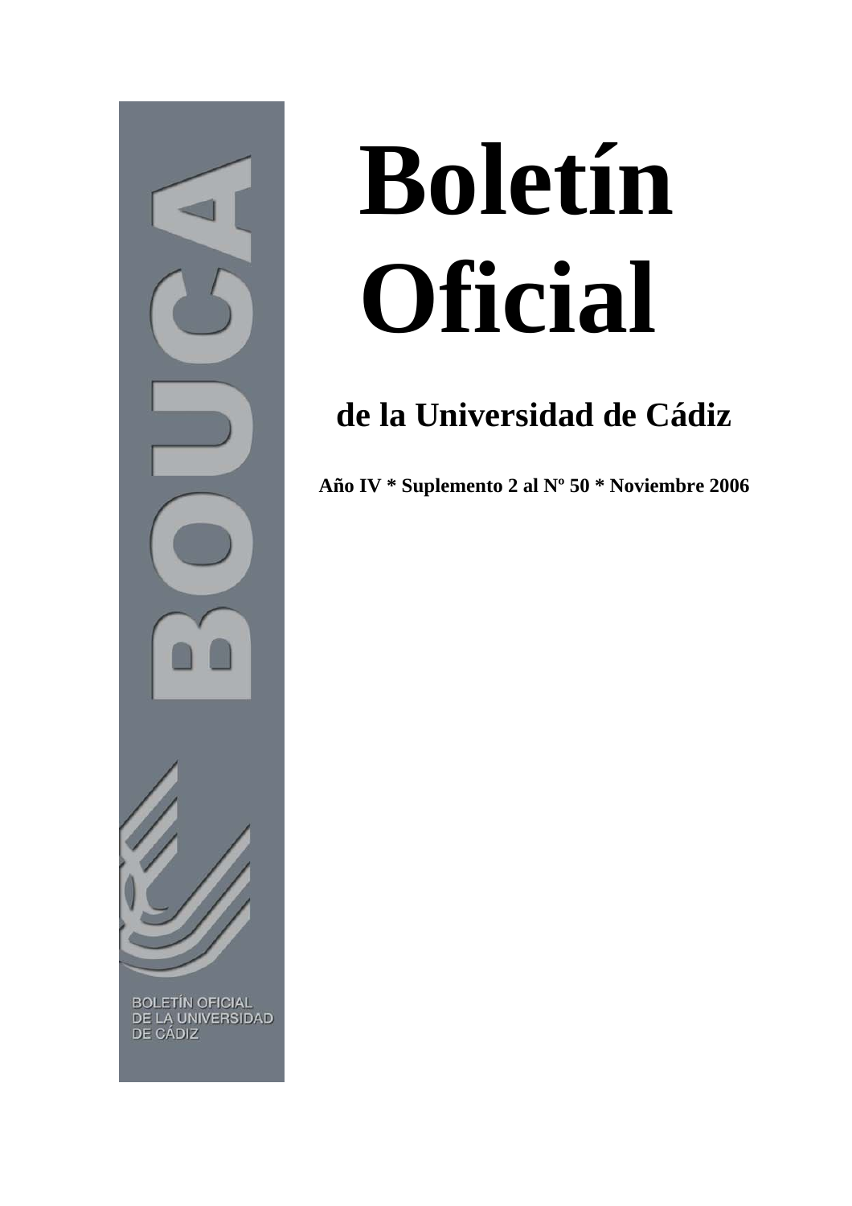# Boletín Oficial

## de la Universidad de Cádiz

**Año IV * Suplemento 2 al Nº 50 * Noviembre 2006**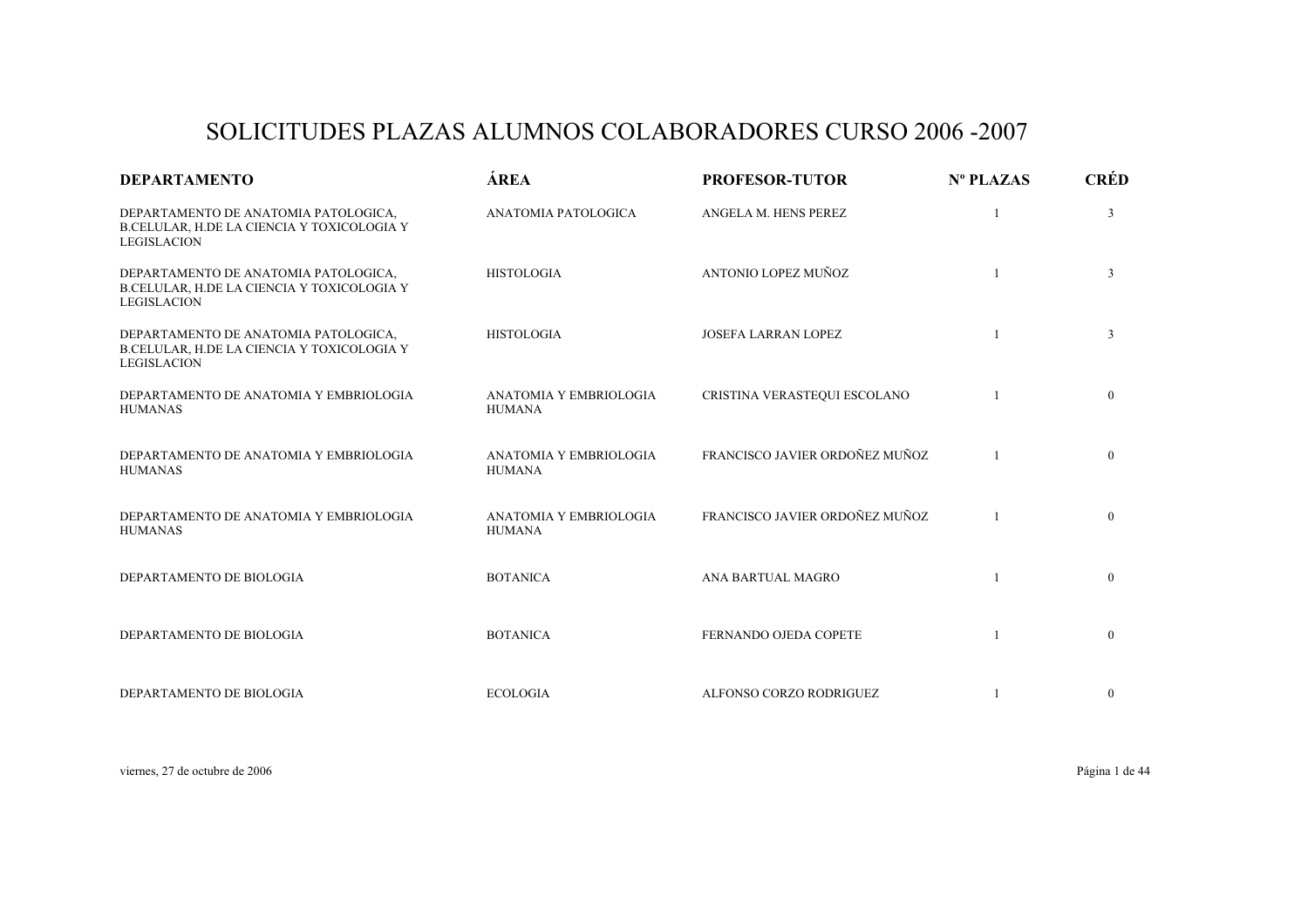# SOLICITUDES PLAZAS ALUMNOS COLABORADORES CURSO 2006 -2007

| DEPARTAMENTO | ÁREA | PROFESOR-TUTOR | Nº PLAZAS | CRÉD |
|---|---|---|---|---|
| DEPARTAMENTO DE ANATOMIA PATOLOGICA, B.CELULAR, H.DE LA CIENCIA Y TOXICOLOGIA Y LEGISLACION | ANATOMIA PATOLOGICA | ANGELA M. HENS PEREZ | 1 | 3 |
| DEPARTAMENTO DE ANATOMIA PATOLOGICA, B.CELULAR, H.DE LA CIENCIA Y TOXICOLOGIA Y LEGISLACION | HISTOLOGIA | ANTONIO LOPEZ MUÑOZ | 1 | 3 |
| DEPARTAMENTO DE ANATOMIA PATOLOGICA, B.CELULAR, H.DE LA CIENCIA Y TOXICOLOGIA Y LEGISLACION | HISTOLOGIA | JOSEFA LARRAN LOPEZ | 1 | 3 |
| DEPARTAMENTO DE ANATOMIA Y EMBRIOLOGIA HUMANAS | ANATOMIA Y EMBRIOLOGIA HUMANA | CRISTINA VERASTEQUI ESCOLANO | 1 | 0 |
| DEPARTAMENTO DE ANATOMIA Y EMBRIOLOGIA HUMANAS | ANATOMIA Y EMBRIOLOGIA HUMANA | FRANCISCO JAVIER ORDOÑEZ MUÑOZ | 1 | 0 |
| DEPARTAMENTO DE ANATOMIA Y EMBRIOLOGIA HUMANAS | ANATOMIA Y EMBRIOLOGIA HUMANA | FRANCISCO JAVIER ORDOÑEZ MUÑOZ | 1 | 0 |
| DEPARTAMENTO DE BIOLOGIA | BOTANICA | ANA BARTUAL MAGRO | 1 | 0 |
| DEPARTAMENTO DE BIOLOGIA | BOTANICA | FERNANDO OJEDA COPETE | 1 | 0 |
| DEPARTAMENTO DE BIOLOGIA | ECOLOGIA | ALFONSO CORZO RODRIGUEZ | 1 | 0 |

viernes, 27 de octubre de 2006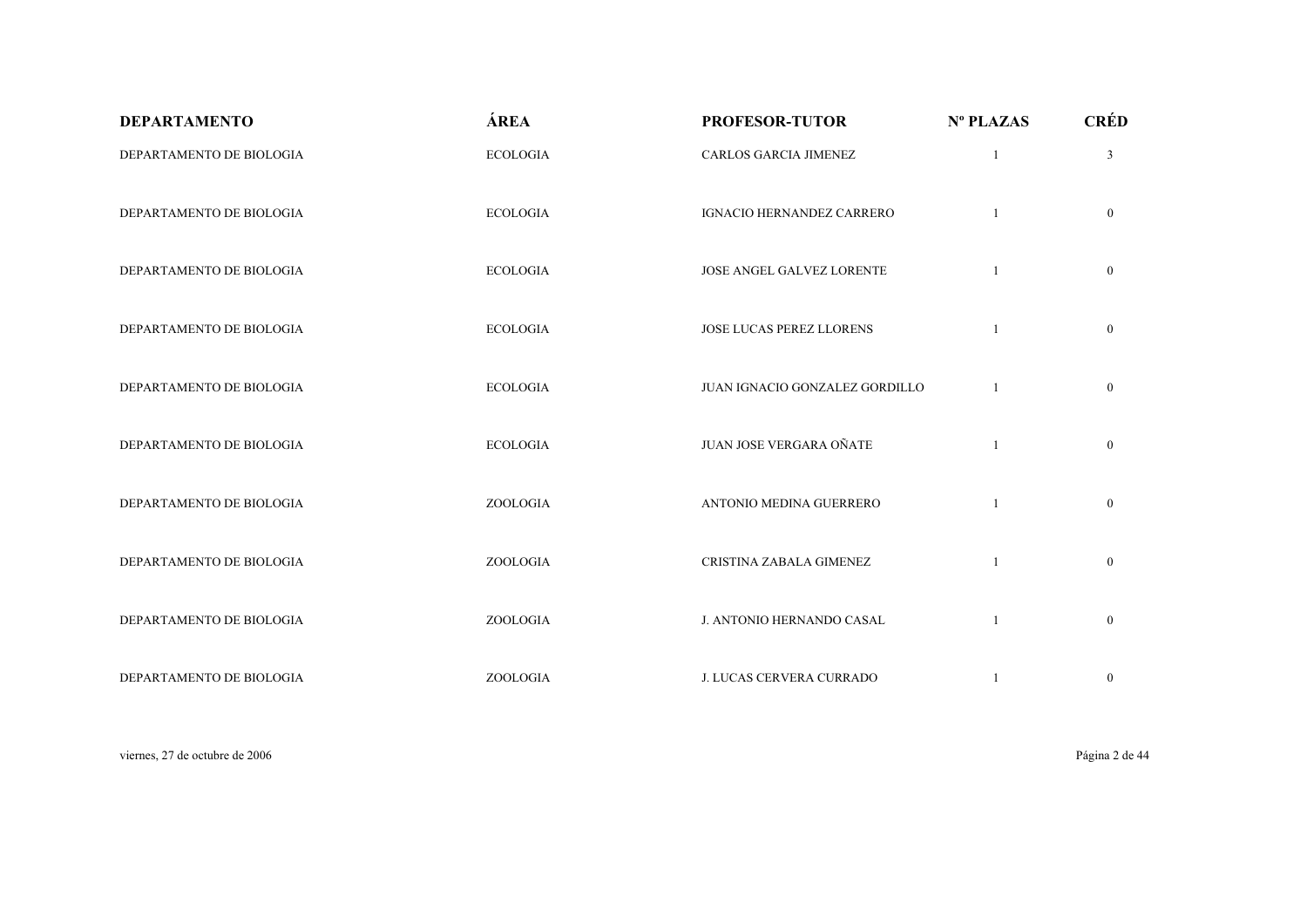| DEPARTAMENTO | ÁREA | PROFESOR-TUTOR | Nº PLAZAS | CRÉD |
| --- | --- | --- | --- | --- |
| DEPARTAMENTO DE BIOLOGIA | ECOLOGIA | CARLOS GARCIA JIMENEZ | 1 | 3 |
| DEPARTAMENTO DE BIOLOGIA | ECOLOGIA | IGNACIO HERNANDEZ CARRERO | 1 | 0 |
| DEPARTAMENTO DE BIOLOGIA | ECOLOGIA | JOSE ANGEL GALVEZ LORENTE | 1 | 0 |
| DEPARTAMENTO DE BIOLOGIA | ECOLOGIA | JOSE LUCAS PEREZ LLORENS | 1 | 0 |
| DEPARTAMENTO DE BIOLOGIA | ECOLOGIA | JUAN IGNACIO GONZALEZ GORDILLO | 1 | 0 |
| DEPARTAMENTO DE BIOLOGIA | ECOLOGIA | JUAN JOSE VERGARA OÑATE | 1 | 0 |
| DEPARTAMENTO DE BIOLOGIA | ZOOLOGIA | ANTONIO MEDINA GUERRERO | 1 | 0 |
| DEPARTAMENTO DE BIOLOGIA | ZOOLOGIA | CRISTINA ZABALA GIMENEZ | 1 | 0 |
| DEPARTAMENTO DE BIOLOGIA | ZOOLOGIA | J. ANTONIO HERNANDO CASAL | 1 | 0 |
| DEPARTAMENTO DE BIOLOGIA | ZOOLOGIA | J. LUCAS CERVERA CURRADO | 1 | 0 |

viernes, 27 de octubre de 2006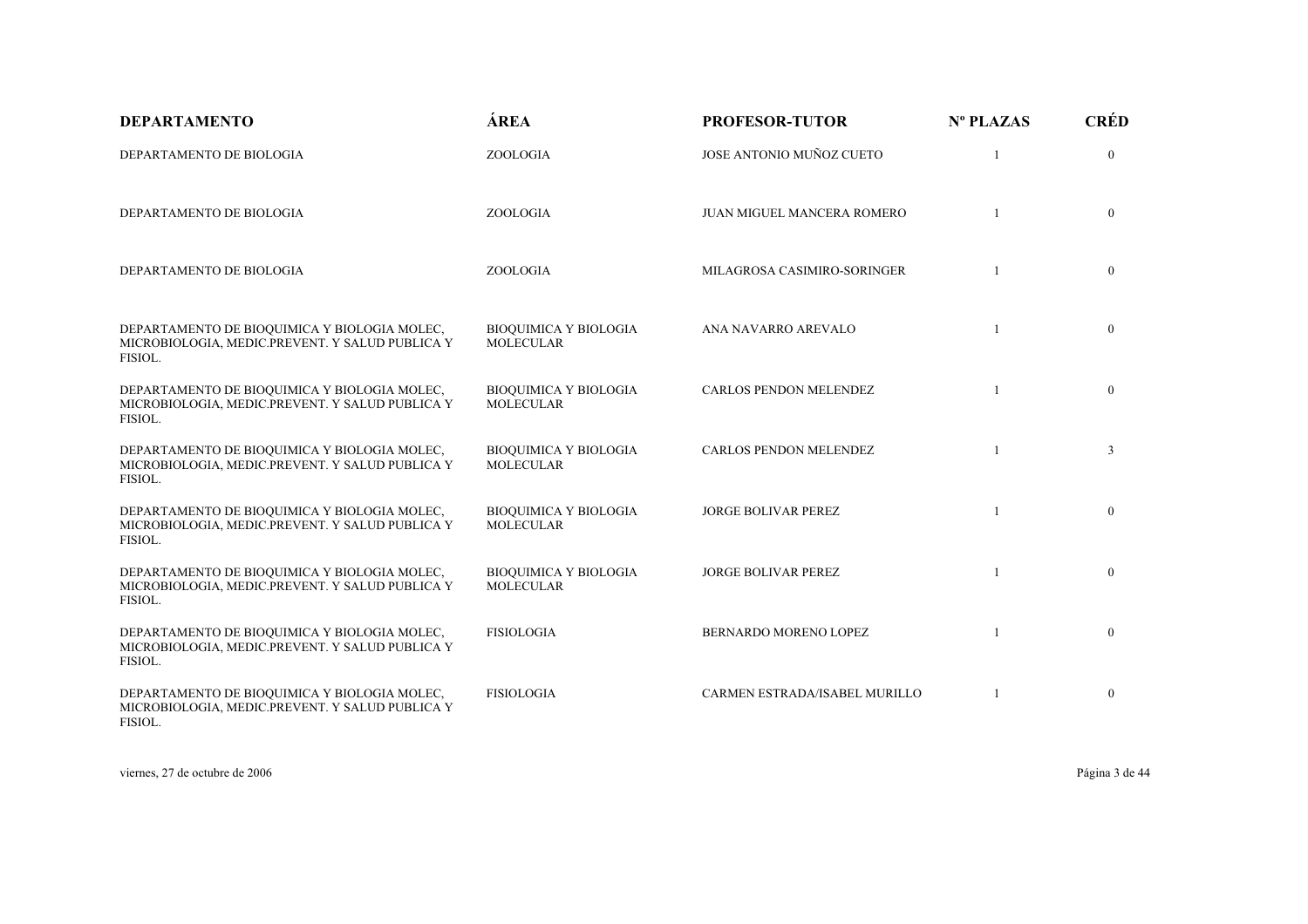| DEPARTAMENTO | ÁREA | PROFESOR-TUTOR | Nº PLAZAS | CRÉD |
|---|---|---|---|---|
| DEPARTAMENTO DE BIOLOGIA | ZOOLOGIA | JOSE ANTONIO MUÑOZ CUETO | 1 | 0 |
| DEPARTAMENTO DE BIOLOGIA | ZOOLOGIA | JUAN MIGUEL MANCERA ROMERO | 1 | 0 |
| DEPARTAMENTO DE BIOLOGIA | ZOOLOGIA | MILAGROSA CASIMIRO-SORINGER | 1 | 0 |
| DEPARTAMENTO DE BIOQUIMICA Y BIOLOGIA MOLEC, MICROBIOLOGIA, MEDIC.PREVENT. Y SALUD PUBLICA Y FISIOL. | BIOQUIMICA Y BIOLOGIA MOLECULAR | ANA NAVARRO AREVALO | 1 | 0 |
| DEPARTAMENTO DE BIOQUIMICA Y BIOLOGIA MOLEC, MICROBIOLOGIA, MEDIC.PREVENT. Y SALUD PUBLICA Y FISIOL. | BIOQUIMICA Y BIOLOGIA MOLECULAR | CARLOS PENDON MELENDEZ | 1 | 0 |
| DEPARTAMENTO DE BIOQUIMICA Y BIOLOGIA MOLEC, MICROBIOLOGIA, MEDIC.PREVENT. Y SALUD PUBLICA Y FISIOL. | BIOQUIMICA Y BIOLOGIA MOLECULAR | CARLOS PENDON MELENDEZ | 1 | 3 |
| DEPARTAMENTO DE BIOQUIMICA Y BIOLOGIA MOLEC, MICROBIOLOGIA, MEDIC.PREVENT. Y SALUD PUBLICA Y FISIOL. | BIOQUIMICA Y BIOLOGIA MOLECULAR | JORGE BOLIVAR PEREZ | 1 | 0 |
| DEPARTAMENTO DE BIOQUIMICA Y BIOLOGIA MOLEC, MICROBIOLOGIA, MEDIC.PREVENT. Y SALUD PUBLICA Y FISIOL. | BIOQUIMICA Y BIOLOGIA MOLECULAR | JORGE BOLIVAR PEREZ | 1 | 0 |
| DEPARTAMENTO DE BIOQUIMICA Y BIOLOGIA MOLEC, MICROBIOLOGIA, MEDIC.PREVENT. Y SALUD PUBLICA Y FISIOL. | FISIOLOGIA | BERNARDO MORENO LOPEZ | 1 | 0 |
| DEPARTAMENTO DE BIOQUIMICA Y BIOLOGIA MOLEC, MICROBIOLOGIA, MEDIC.PREVENT. Y SALUD PUBLICA Y FISIOL. | FISIOLOGIA | CARMEN ESTRADA/ISABEL MURILLO | 1 | 0 |

viernes, 27 de octubre de 2006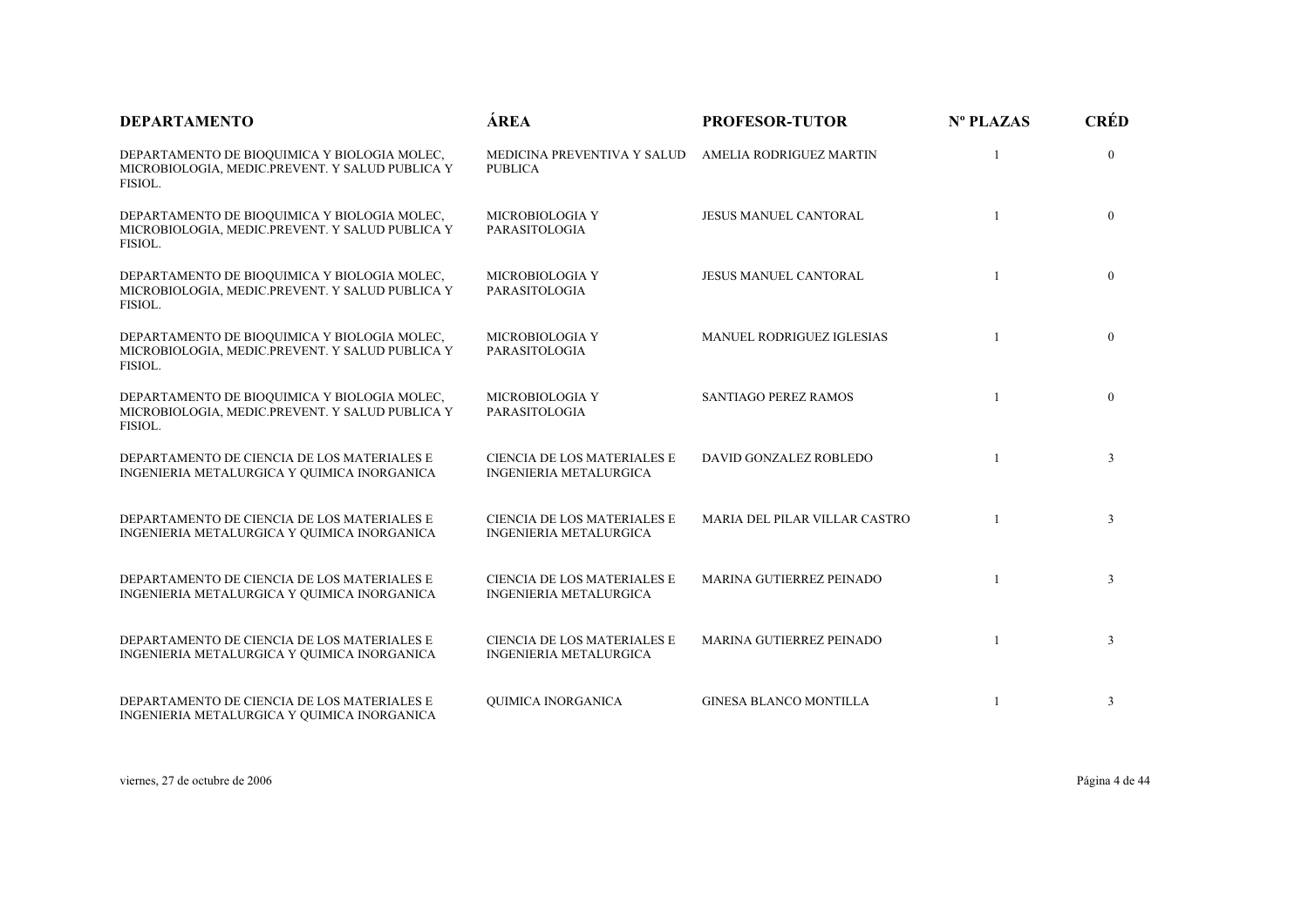| DEPARTAMENTO | ÁREA | PROFESOR-TUTOR | Nº PLAZAS | CRÉD |
| --- | --- | --- | --- | --- |
| DEPARTAMENTO DE BIOQUIMICA Y BIOLOGIA MOLEC, MICROBIOLOGIA, MEDIC.PREVENT. Y SALUD PUBLICA Y FISIOL. | MEDICINA PREVENTIVA Y SALUD PUBLICA | AMELIA RODRIGUEZ MARTIN | 1 | 0 |
| DEPARTAMENTO DE BIOQUIMICA Y BIOLOGIA MOLEC, MICROBIOLOGIA, MEDIC.PREVENT. Y SALUD PUBLICA Y FISIOL. | MICROBIOLOGIA Y PARASITOLOGIA | JESUS MANUEL CANTORAL | 1 | 0 |
| DEPARTAMENTO DE BIOQUIMICA Y BIOLOGIA MOLEC, MICROBIOLOGIA, MEDIC.PREVENT. Y SALUD PUBLICA Y FISIOL. | MICROBIOLOGIA Y PARASITOLOGIA | JESUS MANUEL CANTORAL | 1 | 0 |
| DEPARTAMENTO DE BIOQUIMICA Y BIOLOGIA MOLEC, MICROBIOLOGIA, MEDIC.PREVENT. Y SALUD PUBLICA Y FISIOL. | MICROBIOLOGIA Y PARASITOLOGIA | MANUEL RODRIGUEZ IGLESIAS | 1 | 0 |
| DEPARTAMENTO DE BIOQUIMICA Y BIOLOGIA MOLEC, MICROBIOLOGIA, MEDIC.PREVENT. Y SALUD PUBLICA Y FISIOL. | MICROBIOLOGIA Y PARASITOLOGIA | SANTIAGO PEREZ RAMOS | 1 | 0 |
| DEPARTAMENTO DE CIENCIA DE LOS MATERIALES E INGENIERIA METALURGICA Y QUIMICA INORGANICA | CIENCIA DE LOS MATERIALES E INGENIERIA METALURGICA | DAVID GONZALEZ ROBLEDO | 1 | 3 |
| DEPARTAMENTO DE CIENCIA DE LOS MATERIALES E INGENIERIA METALURGICA Y QUIMICA INORGANICA | CIENCIA DE LOS MATERIALES E INGENIERIA METALURGICA | MARIA DEL PILAR VILLAR CASTRO | 1 | 3 |
| DEPARTAMENTO DE CIENCIA DE LOS MATERIALES E INGENIERIA METALURGICA Y QUIMICA INORGANICA | CIENCIA DE LOS MATERIALES E INGENIERIA METALURGICA | MARINA GUTIERREZ PEINADO | 1 | 3 |
| DEPARTAMENTO DE CIENCIA DE LOS MATERIALES E INGENIERIA METALURGICA Y QUIMICA INORGANICA | CIENCIA DE LOS MATERIALES E INGENIERIA METALURGICA | MARINA GUTIERREZ PEINADO | 1 | 3 |
| DEPARTAMENTO DE CIENCIA DE LOS MATERIALES E INGENIERIA METALURGICA Y QUIMICA INORGANICA | QUIMICA INORGANICA | GINESA BLANCO MONTILLA | 1 | 3 |

viernes, 27 de octubre de 2006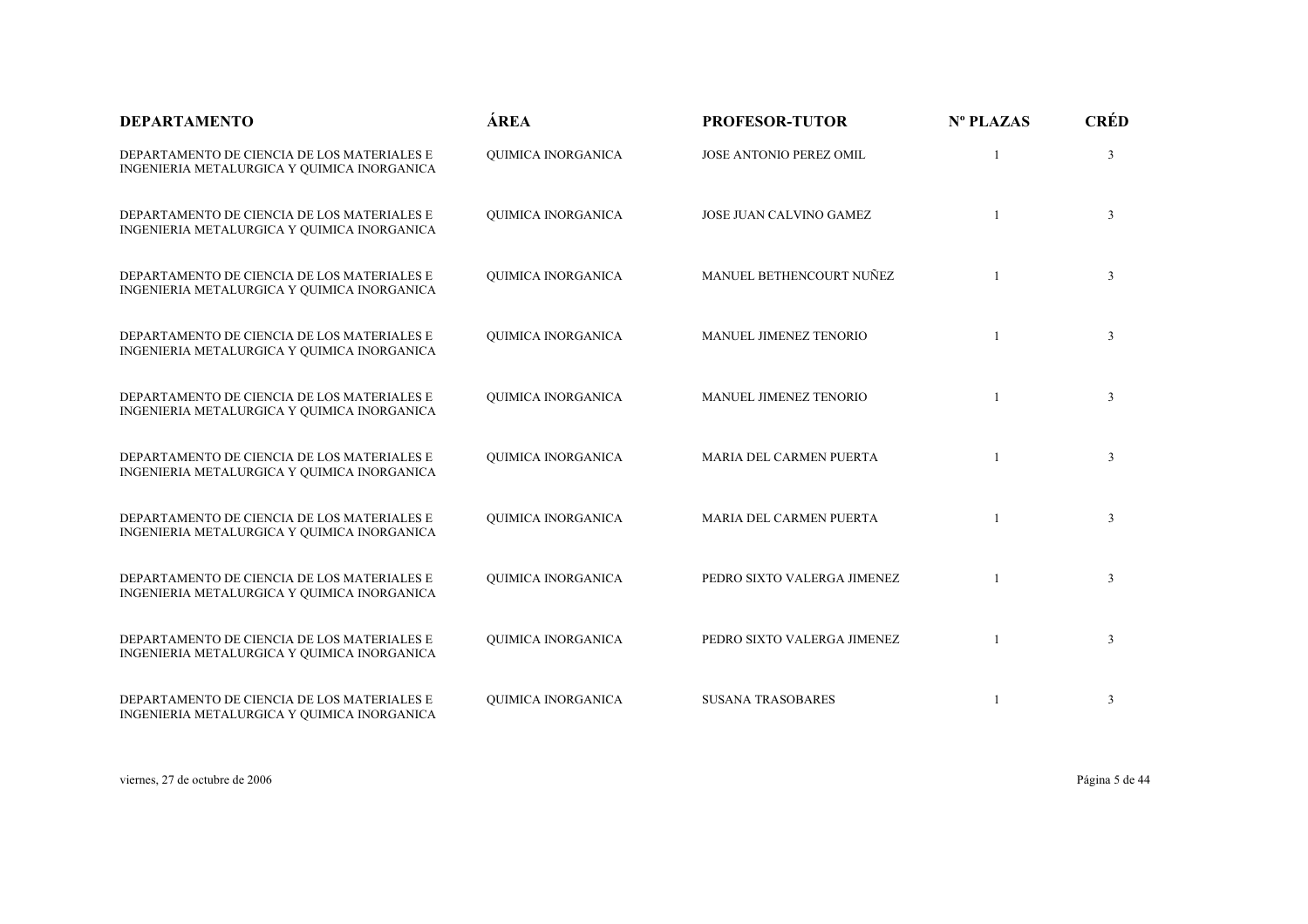| DEPARTAMENTO | ÁREA | PROFESOR-TUTOR | Nº PLAZAS | CRÉD |
| --- | --- | --- | --- | --- |
| DEPARTAMENTO DE CIENCIA DE LOS MATERIALES E INGENIERIA METALURGICA Y QUIMICA INORGANICA | QUIMICA INORGANICA | JOSE ANTONIO PEREZ OMIL | 1 | 3 |
| DEPARTAMENTO DE CIENCIA DE LOS MATERIALES E INGENIERIA METALURGICA Y QUIMICA INORGANICA | QUIMICA INORGANICA | JOSE JUAN CALVINO GAMEZ | 1 | 3 |
| DEPARTAMENTO DE CIENCIA DE LOS MATERIALES E INGENIERIA METALURGICA Y QUIMICA INORGANICA | QUIMICA INORGANICA | MANUEL BETHENCOURT NUÑEZ | 1 | 3 |
| DEPARTAMENTO DE CIENCIA DE LOS MATERIALES E INGENIERIA METALURGICA Y QUIMICA INORGANICA | QUIMICA INORGANICA | MANUEL JIMENEZ TENORIO | 1 | 3 |
| DEPARTAMENTO DE CIENCIA DE LOS MATERIALES E INGENIERIA METALURGICA Y QUIMICA INORGANICA | QUIMICA INORGANICA | MANUEL JIMENEZ TENORIO | 1 | 3 |
| DEPARTAMENTO DE CIENCIA DE LOS MATERIALES E INGENIERIA METALURGICA Y QUIMICA INORGANICA | QUIMICA INORGANICA | MARIA DEL CARMEN PUERTA | 1 | 3 |
| DEPARTAMENTO DE CIENCIA DE LOS MATERIALES E INGENIERIA METALURGICA Y QUIMICA INORGANICA | QUIMICA INORGANICA | MARIA DEL CARMEN PUERTA | 1 | 3 |
| DEPARTAMENTO DE CIENCIA DE LOS MATERIALES E INGENIERIA METALURGICA Y QUIMICA INORGANICA | QUIMICA INORGANICA | PEDRO SIXTO VALERGA JIMENEZ | 1 | 3 |
| DEPARTAMENTO DE CIENCIA DE LOS MATERIALES E INGENIERIA METALURGICA Y QUIMICA INORGANICA | QUIMICA INORGANICA | PEDRO SIXTO VALERGA JIMENEZ | 1 | 3 |
| DEPARTAMENTO DE CIENCIA DE LOS MATERIALES E INGENIERIA METALURGICA Y QUIMICA INORGANICA | QUIMICA INORGANICA | SUSANA TRASOBARES | 1 | 3 |

viernes, 27 de octubre de 2006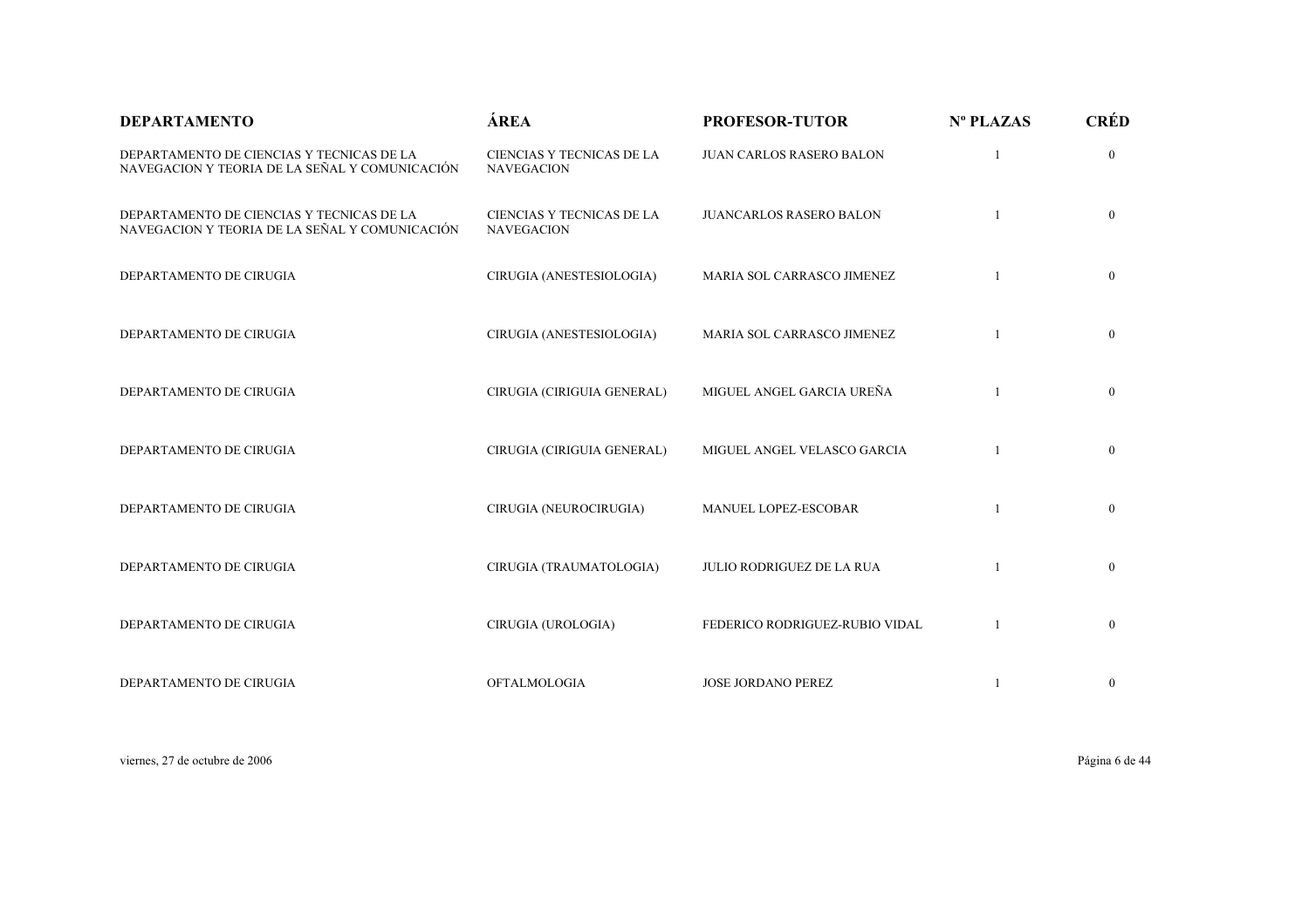| DEPARTAMENTO | ÁREA | PROFESOR-TUTOR | Nº PLAZAS | CRÉD |
|---|---|---|---|---|
| DEPARTAMENTO DE CIENCIAS Y TECNICAS DE LA NAVEGACION Y TEORIA DE LA SEÑAL Y COMUNICACIÓN | CIENCIAS Y TECNICAS DE LA NAVEGACION | JUAN CARLOS RASERO BALON | 1 | 0 |
| DEPARTAMENTO DE CIENCIAS Y TECNICAS DE LA NAVEGACION Y TEORIA DE LA SEÑAL Y COMUNICACIÓN | CIENCIAS Y TECNICAS DE LA NAVEGACION | JUANCARLOS RASERO BALON | 1 | 0 |
| DEPARTAMENTO DE CIRUGIA | CIRUGIA (ANESTESIOLOGIA) | MARIA SOL CARRASCO JIMENEZ | 1 | 0 |
| DEPARTAMENTO DE CIRUGIA | CIRUGIA (ANESTESIOLOGIA) | MARIA SOL CARRASCO JIMENEZ | 1 | 0 |
| DEPARTAMENTO DE CIRUGIA | CIRUGIA (CIRIGUIA GENERAL) | MIGUEL ANGEL GARCIA UREÑA | 1 | 0 |
| DEPARTAMENTO DE CIRUGIA | CIRUGIA (CIRIGUIA GENERAL) | MIGUEL ANGEL VELASCO GARCIA | 1 | 0 |
| DEPARTAMENTO DE CIRUGIA | CIRUGIA (NEUROCIRUGIA) | MANUEL LOPEZ-ESCOBAR | 1 | 0 |
| DEPARTAMENTO DE CIRUGIA | CIRUGIA (TRAUMATOLOGIA) | JULIO RODRIGUEZ DE LA RUA | 1 | 0 |
| DEPARTAMENTO DE CIRUGIA | CIRUGIA (UROLOGIA) | FEDERICO RODRIGUEZ-RUBIO VIDAL | 1 | 0 |
| DEPARTAMENTO DE CIRUGIA | OFTALMOLOGIA | JOSE JORDANO PEREZ | 1 | 0 |

viernes, 27 de octubre de 2006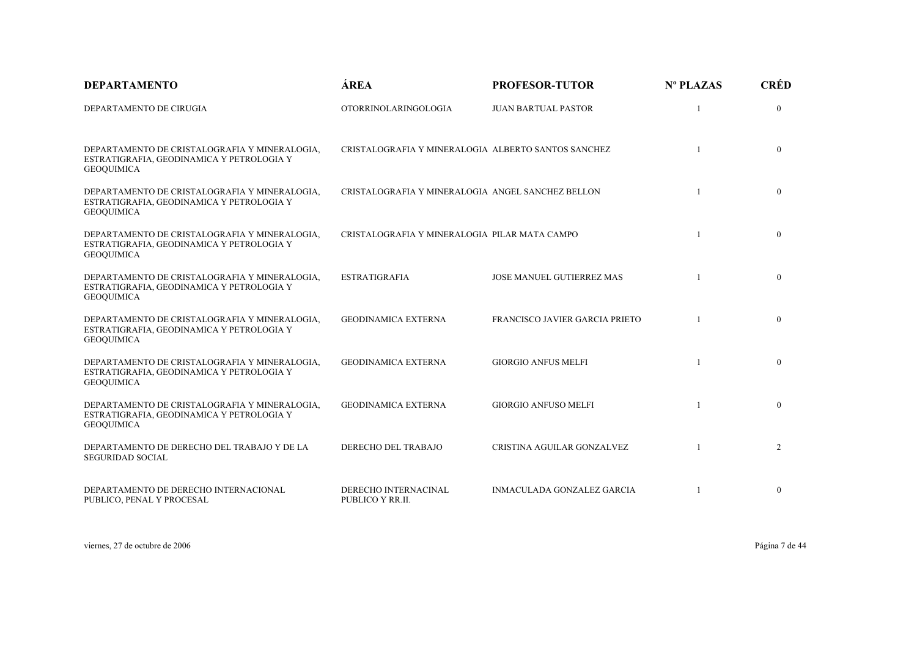| DEPARTAMENTO | ÁREA | PROFESOR-TUTOR | Nº PLAZAS | CRÉD |
|---|---|---|---|---|
| DEPARTAMENTO DE CIRUGIA | OTORRINOLARINGOLOGIA | JUAN BARTUAL PASTOR | 1 | 0 |
| DEPARTAMENTO DE CRISTALOGRAFIA Y MINERALOGIA, ESTRATIGRAFIA, GEODINAMICA Y PETROLOGIA Y GEOQUIMICA | CRISTALOGRAFIA Y MINERALOGIA | ALBERTO SANTOS SANCHEZ | 1 | 0 |
| DEPARTAMENTO DE CRISTALOGRAFIA Y MINERALOGIA, ESTRATIGRAFIA, GEODINAMICA Y PETROLOGIA Y GEOQUIMICA | CRISTALOGRAFIA Y MINERALOGIA | ANGEL SANCHEZ BELLON | 1 | 0 |
| DEPARTAMENTO DE CRISTALOGRAFIA Y MINERALOGIA, ESTRATIGRAFIA, GEODINAMICA Y PETROLOGIA Y GEOQUIMICA | CRISTALOGRAFIA Y MINERALOGIA | PILAR MATA CAMPO | 1 | 0 |
| DEPARTAMENTO DE CRISTALOGRAFIA Y MINERALOGIA, ESTRATIGRAFIA, GEODINAMICA Y PETROLOGIA Y GEOQUIMICA | ESTRATIGRAFIA | JOSE MANUEL GUTIERREZ MAS | 1 | 0 |
| DEPARTAMENTO DE CRISTALOGRAFIA Y MINERALOGIA, ESTRATIGRAFIA, GEODINAMICA Y PETROLOGIA Y GEOQUIMICA | GEODINAMICA EXTERNA | FRANCISCO JAVIER GARCIA PRIETO | 1 | 0 |
| DEPARTAMENTO DE CRISTALOGRAFIA Y MINERALOGIA, ESTRATIGRAFIA, GEODINAMICA Y PETROLOGIA Y GEOQUIMICA | GEODINAMICA EXTERNA | GIORGIO ANFUS MELFI | 1 | 0 |
| DEPARTAMENTO DE CRISTALOGRAFIA Y MINERALOGIA, ESTRATIGRAFIA, GEODINAMICA Y PETROLOGIA Y GEOQUIMICA | GEODINAMICA EXTERNA | GIORGIO ANFUSO MELFI | 1 | 0 |
| DEPARTAMENTO DE DERECHO DEL TRABAJO Y DE LA SEGURIDAD SOCIAL | DERECHO DEL TRABAJO | CRISTINA AGUILAR GONZALVEZ | 1 | 2 |
| DEPARTAMENTO DE DERECHO INTERNACIONAL PUBLICO, PENAL Y PROCESAL | DERECHO INTERNACINAL PUBLICO Y RR.II. | INMACULADA GONZALEZ GARCIA | 1 | 0 |

viernes, 27 de octubre de 2006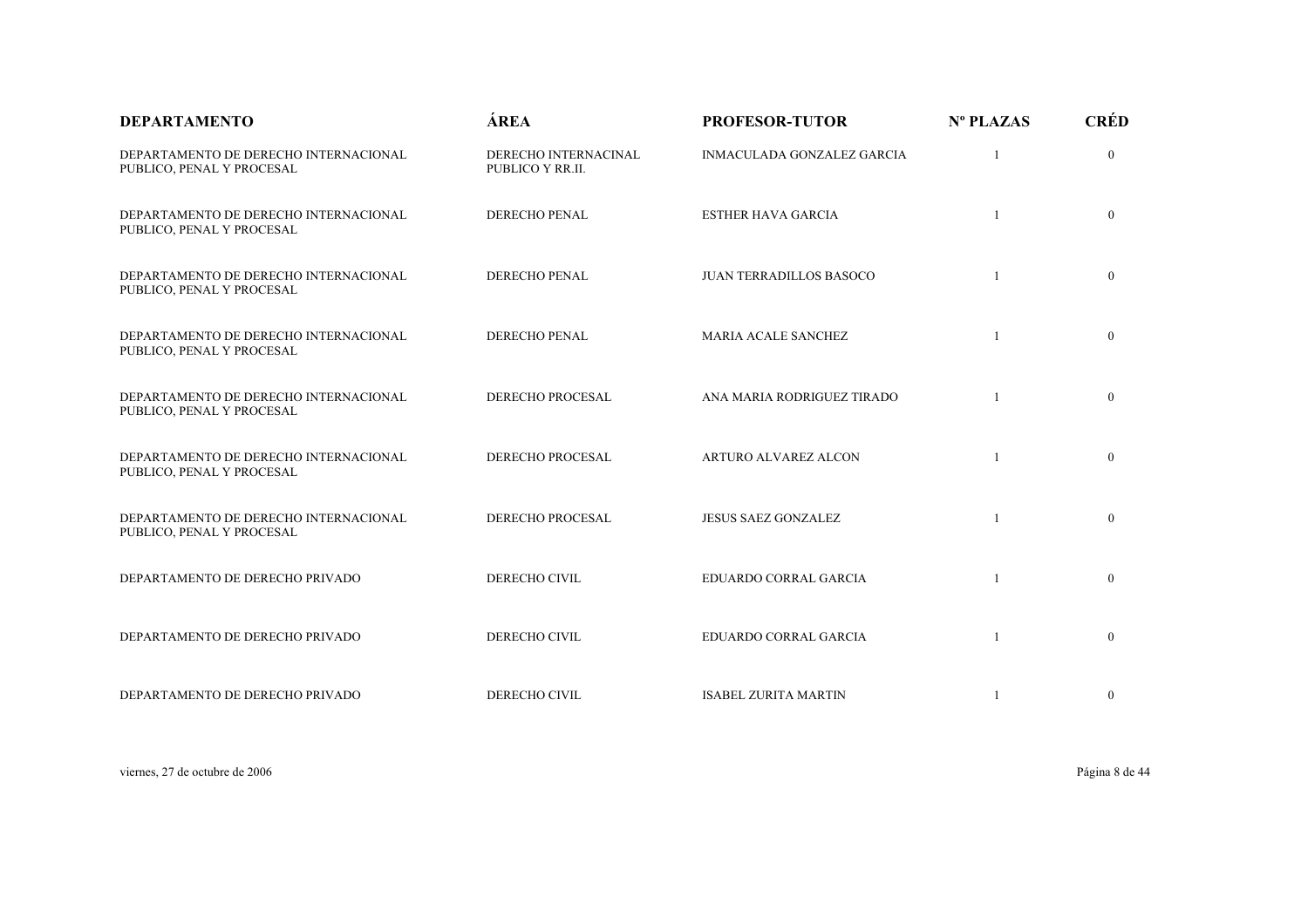| DEPARTAMENTO | ÁREA | PROFESOR-TUTOR | Nº PLAZAS | CRÉD |
|---|---|---|---|---|
| DEPARTAMENTO DE DERECHO INTERNACIONAL PUBLICO, PENAL Y PROCESAL | DERECHO INTERNACINAL PUBLICO Y RR.II. | INMACULADA GONZALEZ GARCIA | 1 | 0 |
| DEPARTAMENTO DE DERECHO INTERNACIONAL PUBLICO, PENAL Y PROCESAL | DERECHO PENAL | ESTHER HAVA GARCIA | 1 | 0 |
| DEPARTAMENTO DE DERECHO INTERNACIONAL PUBLICO, PENAL Y PROCESAL | DERECHO PENAL | JUAN TERRADILLOS BASOCO | 1 | 0 |
| DEPARTAMENTO DE DERECHO INTERNACIONAL PUBLICO, PENAL Y PROCESAL | DERECHO PENAL | MARIA ACALE SANCHEZ | 1 | 0 |
| DEPARTAMENTO DE DERECHO INTERNACIONAL PUBLICO, PENAL Y PROCESAL | DERECHO PROCESAL | ANA MARIA RODRIGUEZ TIRADO | 1 | 0 |
| DEPARTAMENTO DE DERECHO INTERNACIONAL PUBLICO, PENAL Y PROCESAL | DERECHO PROCESAL | ARTURO ALVAREZ ALCON | 1 | 0 |
| DEPARTAMENTO DE DERECHO INTERNACIONAL PUBLICO, PENAL Y PROCESAL | DERECHO PROCESAL | JESUS SAEZ GONZALEZ | 1 | 0 |
| DEPARTAMENTO DE DERECHO PRIVADO | DERECHO CIVIL | EDUARDO CORRAL GARCIA | 1 | 0 |
| DEPARTAMENTO DE DERECHO PRIVADO | DERECHO CIVIL | EDUARDO CORRAL GARCIA | 1 | 0 |
| DEPARTAMENTO DE DERECHO PRIVADO | DERECHO CIVIL | ISABEL ZURITA MARTIN | 1 | 0 |

viernes, 27 de octubre de 2006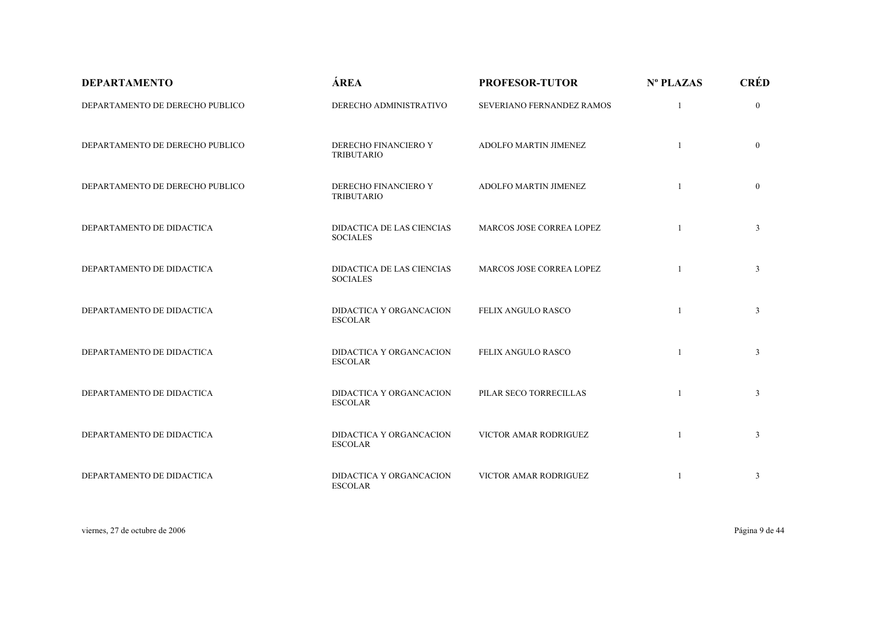| DEPARTAMENTO | ÁREA | PROFESOR-TUTOR | Nº PLAZAS | CRÉD |
| --- | --- | --- | --- | --- |
| DEPARTAMENTO DE DERECHO PUBLICO | DERECHO ADMINISTRATIVO | SEVERIANO FERNANDEZ RAMOS | 1 | 0 |
| DEPARTAMENTO DE DERECHO PUBLICO | DERECHO FINANCIERO Y TRIBUTARIO | ADOLFO MARTIN JIMENEZ | 1 | 0 |
| DEPARTAMENTO DE DERECHO PUBLICO | DERECHO FINANCIERO Y TRIBUTARIO | ADOLFO MARTIN JIMENEZ | 1 | 0 |
| DEPARTAMENTO DE DIDACTICA | DIDACTICA DE LAS CIENCIAS SOCIALES | MARCOS JOSE CORREA LOPEZ | 1 | 3 |
| DEPARTAMENTO DE DIDACTICA | DIDACTICA DE LAS CIENCIAS SOCIALES | MARCOS JOSE CORREA LOPEZ | 1 | 3 |
| DEPARTAMENTO DE DIDACTICA | DIDACTICA Y ORGANCACION ESCOLAR | FELIX ANGULO RASCO | 1 | 3 |
| DEPARTAMENTO DE DIDACTICA | DIDACTICA Y ORGANCACION ESCOLAR | FELIX ANGULO RASCO | 1 | 3 |
| DEPARTAMENTO DE DIDACTICA | DIDACTICA Y ORGANCACION ESCOLAR | PILAR SECO TORRECILLAS | 1 | 3 |
| DEPARTAMENTO DE DIDACTICA | DIDACTICA Y ORGANCACION ESCOLAR | VICTOR AMAR RODRIGUEZ | 1 | 3 |
| DEPARTAMENTO DE DIDACTICA | DIDACTICA Y ORGANCACION ESCOLAR | VICTOR AMAR RODRIGUEZ | 1 | 3 |

viernes, 27 de octubre de 2006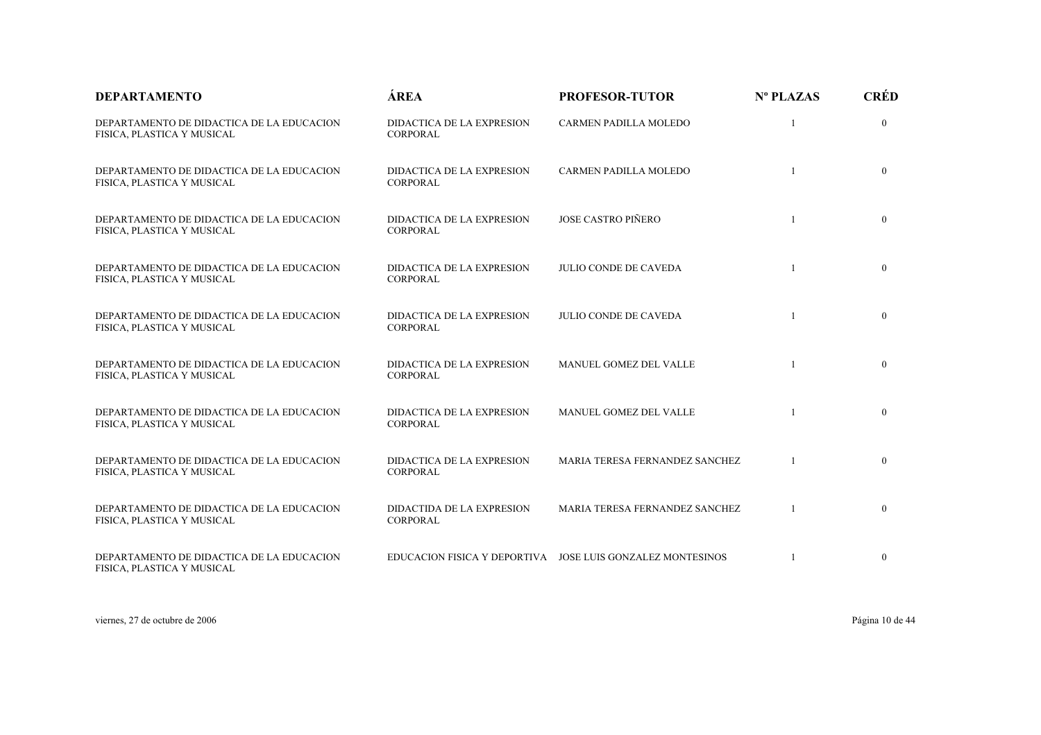| DEPARTAMENTO | ÁREA | PROFESOR-TUTOR | Nº PLAZAS | CRÉD |
|---|---|---|---|---|
| DEPARTAMENTO DE DIDACTICA DE LA EDUCACION FISICA, PLASTICA Y MUSICAL | DIDACTICA DE LA EXPRESION CORPORAL | CARMEN PADILLA MOLEDO | 1 | 0 |
| DEPARTAMENTO DE DIDACTICA DE LA EDUCACION FISICA, PLASTICA Y MUSICAL | DIDACTICA DE LA EXPRESION CORPORAL | CARMEN PADILLA MOLEDO | 1 | 0 |
| DEPARTAMENTO DE DIDACTICA DE LA EDUCACION FISICA, PLASTICA Y MUSICAL | DIDACTICA DE LA EXPRESION CORPORAL | JOSE CASTRO PIÑERO | 1 | 0 |
| DEPARTAMENTO DE DIDACTICA DE LA EDUCACION FISICA, PLASTICA Y MUSICAL | DIDACTICA DE LA EXPRESION CORPORAL | JULIO CONDE DE CAVEDA | 1 | 0 |
| DEPARTAMENTO DE DIDACTICA DE LA EDUCACION FISICA, PLASTICA Y MUSICAL | DIDACTICA DE LA EXPRESION CORPORAL | JULIO CONDE DE CAVEDA | 1 | 0 |
| DEPARTAMENTO DE DIDACTICA DE LA EDUCACION FISICA, PLASTICA Y MUSICAL | DIDACTICA DE LA EXPRESION CORPORAL | MANUEL GOMEZ DEL VALLE | 1 | 0 |
| DEPARTAMENTO DE DIDACTICA DE LA EDUCACION FISICA, PLASTICA Y MUSICAL | DIDACTICA DE LA EXPRESION CORPORAL | MANUEL GOMEZ DEL VALLE | 1 | 0 |
| DEPARTAMENTO DE DIDACTICA DE LA EDUCACION FISICA, PLASTICA Y MUSICAL | DIDACTICA DE LA EXPRESION CORPORAL | MARIA TERESA FERNANDEZ SANCHEZ | 1 | 0 |
| DEPARTAMENTO DE DIDACTICA DE LA EDUCACION FISICA, PLASTICA Y MUSICAL | DIDACTIDA DE LA EXPRESION CORPORAL | MARIA TERESA FERNANDEZ SANCHEZ | 1 | 0 |
| DEPARTAMENTO DE DIDACTICA DE LA EDUCACION FISICA, PLASTICA Y MUSICAL | EDUCACION FISICA Y DEPORTIVA | JOSE LUIS GONZALEZ MONTESINOS | 1 | 0 |

viernes, 27 de octubre de 2006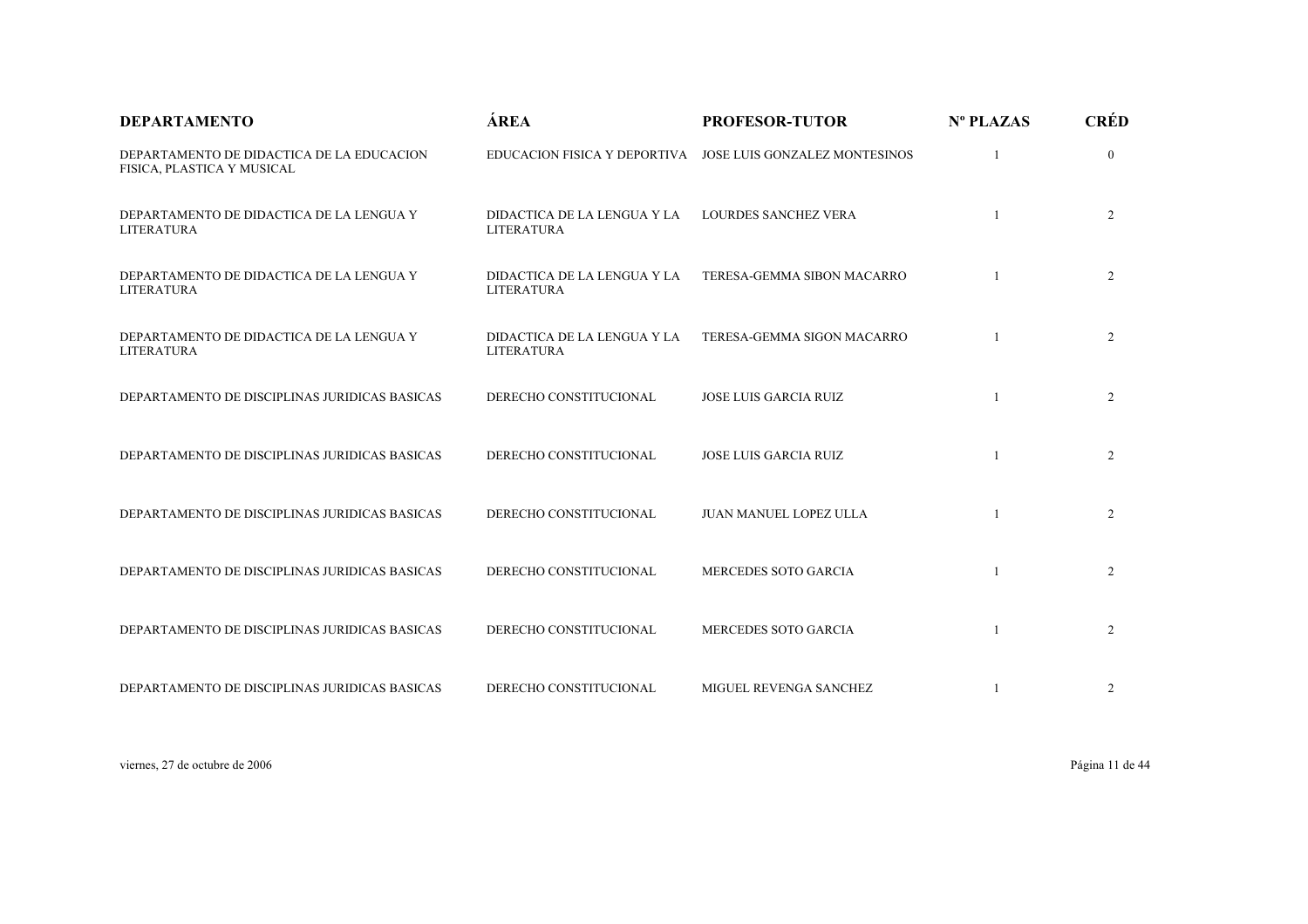| DEPARTAMENTO | ÁREA | PROFESOR-TUTOR | Nº PLAZAS | CRÉD |
|---|---|---|---|---|
| DEPARTAMENTO DE DIDACTICA DE LA EDUCACION FISICA, PLASTICA Y MUSICAL | EDUCACION FISICA Y DEPORTIVA | JOSE LUIS GONZALEZ MONTESINOS | 1 | 0 |
| DEPARTAMENTO DE DIDACTICA DE LA LENGUA Y LITERATURA | DIDACTICA DE LA LENGUA Y LA LITERATURA | LOURDES SANCHEZ VERA | 1 | 2 |
| DEPARTAMENTO DE DIDACTICA DE LA LENGUA Y LITERATURA | DIDACTICA DE LA LENGUA Y LA LITERATURA | TERESA-GEMMA SIBON MACARRO | 1 | 2 |
| DEPARTAMENTO DE DIDACTICA DE LA LENGUA Y LITERATURA | DIDACTICA DE LA LENGUA Y LA LITERATURA | TERESA-GEMMA SIGON MACARRO | 1 | 2 |
| DEPARTAMENTO DE DISCIPLINAS JURIDICAS BASICAS | DERECHO CONSTITUCIONAL | JOSE LUIS GARCIA RUIZ | 1 | 2 |
| DEPARTAMENTO DE DISCIPLINAS JURIDICAS BASICAS | DERECHO CONSTITUCIONAL | JOSE LUIS GARCIA RUIZ | 1 | 2 |
| DEPARTAMENTO DE DISCIPLINAS JURIDICAS BASICAS | DERECHO CONSTITUCIONAL | JUAN MANUEL LOPEZ ULLA | 1 | 2 |
| DEPARTAMENTO DE DISCIPLINAS JURIDICAS BASICAS | DERECHO CONSTITUCIONAL | MERCEDES SOTO GARCIA | 1 | 2 |
| DEPARTAMENTO DE DISCIPLINAS JURIDICAS BASICAS | DERECHO CONSTITUCIONAL | MERCEDES SOTO GARCIA | 1 | 2 |
| DEPARTAMENTO DE DISCIPLINAS JURIDICAS BASICAS | DERECHO CONSTITUCIONAL | MIGUEL REVENGA SANCHEZ | 1 | 2 |

viernes, 27 de octubre de 2006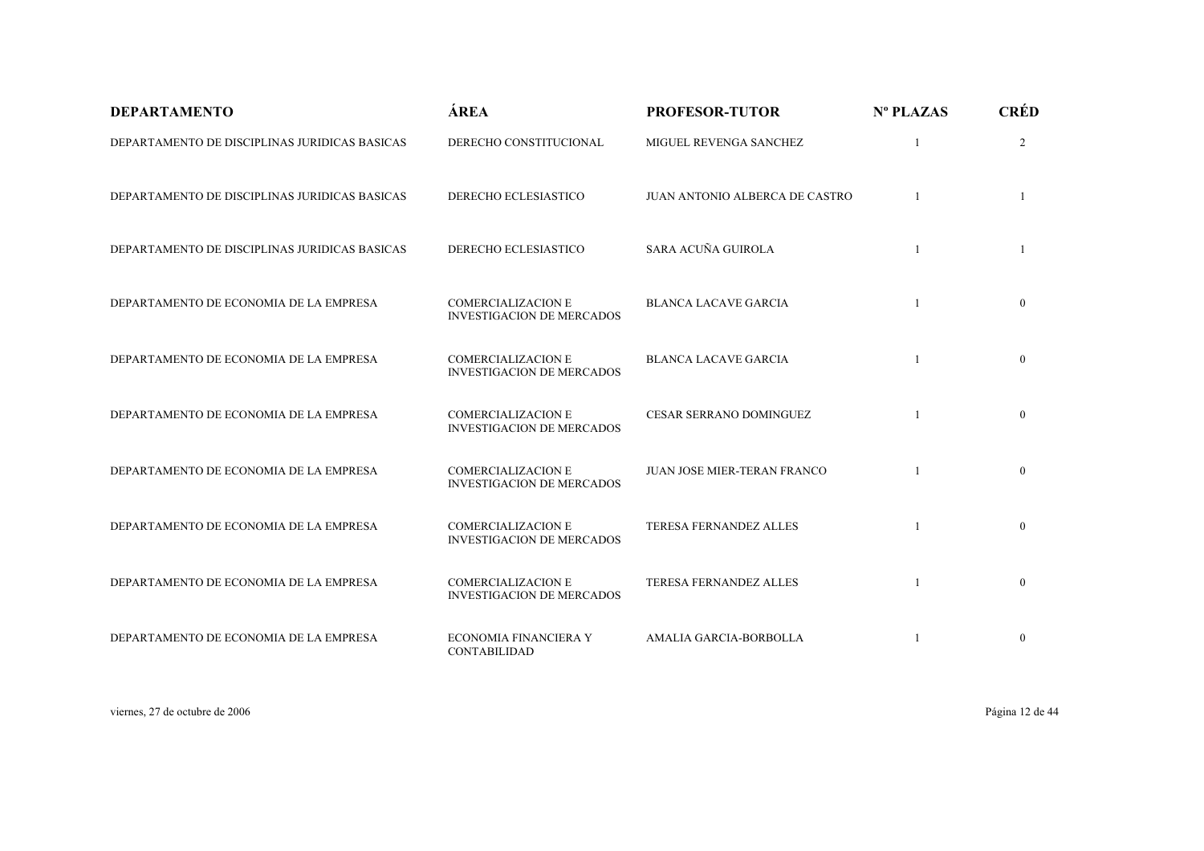| DEPARTAMENTO | ÁREA | PROFESOR-TUTOR | Nº PLAZAS | CRÉD |
|---|---|---|---|---|
| DEPARTAMENTO DE DISCIPLINAS JURIDICAS BASICAS | DERECHO CONSTITUCIONAL | MIGUEL REVENGA SANCHEZ | 1 | 2 |
| DEPARTAMENTO DE DISCIPLINAS JURIDICAS BASICAS | DERECHO ECLESIASTICO | JUAN ANTONIO ALBERCA DE CASTRO | 1 | 1 |
| DEPARTAMENTO DE DISCIPLINAS JURIDICAS BASICAS | DERECHO ECLESIASTICO | SARA ACUÑA GUIROLA | 1 | 1 |
| DEPARTAMENTO DE ECONOMIA DE LA EMPRESA | COMERCIALIZACION E INVESTIGACION DE MERCADOS | BLANCA LACAVE GARCIA | 1 | 0 |
| DEPARTAMENTO DE ECONOMIA DE LA EMPRESA | COMERCIALIZACION E INVESTIGACION DE MERCADOS | BLANCA LACAVE GARCIA | 1 | 0 |
| DEPARTAMENTO DE ECONOMIA DE LA EMPRESA | COMERCIALIZACION E INVESTIGACION DE MERCADOS | CESAR SERRANO DOMINGUEZ | 1 | 0 |
| DEPARTAMENTO DE ECONOMIA DE LA EMPRESA | COMERCIALIZACION E INVESTIGACION DE MERCADOS | JUAN JOSE MIER-TERAN FRANCO | 1 | 0 |
| DEPARTAMENTO DE ECONOMIA DE LA EMPRESA | COMERCIALIZACION E INVESTIGACION DE MERCADOS | TERESA FERNANDEZ ALLES | 1 | 0 |
| DEPARTAMENTO DE ECONOMIA DE LA EMPRESA | COMERCIALIZACION E INVESTIGACION DE MERCADOS | TERESA FERNANDEZ ALLES | 1 | 0 |
| DEPARTAMENTO DE ECONOMIA DE LA EMPRESA | ECONOMIA FINANCIERA Y CONTABILIDAD | AMALIA GARCIA-BORBOLLA | 1 | 0 |

viernes, 27 de octubre de 2006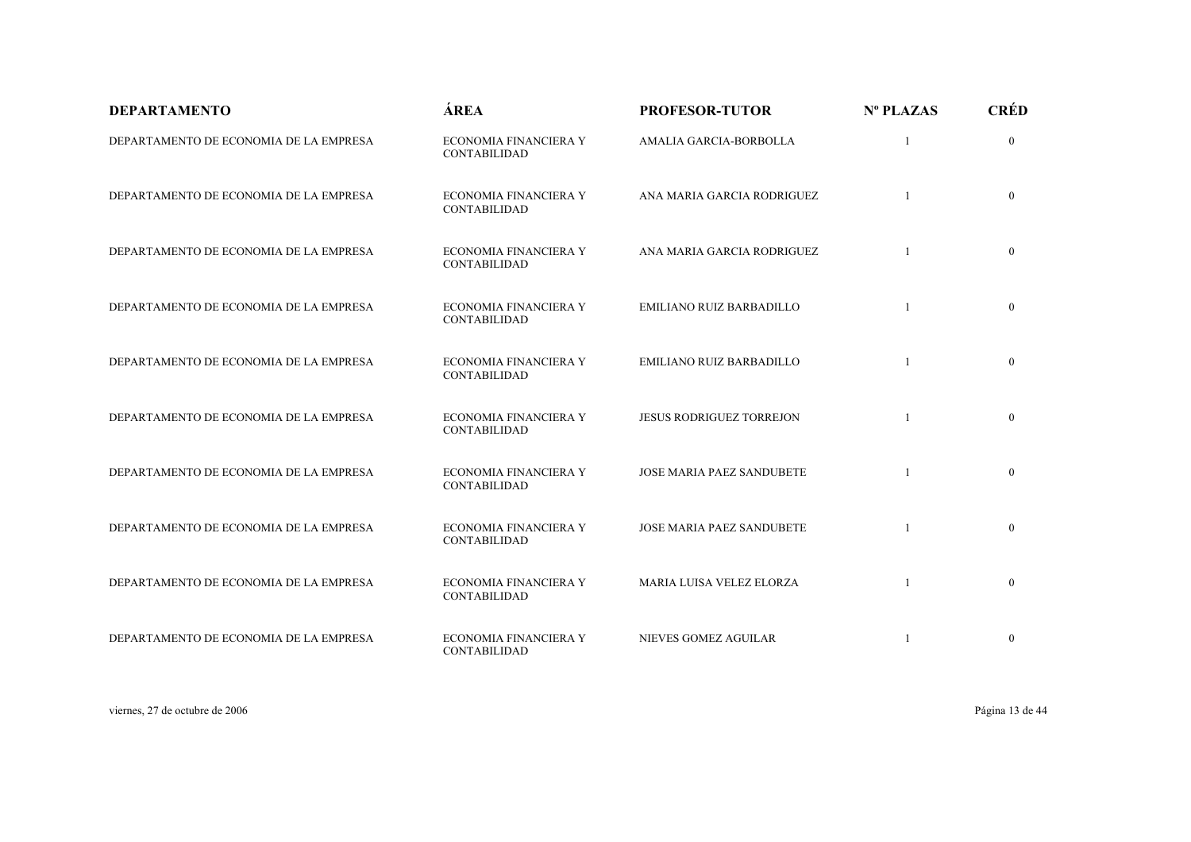| DEPARTAMENTO | ÁREA | PROFESOR-TUTOR | Nº PLAZAS | CRÉD |
|---|---|---|---|---|
| DEPARTAMENTO DE ECONOMIA DE LA EMPRESA | ECONOMIA FINANCIERA Y CONTABILIDAD | AMALIA GARCIA-BORBOLLA | 1 | 0 |
| DEPARTAMENTO DE ECONOMIA DE LA EMPRESA | ECONOMIA FINANCIERA Y CONTABILIDAD | ANA MARIA GARCIA RODRIGUEZ | 1 | 0 |
| DEPARTAMENTO DE ECONOMIA DE LA EMPRESA | ECONOMIA FINANCIERA Y CONTABILIDAD | ANA MARIA GARCIA RODRIGUEZ | 1 | 0 |
| DEPARTAMENTO DE ECONOMIA DE LA EMPRESA | ECONOMIA FINANCIERA Y CONTABILIDAD | EMILIANO RUIZ BARBADILLO | 1 | 0 |
| DEPARTAMENTO DE ECONOMIA DE LA EMPRESA | ECONOMIA FINANCIERA Y CONTABILIDAD | EMILIANO RUIZ BARBADILLO | 1 | 0 |
| DEPARTAMENTO DE ECONOMIA DE LA EMPRESA | ECONOMIA FINANCIERA Y CONTABILIDAD | JESUS RODRIGUEZ TORREJON | 1 | 0 |
| DEPARTAMENTO DE ECONOMIA DE LA EMPRESA | ECONOMIA FINANCIERA Y CONTABILIDAD | JOSE MARIA PAEZ SANDUBETE | 1 | 0 |
| DEPARTAMENTO DE ECONOMIA DE LA EMPRESA | ECONOMIA FINANCIERA Y CONTABILIDAD | JOSE MARIA PAEZ SANDUBETE | 1 | 0 |
| DEPARTAMENTO DE ECONOMIA DE LA EMPRESA | ECONOMIA FINANCIERA Y CONTABILIDAD | MARIA LUISA VELEZ ELORZA | 1 | 0 |
| DEPARTAMENTO DE ECONOMIA DE LA EMPRESA | ECONOMIA FINANCIERA Y CONTABILIDAD | NIEVES GOMEZ AGUILAR | 1 | 0 |

viernes, 27 de octubre de 2006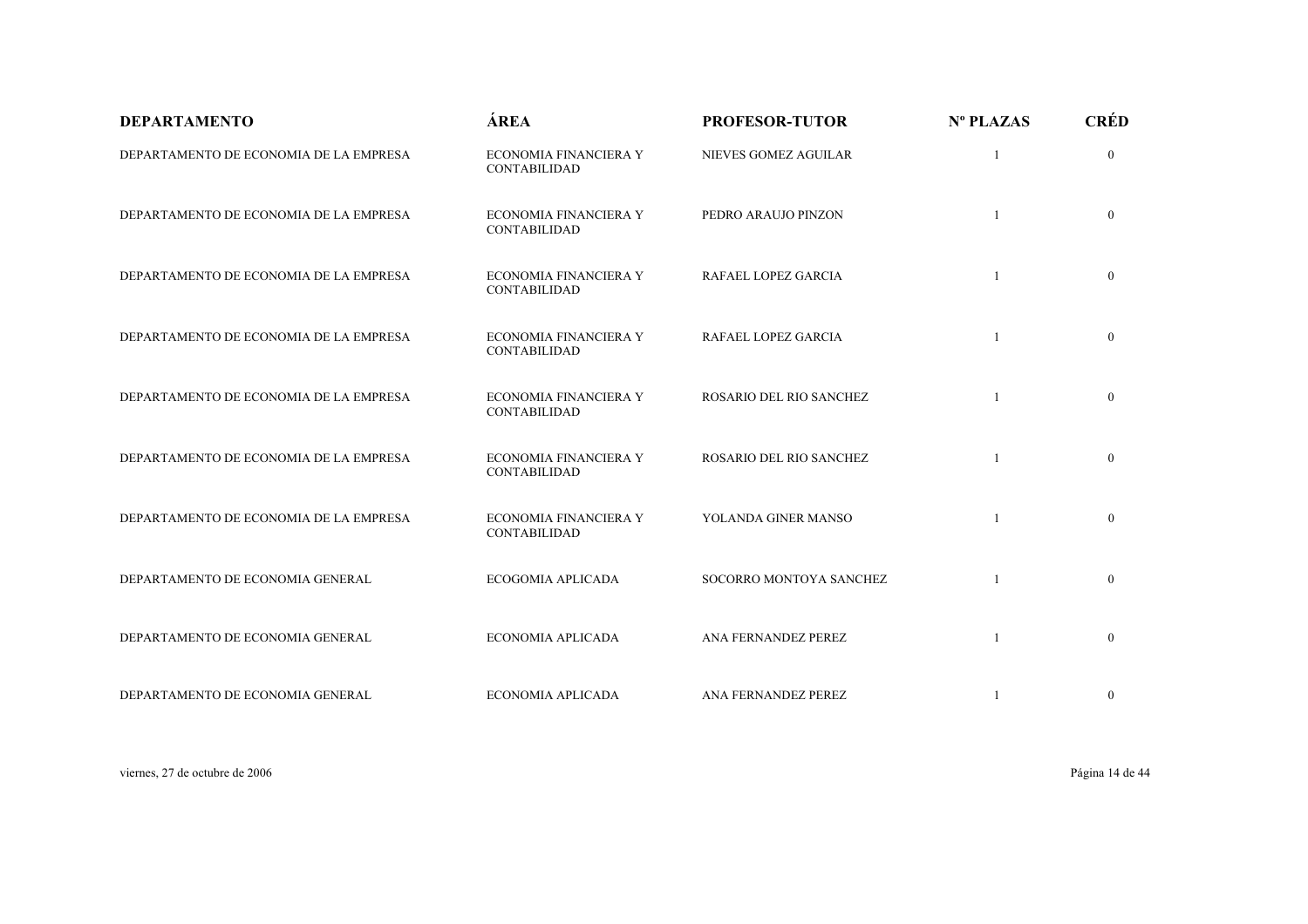| DEPARTAMENTO | ÁREA | PROFESOR-TUTOR | Nº PLAZAS | CRÉD |
| --- | --- | --- | --- | --- |
| DEPARTAMENTO DE ECONOMIA DE LA EMPRESA | ECONOMIA FINANCIERA Y CONTABILIDAD | NIEVES GOMEZ AGUILAR | 1 | 0 |
| DEPARTAMENTO DE ECONOMIA DE LA EMPRESA | ECONOMIA FINANCIERA Y CONTABILIDAD | PEDRO ARAUJO PINZON | 1 | 0 |
| DEPARTAMENTO DE ECONOMIA DE LA EMPRESA | ECONOMIA FINANCIERA Y CONTABILIDAD | RAFAEL LOPEZ GARCIA | 1 | 0 |
| DEPARTAMENTO DE ECONOMIA DE LA EMPRESA | ECONOMIA FINANCIERA Y CONTABILIDAD | RAFAEL LOPEZ GARCIA | 1 | 0 |
| DEPARTAMENTO DE ECONOMIA DE LA EMPRESA | ECONOMIA FINANCIERA Y CONTABILIDAD | ROSARIO DEL RIO SANCHEZ | 1 | 0 |
| DEPARTAMENTO DE ECONOMIA DE LA EMPRESA | ECONOMIA FINANCIERA Y CONTABILIDAD | ROSARIO DEL RIO SANCHEZ | 1 | 0 |
| DEPARTAMENTO DE ECONOMIA DE LA EMPRESA | ECONOMIA FINANCIERA Y CONTABILIDAD | YOLANDA GINER MANSO | 1 | 0 |
| DEPARTAMENTO DE ECONOMIA GENERAL | ECOGOMIA APLICADA | SOCORRO MONTOYA SANCHEZ | 1 | 0 |
| DEPARTAMENTO DE ECONOMIA GENERAL | ECONOMIA APLICADA | ANA FERNANDEZ PEREZ | 1 | 0 |
| DEPARTAMENTO DE ECONOMIA GENERAL | ECONOMIA APLICADA | ANA FERNANDEZ PEREZ | 1 | 0 |

viernes, 27 de octubre de 2006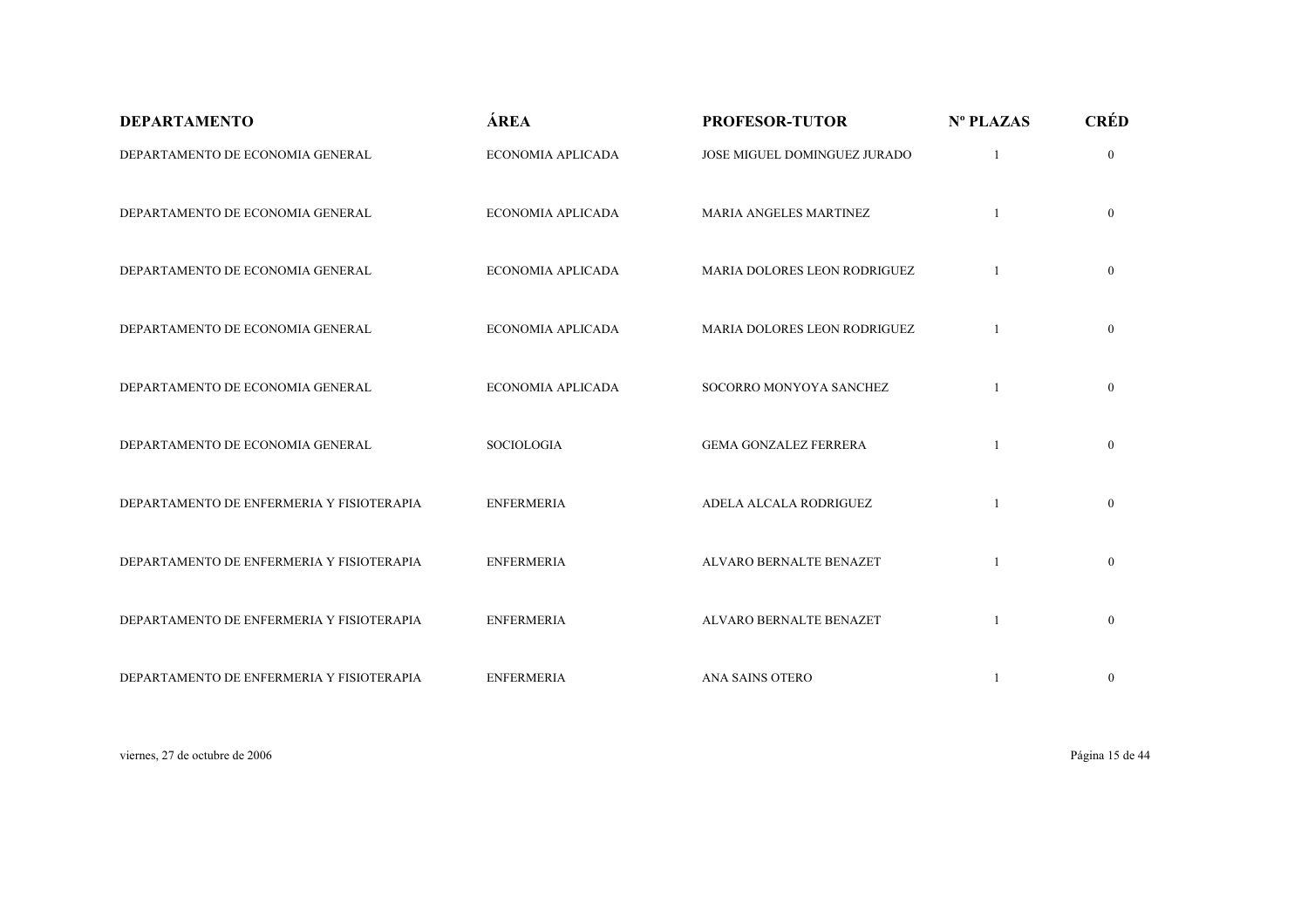| DEPARTAMENTO | ÁREA | PROFESOR-TUTOR | Nº PLAZAS | CRÉD |
|---|---|---|---|---|
| DEPARTAMENTO DE ECONOMIA GENERAL | ECONOMIA APLICADA | JOSE MIGUEL DOMINGUEZ JURADO | 1 | 0 |
| DEPARTAMENTO DE ECONOMIA GENERAL | ECONOMIA APLICADA | MARIA ANGELES MARTINEZ | 1 | 0 |
| DEPARTAMENTO DE ECONOMIA GENERAL | ECONOMIA APLICADA | MARIA DOLORES LEON RODRIGUEZ | 1 | 0 |
| DEPARTAMENTO DE ECONOMIA GENERAL | ECONOMIA APLICADA | MARIA DOLORES LEON RODRIGUEZ | 1 | 0 |
| DEPARTAMENTO DE ECONOMIA GENERAL | ECONOMIA APLICADA | SOCORRO MONYOYA SANCHEZ | 1 | 0 |
| DEPARTAMENTO DE ECONOMIA GENERAL | SOCIOLOGIA | GEMA GONZALEZ FERRERA | 1 | 0 |
| DEPARTAMENTO DE ENFERMERIA Y FISIOTERAPIA | ENFERMERIA | ADELA ALCALA RODRIGUEZ | 1 | 0 |
| DEPARTAMENTO DE ENFERMERIA Y FISIOTERAPIA | ENFERMERIA | ALVARO BERNALTE BENAZET | 1 | 0 |
| DEPARTAMENTO DE ENFERMERIA Y FISIOTERAPIA | ENFERMERIA | ALVARO BERNALTE BENAZET | 1 | 0 |
| DEPARTAMENTO DE ENFERMERIA Y FISIOTERAPIA | ENFERMERIA | ANA SAINS OTERO | 1 | 0 |

viernes, 27 de octubre de 2006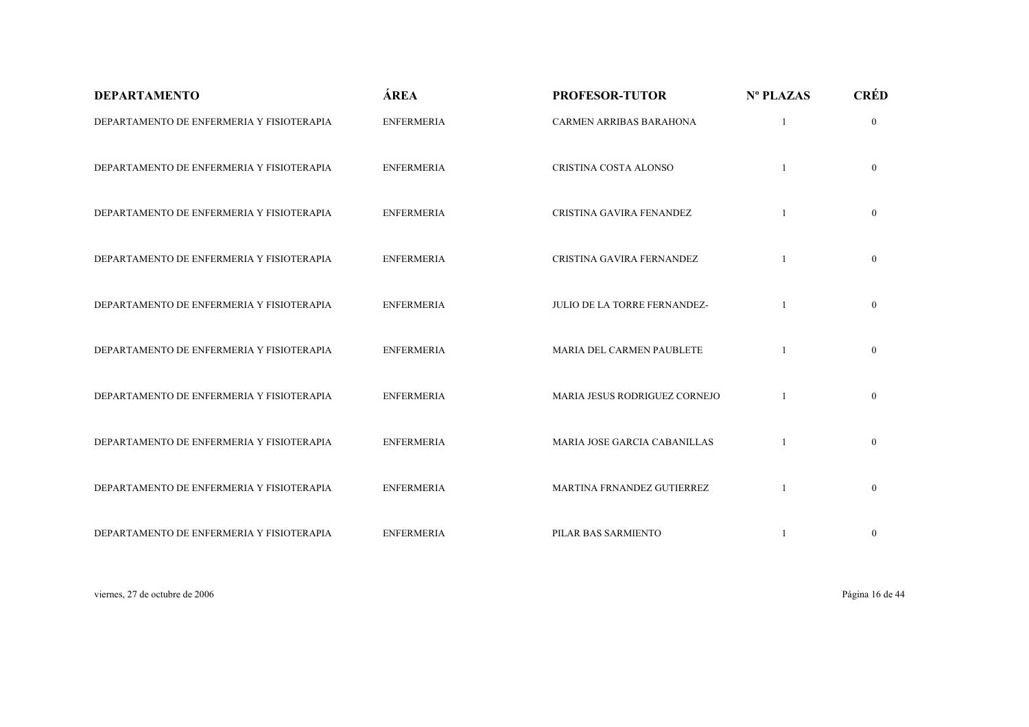| DEPARTAMENTO | ÁREA | PROFESOR-TUTOR | Nº PLAZAS | CRÉD |
|---|---|---|---|---|
| DEPARTAMENTO DE ENFERMERIA Y FISIOTERAPIA | ENFERMERIA | CARMEN ARRIBAS BARAHONA | 1 | 0 |
| DEPARTAMENTO DE ENFERMERIA Y FISIOTERAPIA | ENFERMERIA | CRISTINA COSTA ALONSO | 1 | 0 |
| DEPARTAMENTO DE ENFERMERIA Y FISIOTERAPIA | ENFERMERIA | CRISTINA GAVIRA FENANDEZ | 1 | 0 |
| DEPARTAMENTO DE ENFERMERIA Y FISIOTERAPIA | ENFERMERIA | CRISTINA GAVIRA FERNANDEZ | 1 | 0 |
| DEPARTAMENTO DE ENFERMERIA Y FISIOTERAPIA | ENFERMERIA | JULIO DE LA TORRE FERNANDEZ- | 1 | 0 |
| DEPARTAMENTO DE ENFERMERIA Y FISIOTERAPIA | ENFERMERIA | MARIA DEL CARMEN PAUBLETE | 1 | 0 |
| DEPARTAMENTO DE ENFERMERIA Y FISIOTERAPIA | ENFERMERIA | MARIA JESUS RODRIGUEZ CORNEJO | 1 | 0 |
| DEPARTAMENTO DE ENFERMERIA Y FISIOTERAPIA | ENFERMERIA | MARIA JOSE GARCIA CABANILLAS | 1 | 0 |
| DEPARTAMENTO DE ENFERMERIA Y FISIOTERAPIA | ENFERMERIA | MARTINA FRNANDEZ GUTIERREZ | 1 | 0 |
| DEPARTAMENTO DE ENFERMERIA Y FISIOTERAPIA | ENFERMERIA | PILAR BAS SARMIENTO | 1 | 0 |

viernes, 27 de octubre de 2006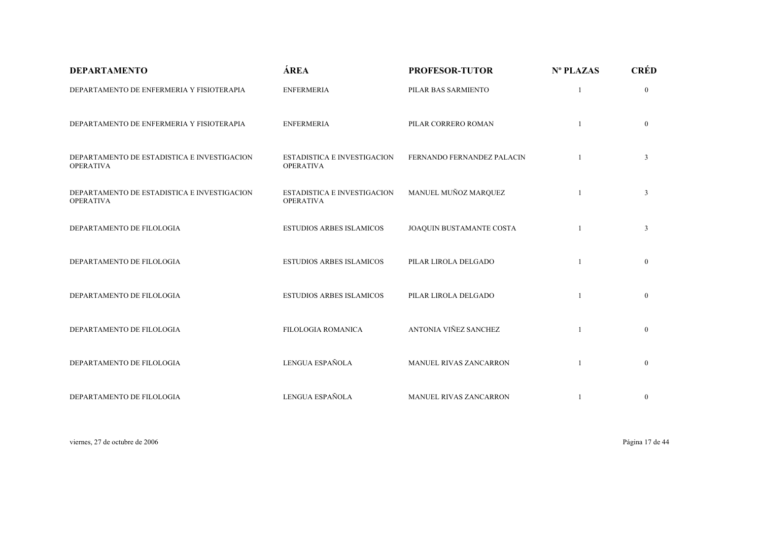| DEPARTAMENTO | ÁREA | PROFESOR-TUTOR | Nº PLAZAS | CRÉD |
|---|---|---|---|---|
| DEPARTAMENTO DE ENFERMERIA Y FISIOTERAPIA | ENFERMERIA | PILAR BAS SARMIENTO | 1 | 0 |
| DEPARTAMENTO DE ENFERMERIA Y FISIOTERAPIA | ENFERMERIA | PILAR CORRERO ROMAN | 1 | 0 |
| DEPARTAMENTO DE ESTADISTICA E INVESTIGACION OPERATIVA | ESTADISTICA E INVESTIGACION OPERATIVA | FERNANDO FERNANDEZ PALACIN | 1 | 3 |
| DEPARTAMENTO DE ESTADISTICA E INVESTIGACION OPERATIVA | ESTADISTICA E INVESTIGACION OPERATIVA | MANUEL MUÑOZ MARQUEZ | 1 | 3 |
| DEPARTAMENTO DE FILOLOGIA | ESTUDIOS ARBES ISLAMICOS | JOAQUIN BUSTAMANTE COSTA | 1 | 3 |
| DEPARTAMENTO DE FILOLOGIA | ESTUDIOS ARBES ISLAMICOS | PILAR LIROLA DELGADO | 1 | 0 |
| DEPARTAMENTO DE FILOLOGIA | ESTUDIOS ARBES ISLAMICOS | PILAR LIROLA DELGADO | 1 | 0 |
| DEPARTAMENTO DE FILOLOGIA | FILOLOGIA ROMANICA | ANTONIA VIÑEZ SANCHEZ | 1 | 0 |
| DEPARTAMENTO DE FILOLOGIA | LENGUA ESPAÑOLA | MANUEL RIVAS ZANCARRON | 1 | 0 |
| DEPARTAMENTO DE FILOLOGIA | LENGUA ESPAÑOLA | MANUEL RIVAS ZANCARRON | 1 | 0 |

viernes, 27 de octubre de 2006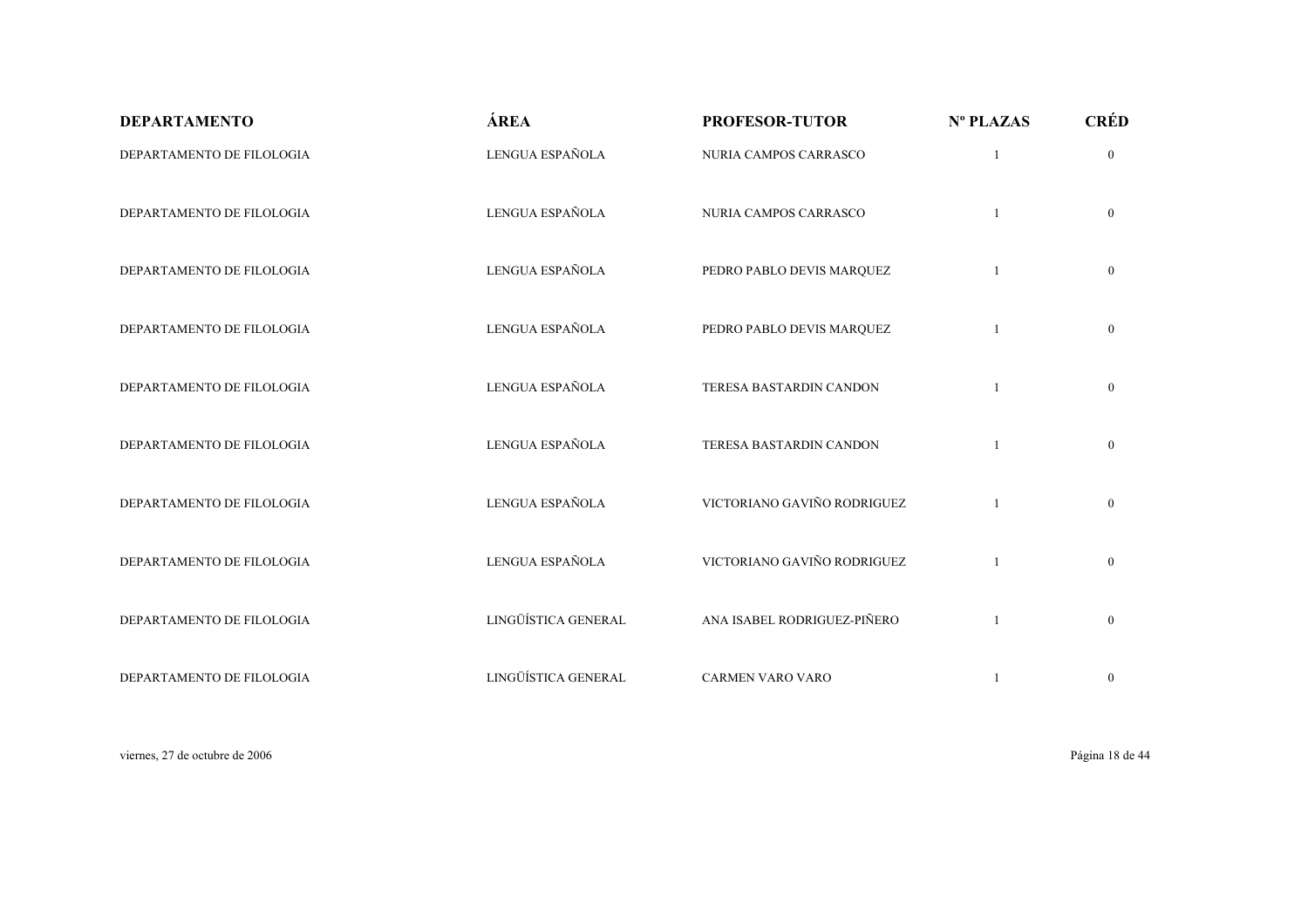| DEPARTAMENTO | ÁREA | PROFESOR-TUTOR | Nº PLAZAS | CRÉD |
|---|---|---|---|---|
| DEPARTAMENTO DE FILOLOGIA | LENGUA ESPAÑOLA | NURIA CAMPOS CARRASCO | 1 | 0 |
| DEPARTAMENTO DE FILOLOGIA | LENGUA ESPAÑOLA | NURIA CAMPOS CARRASCO | 1 | 0 |
| DEPARTAMENTO DE FILOLOGIA | LENGUA ESPAÑOLA | PEDRO PABLO DEVIS MARQUEZ | 1 | 0 |
| DEPARTAMENTO DE FILOLOGIA | LENGUA ESPAÑOLA | PEDRO PABLO DEVIS MARQUEZ | 1 | 0 |
| DEPARTAMENTO DE FILOLOGIA | LENGUA ESPAÑOLA | TERESA BASTARDIN CANDON | 1 | 0 |
| DEPARTAMENTO DE FILOLOGIA | LENGUA ESPAÑOLA | TERESA BASTARDIN CANDON | 1 | 0 |
| DEPARTAMENTO DE FILOLOGIA | LENGUA ESPAÑOLA | VICTORIANO GAVIÑO RODRIGUEZ | 1 | 0 |
| DEPARTAMENTO DE FILOLOGIA | LENGUA ESPAÑOLA | VICTORIANO GAVIÑO RODRIGUEZ | 1 | 0 |
| DEPARTAMENTO DE FILOLOGIA | LINGÜÍSTICA GENERAL | ANA ISABEL RODRIGUEZ-PIÑERO | 1 | 0 |
| DEPARTAMENTO DE FILOLOGIA | LINGÜÍSTICA GENERAL | CARMEN VARO VARO | 1 | 0 |

viernes, 27 de octubre de 2006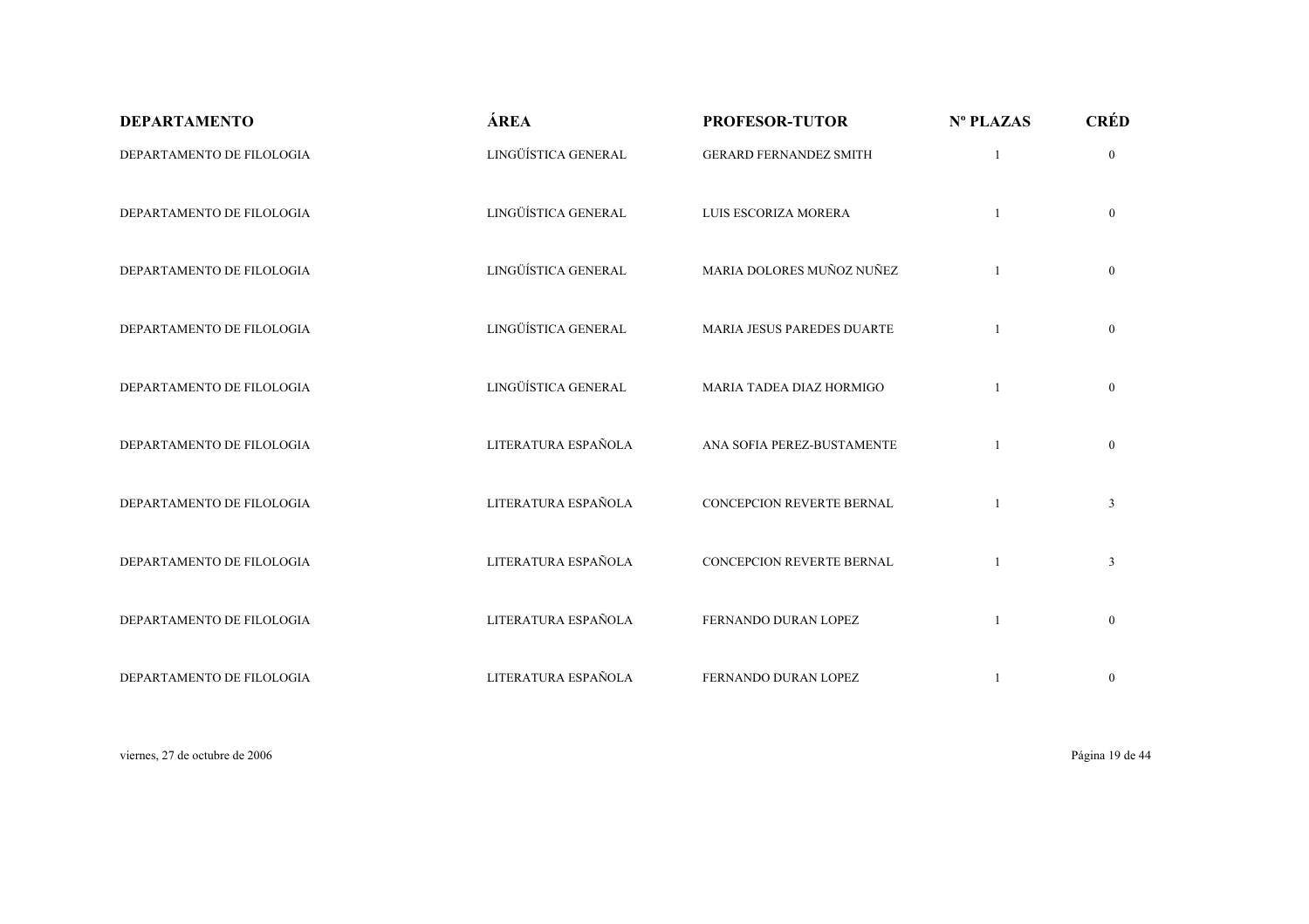| DEPARTAMENTO | ÁREA | PROFESOR-TUTOR | Nº PLAZAS | CRÉD |
|---|---|---|---|---|
| DEPARTAMENTO DE FILOLOGIA | LINGÜÍSTICA GENERAL | GERARD FERNANDEZ SMITH | 1 | 0 |
| DEPARTAMENTO DE FILOLOGIA | LINGÜÍSTICA GENERAL | LUIS ESCORIZA MORERA | 1 | 0 |
| DEPARTAMENTO DE FILOLOGIA | LINGÜÍSTICA GENERAL | MARIA DOLORES MUÑOZ NUÑEZ | 1 | 0 |
| DEPARTAMENTO DE FILOLOGIA | LINGÜÍSTICA GENERAL | MARIA JESUS PAREDES DUARTE | 1 | 0 |
| DEPARTAMENTO DE FILOLOGIA | LINGÜÍSTICA GENERAL | MARIA TADEA DIAZ HORMIGO | 1 | 0 |
| DEPARTAMENTO DE FILOLOGIA | LITERATURA ESPAÑOLA | ANA SOFIA PEREZ-BUSTAMENTE | 1 | 0 |
| DEPARTAMENTO DE FILOLOGIA | LITERATURA ESPAÑOLA | CONCEPCION REVERTE BERNAL | 1 | 3 |
| DEPARTAMENTO DE FILOLOGIA | LITERATURA ESPAÑOLA | CONCEPCION REVERTE BERNAL | 1 | 3 |
| DEPARTAMENTO DE FILOLOGIA | LITERATURA ESPAÑOLA | FERNANDO DURAN LOPEZ | 1 | 0 |
| DEPARTAMENTO DE FILOLOGIA | LITERATURA ESPAÑOLA | FERNANDO DURAN LOPEZ | 1 | 0 |

viernes, 27 de octubre de 2006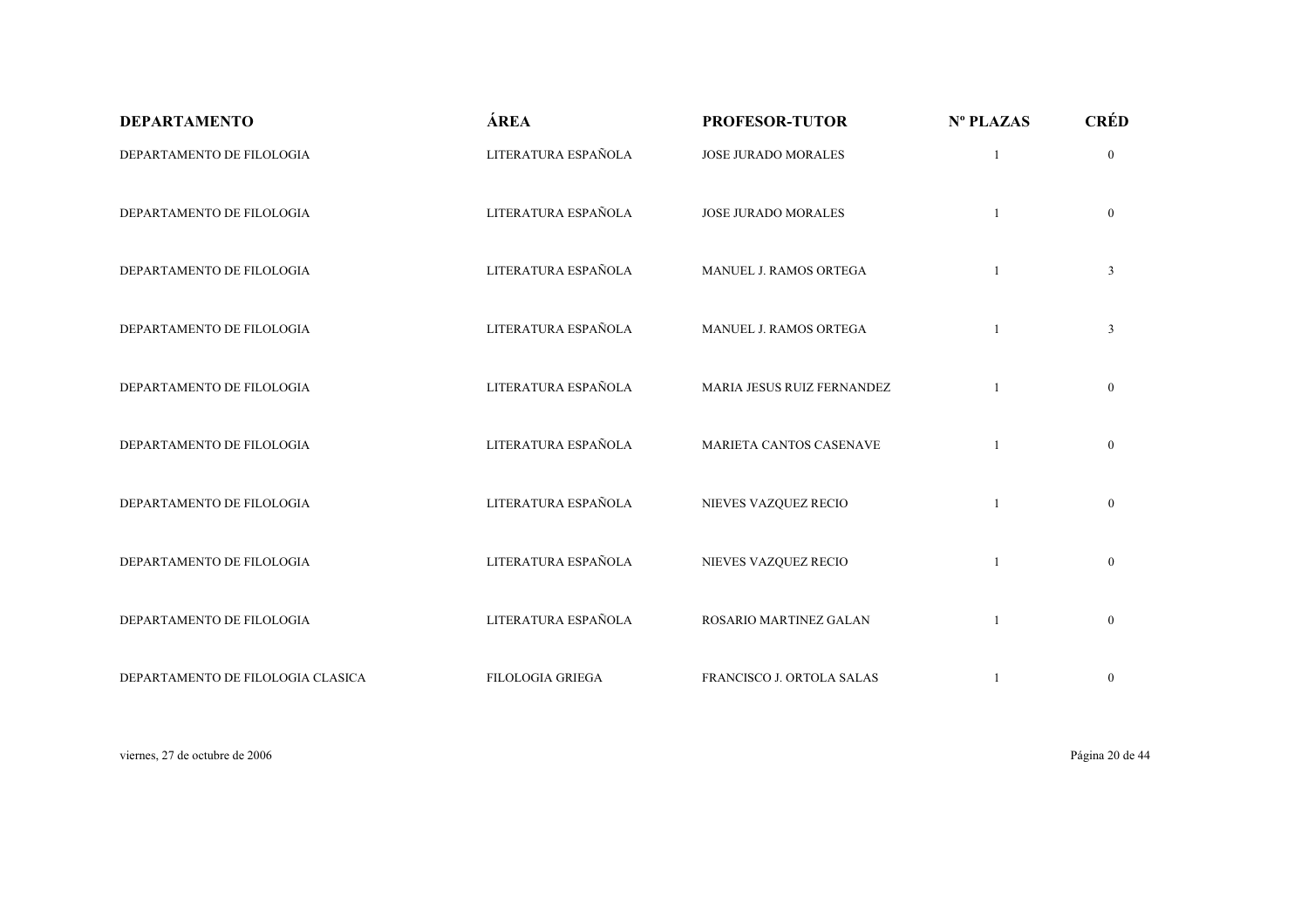| DEPARTAMENTO | ÁREA | PROFESOR-TUTOR | Nº PLAZAS | CRÉD |
|---|---|---|---|---|
| DEPARTAMENTO DE FILOLOGIA | LITERATURA ESPAÑOLA | JOSE JURADO MORALES | 1 | 0 |
| DEPARTAMENTO DE FILOLOGIA | LITERATURA ESPAÑOLA | JOSE JURADO MORALES | 1 | 0 |
| DEPARTAMENTO DE FILOLOGIA | LITERATURA ESPAÑOLA | MANUEL J. RAMOS ORTEGA | 1 | 3 |
| DEPARTAMENTO DE FILOLOGIA | LITERATURA ESPAÑOLA | MANUEL J. RAMOS ORTEGA | 1 | 3 |
| DEPARTAMENTO DE FILOLOGIA | LITERATURA ESPAÑOLA | MARIA JESUS RUIZ FERNANDEZ | 1 | 0 |
| DEPARTAMENTO DE FILOLOGIA | LITERATURA ESPAÑOLA | MARIETA CANTOS CASENAVE | 1 | 0 |
| DEPARTAMENTO DE FILOLOGIA | LITERATURA ESPAÑOLA | NIEVES VAZQUEZ RECIO | 1 | 0 |
| DEPARTAMENTO DE FILOLOGIA | LITERATURA ESPAÑOLA | NIEVES VAZQUEZ RECIO | 1 | 0 |
| DEPARTAMENTO DE FILOLOGIA | LITERATURA ESPAÑOLA | ROSARIO MARTINEZ GALAN | 1 | 0 |
| DEPARTAMENTO DE FILOLOGIA CLASICA | FILOLOGIA GRIEGA | FRANCISCO J. ORTOLA SALAS | 1 | 0 |

viernes, 27 de octubre de 2006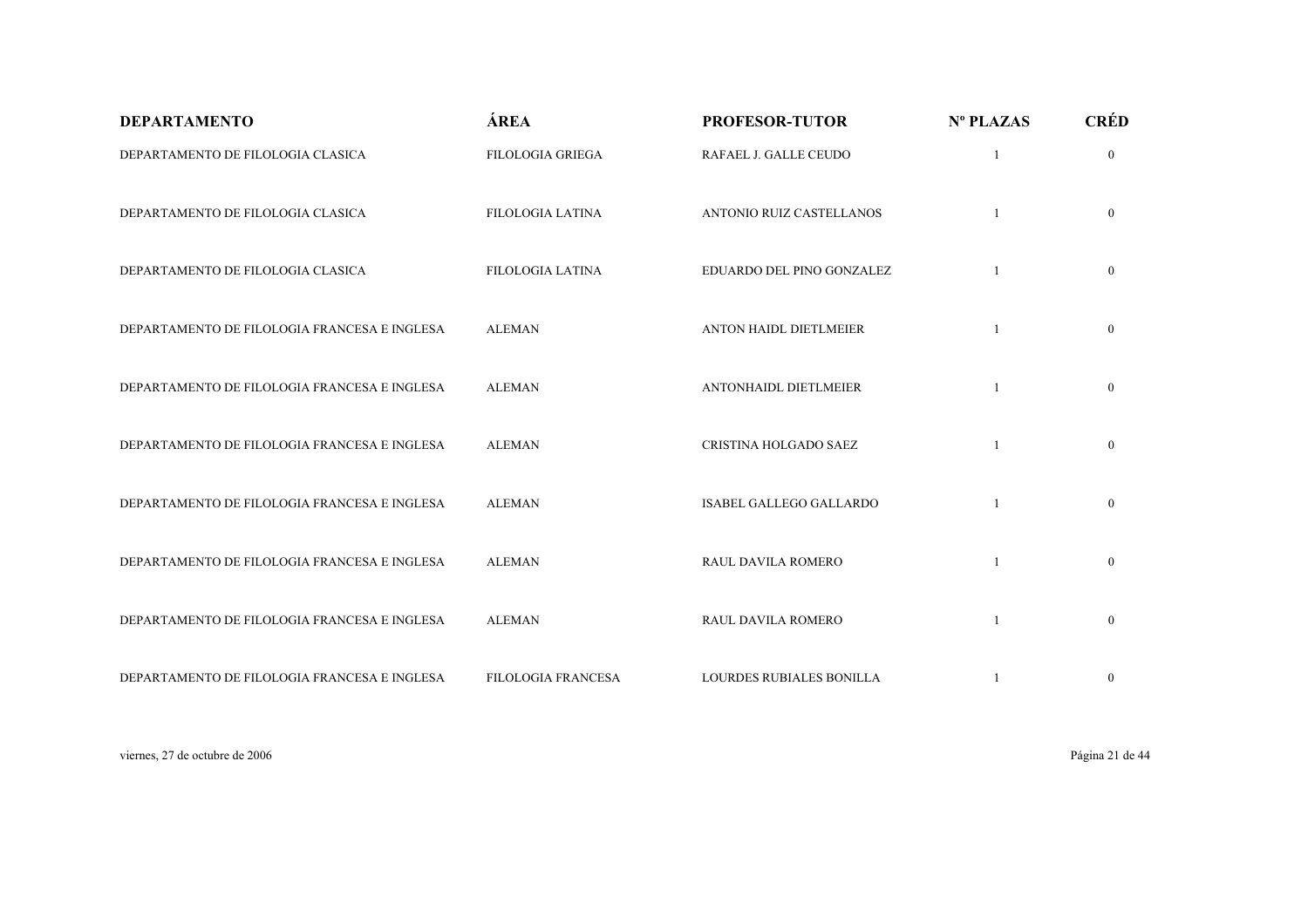| DEPARTAMENTO | ÁREA | PROFESOR-TUTOR | Nº PLAZAS | CRÉD |
|---|---|---|---|---|
| DEPARTAMENTO DE FILOLOGIA CLASICA | FILOLOGIA GRIEGA | RAFAEL J. GALLE CEUDO | 1 | 0 |
| DEPARTAMENTO DE FILOLOGIA CLASICA | FILOLOGIA LATINA | ANTONIO RUIZ CASTELLANOS | 1 | 0 |
| DEPARTAMENTO DE FILOLOGIA CLASICA | FILOLOGIA LATINA | EDUARDO DEL PINO GONZALEZ | 1 | 0 |
| DEPARTAMENTO DE FILOLOGIA FRANCESA E INGLESA | ALEMAN | ANTON HAIDL DIETLMEIER | 1 | 0 |
| DEPARTAMENTO DE FILOLOGIA FRANCESA E INGLESA | ALEMAN | ANTONHAIDL DIETLMEIER | 1 | 0 |
| DEPARTAMENTO DE FILOLOGIA FRANCESA E INGLESA | ALEMAN | CRISTINA HOLGADO SAEZ | 1 | 0 |
| DEPARTAMENTO DE FILOLOGIA FRANCESA E INGLESA | ALEMAN | ISABEL GALLEGO GALLARDO | 1 | 0 |
| DEPARTAMENTO DE FILOLOGIA FRANCESA E INGLESA | ALEMAN | RAUL DAVILA ROMERO | 1 | 0 |
| DEPARTAMENTO DE FILOLOGIA FRANCESA E INGLESA | ALEMAN | RAUL DAVILA ROMERO | 1 | 0 |
| DEPARTAMENTO DE FILOLOGIA FRANCESA E INGLESA | FILOLOGIA FRANCESA | LOURDES RUBIALES BONILLA | 1 | 0 |

viernes, 27 de octubre de 2006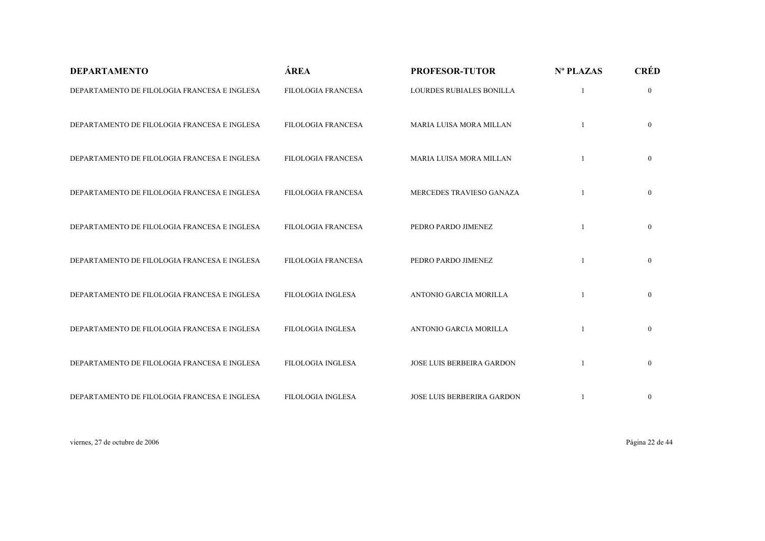| DEPARTAMENTO | ÁREA | PROFESOR-TUTOR | Nº PLAZAS | CRÉD |
|---|---|---|---|---|
| DEPARTAMENTO DE FILOLOGIA FRANCESA E INGLESA | FILOLOGIA FRANCESA | LOURDES RUBIALES BONILLA | 1 | 0 |
| DEPARTAMENTO DE FILOLOGIA FRANCESA E INGLESA | FILOLOGIA FRANCESA | MARIA LUISA MORA MILLAN | 1 | 0 |
| DEPARTAMENTO DE FILOLOGIA FRANCESA E INGLESA | FILOLOGIA FRANCESA | MARIA LUISA MORA MILLAN | 1 | 0 |
| DEPARTAMENTO DE FILOLOGIA FRANCESA E INGLESA | FILOLOGIA FRANCESA | MERCEDES TRAVIESO GANAZA | 1 | 0 |
| DEPARTAMENTO DE FILOLOGIA FRANCESA E INGLESA | FILOLOGIA FRANCESA | PEDRO PARDO JIMENEZ | 1 | 0 |
| DEPARTAMENTO DE FILOLOGIA FRANCESA E INGLESA | FILOLOGIA FRANCESA | PEDRO PARDO JIMENEZ | 1 | 0 |
| DEPARTAMENTO DE FILOLOGIA FRANCESA E INGLESA | FILOLOGIA INGLESA | ANTONIO GARCIA MORILLA | 1 | 0 |
| DEPARTAMENTO DE FILOLOGIA FRANCESA E INGLESA | FILOLOGIA INGLESA | ANTONIO GARCIA MORILLA | 1 | 0 |
| DEPARTAMENTO DE FILOLOGIA FRANCESA E INGLESA | FILOLOGIA INGLESA | JOSE LUIS BERBEIRA GARDON | 1 | 0 |
| DEPARTAMENTO DE FILOLOGIA FRANCESA E INGLESA | FILOLOGIA INGLESA | JOSE LUIS BERBERIRA GARDON | 1 | 0 |

viernes, 27 de octubre de 2006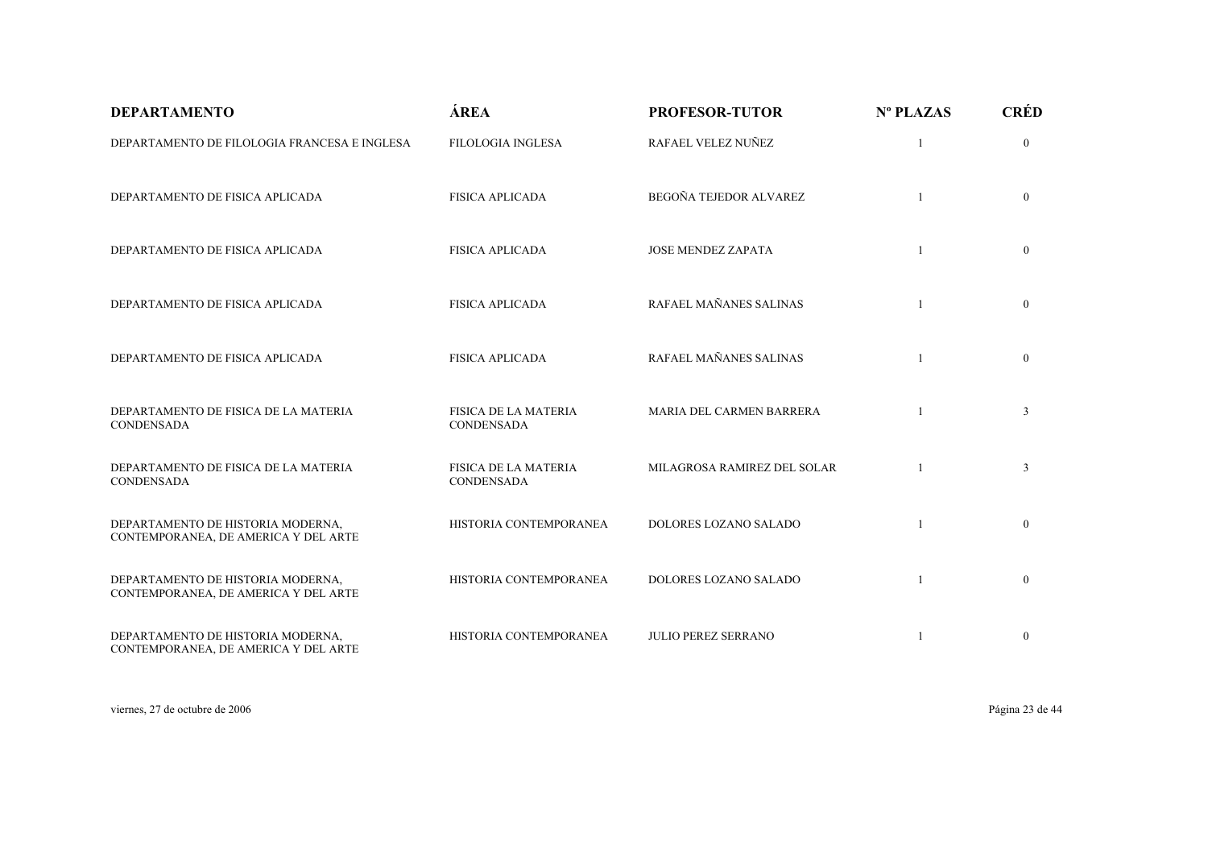| DEPARTAMENTO | ÁREA | PROFESOR-TUTOR | Nº PLAZAS | CRÉD |
| --- | --- | --- | --- | --- |
| DEPARTAMENTO DE FILOLOGIA FRANCESA E INGLESA | FILOLOGIA INGLESA | RAFAEL VELEZ NUÑEZ | 1 | 0 |
| DEPARTAMENTO DE FISICA APLICADA | FISICA APLICADA | BEGOÑA TEJEDOR ALVAREZ | 1 | 0 |
| DEPARTAMENTO DE FISICA APLICADA | FISICA APLICADA | JOSE MENDEZ ZAPATA | 1 | 0 |
| DEPARTAMENTO DE FISICA APLICADA | FISICA APLICADA | RAFAEL MAÑANES SALINAS | 1 | 0 |
| DEPARTAMENTO DE FISICA APLICADA | FISICA APLICADA | RAFAEL MAÑANES SALINAS | 1 | 0 |
| DEPARTAMENTO DE FISICA DE LA MATERIA CONDENSADA | FISICA DE LA MATERIA CONDENSADA | MARIA DEL CARMEN BARRERA | 1 | 3 |
| DEPARTAMENTO DE FISICA DE LA MATERIA CONDENSADA | FISICA DE LA MATERIA CONDENSADA | MILAGROSA RAMIREZ DEL SOLAR | 1 | 3 |
| DEPARTAMENTO DE HISTORIA MODERNA, CONTEMPORANEA, DE AMERICA Y DEL ARTE | HISTORIA CONTEMPORANEA | DOLORES LOZANO SALADO | 1 | 0 |
| DEPARTAMENTO DE HISTORIA MODERNA, CONTEMPORANEA, DE AMERICA Y DEL ARTE | HISTORIA CONTEMPORANEA | DOLORES LOZANO SALADO | 1 | 0 |
| DEPARTAMENTO DE HISTORIA MODERNA, CONTEMPORANEA, DE AMERICA Y DEL ARTE | HISTORIA CONTEMPORANEA | JULIO PEREZ SERRANO | 1 | 0 |

viernes, 27 de octubre de 2006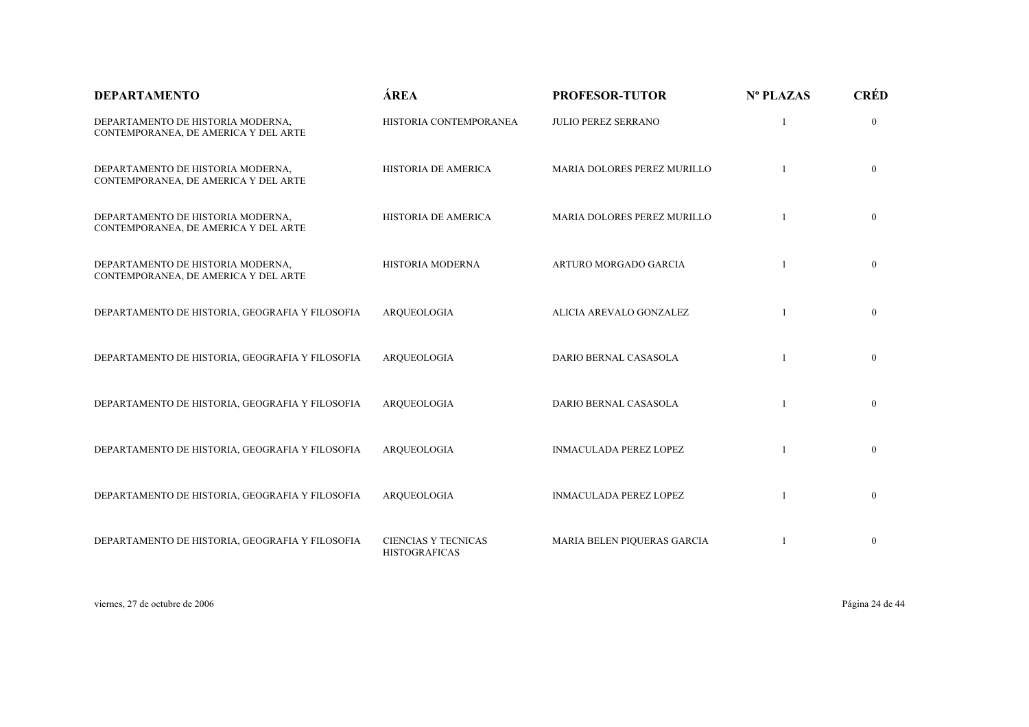| DEPARTAMENTO | ÁREA | PROFESOR-TUTOR | Nº PLAZAS | CRÉD |
|---|---|---|---|---|
| DEPARTAMENTO DE HISTORIA MODERNA, CONTEMPORANEA, DE AMERICA Y DEL ARTE | HISTORIA CONTEMPORANEA | JULIO PEREZ SERRANO | 1 | 0 |
| DEPARTAMENTO DE HISTORIA MODERNA, CONTEMPORANEA, DE AMERICA Y DEL ARTE | HISTORIA DE AMERICA | MARIA DOLORES PEREZ MURILLO | 1 | 0 |
| DEPARTAMENTO DE HISTORIA MODERNA, CONTEMPORANEA, DE AMERICA Y DEL ARTE | HISTORIA DE AMERICA | MARIA DOLORES PEREZ MURILLO | 1 | 0 |
| DEPARTAMENTO DE HISTORIA MODERNA, CONTEMPORANEA, DE AMERICA Y DEL ARTE | HISTORIA MODERNA | ARTURO MORGADO GARCIA | 1 | 0 |
| DEPARTAMENTO DE HISTORIA, GEOGRAFIA Y FILOSOFIA | ARQUEOLOGIA | ALICIA AREVALO GONZALEZ | 1 | 0 |
| DEPARTAMENTO DE HISTORIA, GEOGRAFIA Y FILOSOFIA | ARQUEOLOGIA | DARIO BERNAL CASASOLA | 1 | 0 |
| DEPARTAMENTO DE HISTORIA, GEOGRAFIA Y FILOSOFIA | ARQUEOLOGIA | DARIO BERNAL CASASOLA | 1 | 0 |
| DEPARTAMENTO DE HISTORIA, GEOGRAFIA Y FILOSOFIA | ARQUEOLOGIA | INMACULADA PEREZ LOPEZ | 1 | 0 |
| DEPARTAMENTO DE HISTORIA, GEOGRAFIA Y FILOSOFIA | ARQUEOLOGIA | INMACULADA PEREZ LOPEZ | 1 | 0 |
| DEPARTAMENTO DE HISTORIA, GEOGRAFIA Y FILOSOFIA | CIENCIAS Y TECNICAS HISTOGRAFICAS | MARIA BELEN PIQUERAS GARCIA | 1 | 0 |

viernes, 27 de octubre de 2006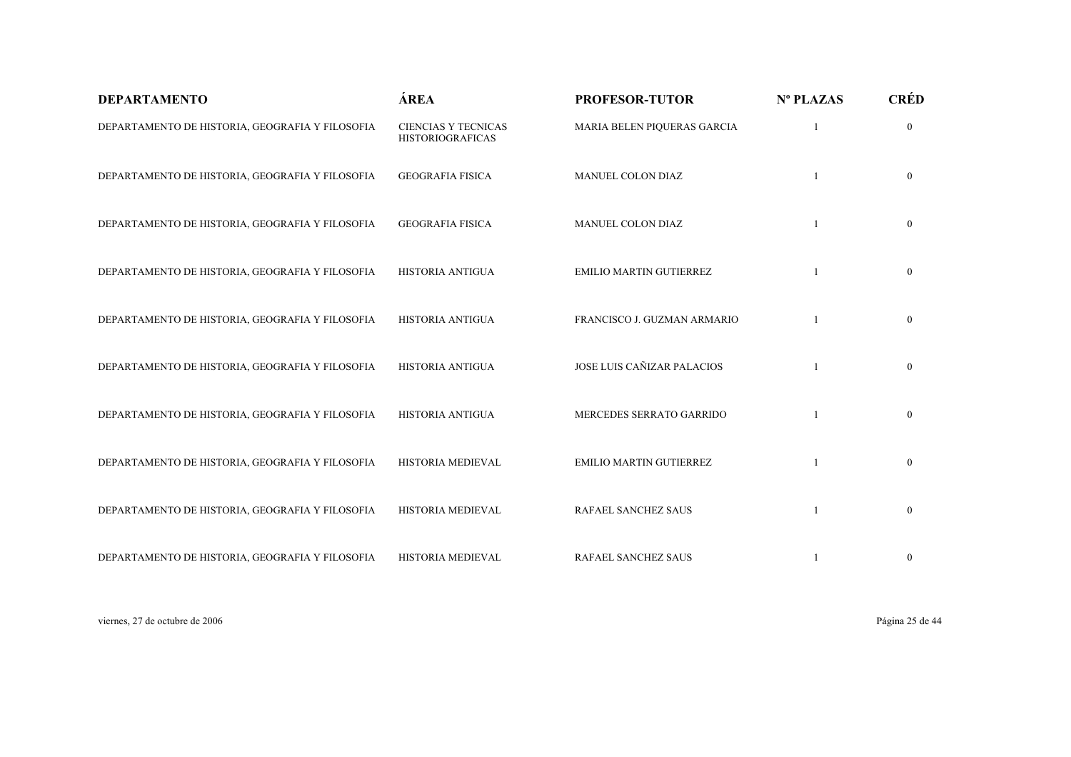| DEPARTAMENTO | ÁREA | PROFESOR-TUTOR | Nº PLAZAS | CRÉD |
|---|---|---|---|---|
| DEPARTAMENTO DE HISTORIA, GEOGRAFIA Y FILOSOFIA | CIENCIAS Y TECNICAS HISTORIOGRAFICAS | MARIA BELEN PIQUERAS GARCIA | 1 | 0 |
| DEPARTAMENTO DE HISTORIA, GEOGRAFIA Y FILOSOFIA | GEOGRAFIA FISICA | MANUEL COLON DIAZ | 1 | 0 |
| DEPARTAMENTO DE HISTORIA, GEOGRAFIA Y FILOSOFIA | GEOGRAFIA FISICA | MANUEL COLON DIAZ | 1 | 0 |
| DEPARTAMENTO DE HISTORIA, GEOGRAFIA Y FILOSOFIA | HISTORIA ANTIGUA | EMILIO MARTIN GUTIERREZ | 1 | 0 |
| DEPARTAMENTO DE HISTORIA, GEOGRAFIA Y FILOSOFIA | HISTORIA ANTIGUA | FRANCISCO J. GUZMAN ARMARIO | 1 | 0 |
| DEPARTAMENTO DE HISTORIA, GEOGRAFIA Y FILOSOFIA | HISTORIA ANTIGUA | JOSE LUIS CAÑIZAR PALACIOS | 1 | 0 |
| DEPARTAMENTO DE HISTORIA, GEOGRAFIA Y FILOSOFIA | HISTORIA ANTIGUA | MERCEDES SERRATO GARRIDO | 1 | 0 |
| DEPARTAMENTO DE HISTORIA, GEOGRAFIA Y FILOSOFIA | HISTORIA MEDIEVAL | EMILIO MARTIN GUTIERREZ | 1 | 0 |
| DEPARTAMENTO DE HISTORIA, GEOGRAFIA Y FILOSOFIA | HISTORIA MEDIEVAL | RAFAEL SANCHEZ SAUS | 1 | 0 |
| DEPARTAMENTO DE HISTORIA, GEOGRAFIA Y FILOSOFIA | HISTORIA MEDIEVAL | RAFAEL SANCHEZ SAUS | 1 | 0 |

viernes, 27 de octubre de 2006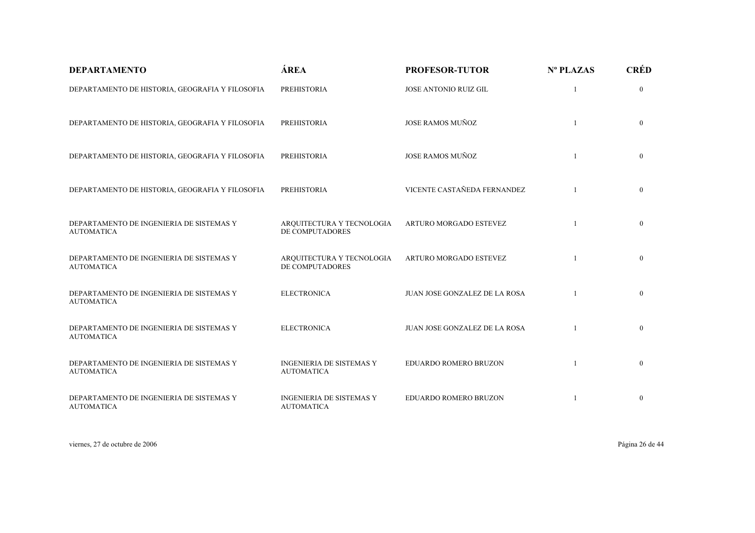| DEPARTAMENTO | ÁREA | PROFESOR-TUTOR | Nº PLAZAS | CRÉD |
|---|---|---|---|---|
| DEPARTAMENTO DE HISTORIA, GEOGRAFIA Y FILOSOFIA | PREHISTORIA | JOSE ANTONIO RUIZ GIL | 1 | 0 |
| DEPARTAMENTO DE HISTORIA, GEOGRAFIA Y FILOSOFIA | PREHISTORIA | JOSE RAMOS MUÑOZ | 1 | 0 |
| DEPARTAMENTO DE HISTORIA, GEOGRAFIA Y FILOSOFIA | PREHISTORIA | JOSE RAMOS MUÑOZ | 1 | 0 |
| DEPARTAMENTO DE HISTORIA, GEOGRAFIA Y FILOSOFIA | PREHISTORIA | VICENTE CASTAÑEDA FERNANDEZ | 1 | 0 |
| DEPARTAMENTO DE INGENIERIA DE SISTEMAS Y AUTOMATICA | ARQUITECTURA Y TECNOLOGIA DE COMPUTADORES | ARTURO MORGADO ESTEVEZ | 1 | 0 |
| DEPARTAMENTO DE INGENIERIA DE SISTEMAS Y AUTOMATICA | ARQUITECTURA Y TECNOLOGIA DE COMPUTADORES | ARTURO MORGADO ESTEVEZ | 1 | 0 |
| DEPARTAMENTO DE INGENIERIA DE SISTEMAS Y AUTOMATICA | ELECTRONICA | JUAN JOSE GONZALEZ DE LA ROSA | 1 | 0 |
| DEPARTAMENTO DE INGENIERIA DE SISTEMAS Y AUTOMATICA | ELECTRONICA | JUAN JOSE GONZALEZ DE LA ROSA | 1 | 0 |
| DEPARTAMENTO DE INGENIERIA DE SISTEMAS Y AUTOMATICA | INGENIERIA DE SISTEMAS Y AUTOMATICA | EDUARDO ROMERO BRUZON | 1 | 0 |
| DEPARTAMENTO DE INGENIERIA DE SISTEMAS Y AUTOMATICA | INGENIERIA DE SISTEMAS Y AUTOMATICA | EDUARDO ROMERO BRUZON | 1 | 0 |

viernes, 27 de octubre de 2006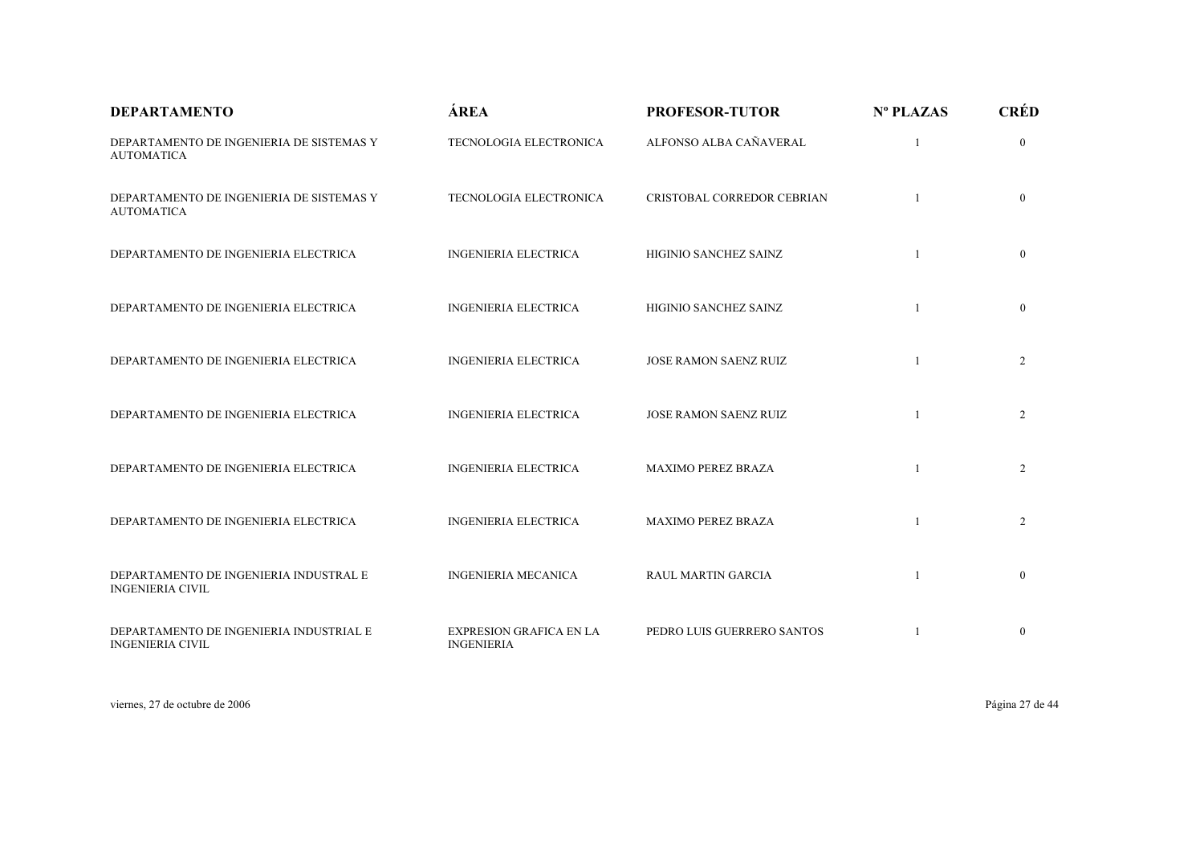| DEPARTAMENTO | ÁREA | PROFESOR-TUTOR | Nº PLAZAS | CRÉD |
|---|---|---|---|---|
| DEPARTAMENTO DE INGENIERIA DE SISTEMAS Y AUTOMATICA | TECNOLOGIA ELECTRONICA | ALFONSO ALBA CAÑAVERAL | 1 | 0 |
| DEPARTAMENTO DE INGENIERIA DE SISTEMAS Y AUTOMATICA | TECNOLOGIA ELECTRONICA | CRISTOBAL CORREDOR CEBRIAN | 1 | 0 |
| DEPARTAMENTO DE INGENIERIA ELECTRICA | INGENIERIA ELECTRICA | HIGINIO SANCHEZ SAINZ | 1 | 0 |
| DEPARTAMENTO DE INGENIERIA ELECTRICA | INGENIERIA ELECTRICA | HIGINIO SANCHEZ SAINZ | 1 | 0 |
| DEPARTAMENTO DE INGENIERIA ELECTRICA | INGENIERIA ELECTRICA | JOSE RAMON SAENZ RUIZ | 1 | 2 |
| DEPARTAMENTO DE INGENIERIA ELECTRICA | INGENIERIA ELECTRICA | JOSE RAMON SAENZ RUIZ | 1 | 2 |
| DEPARTAMENTO DE INGENIERIA ELECTRICA | INGENIERIA ELECTRICA | MAXIMO PEREZ BRAZA | 1 | 2 |
| DEPARTAMENTO DE INGENIERIA ELECTRICA | INGENIERIA ELECTRICA | MAXIMO PEREZ BRAZA | 1 | 2 |
| DEPARTAMENTO DE INGENIERIA INDUSTRAL E INGENIERIA CIVIL | INGENIERIA MECANICA | RAUL MARTIN GARCIA | 1 | 0 |
| DEPARTAMENTO DE INGENIERIA INDUSTRIAL E INGENIERIA CIVIL | EXPRESION GRAFICA EN LA INGENIERIA | PEDRO LUIS GUERRERO SANTOS | 1 | 0 |

viernes, 27 de octubre de 2006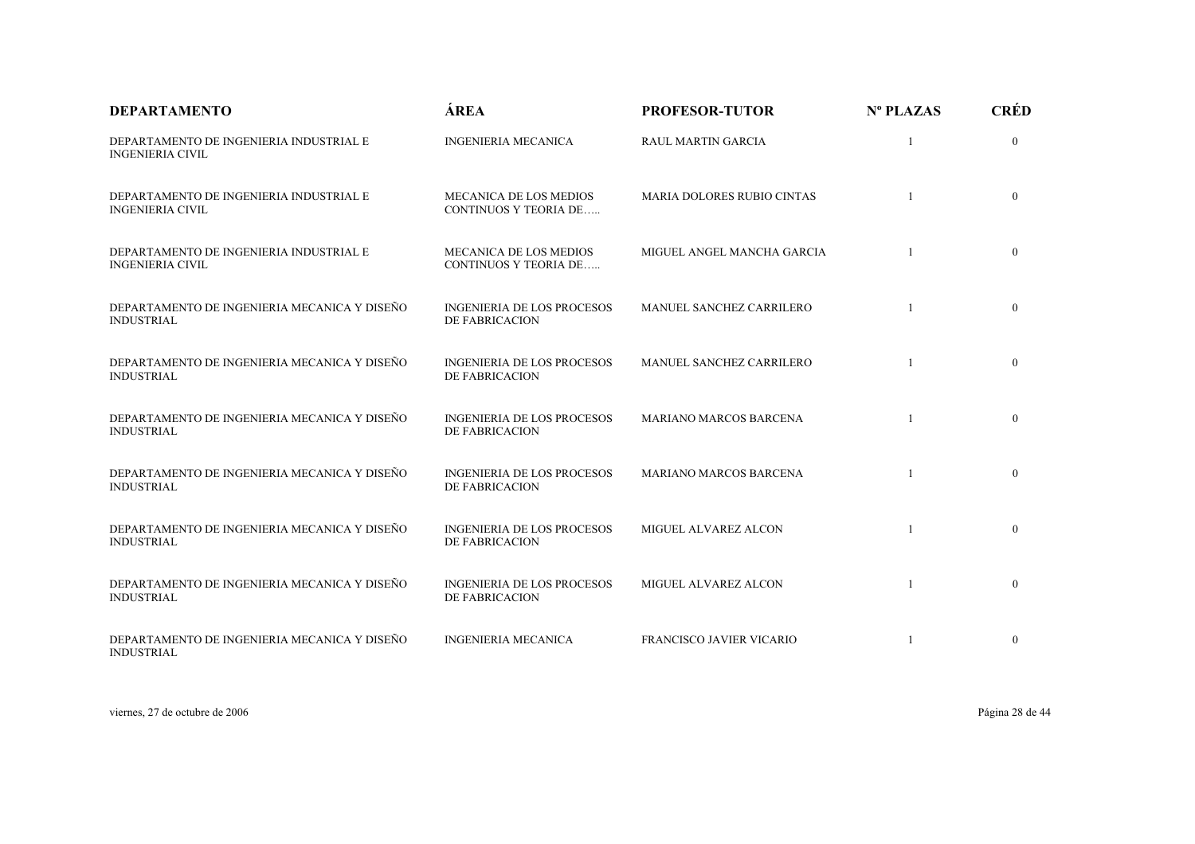| DEPARTAMENTO | ÁREA | PROFESOR-TUTOR | Nº PLAZAS | CRÉD |
|---|---|---|---|---|
| DEPARTAMENTO DE INGENIERIA INDUSTRIAL E INGENIERIA CIVIL | INGENIERIA MECANICA | RAUL MARTIN GARCIA | 1 | 0 |
| DEPARTAMENTO DE INGENIERIA INDUSTRIAL E INGENIERIA CIVIL | MECANICA DE LOS MEDIOS CONTINUOS Y TEORIA DE….. | MARIA DOLORES RUBIO CINTAS | 1 | 0 |
| DEPARTAMENTO DE INGENIERIA INDUSTRIAL E INGENIERIA CIVIL | MECANICA DE LOS MEDIOS CONTINUOS Y TEORIA DE….. | MIGUEL ANGEL MANCHA GARCIA | 1 | 0 |
| DEPARTAMENTO DE INGENIERIA MECANICA Y DISEÑO INDUSTRIAL | INGENIERIA DE LOS PROCESOS DE FABRICACION | MANUEL SANCHEZ CARRILERO | 1 | 0 |
| DEPARTAMENTO DE INGENIERIA MECANICA Y DISEÑO INDUSTRIAL | INGENIERIA DE LOS PROCESOS DE FABRICACION | MANUEL SANCHEZ CARRILERO | 1 | 0 |
| DEPARTAMENTO DE INGENIERIA MECANICA Y DISEÑO INDUSTRIAL | INGENIERIA DE LOS PROCESOS DE FABRICACION | MARIANO MARCOS BARCENA | 1 | 0 |
| DEPARTAMENTO DE INGENIERIA MECANICA Y DISEÑO INDUSTRIAL | INGENIERIA DE LOS PROCESOS DE FABRICACION | MARIANO MARCOS BARCENA | 1 | 0 |
| DEPARTAMENTO DE INGENIERIA MECANICA Y DISEÑO INDUSTRIAL | INGENIERIA DE LOS PROCESOS DE FABRICACION | MIGUEL ALVAREZ ALCON | 1 | 0 |
| DEPARTAMENTO DE INGENIERIA MECANICA Y DISEÑO INDUSTRIAL | INGENIERIA DE LOS PROCESOS DE FABRICACION | MIGUEL ALVAREZ ALCON | 1 | 0 |
| DEPARTAMENTO DE INGENIERIA MECANICA Y DISEÑO INDUSTRIAL | INGENIERIA MECANICA | FRANCISCO JAVIER VICARIO | 1 | 0 |

viernes, 27 de octubre de 2006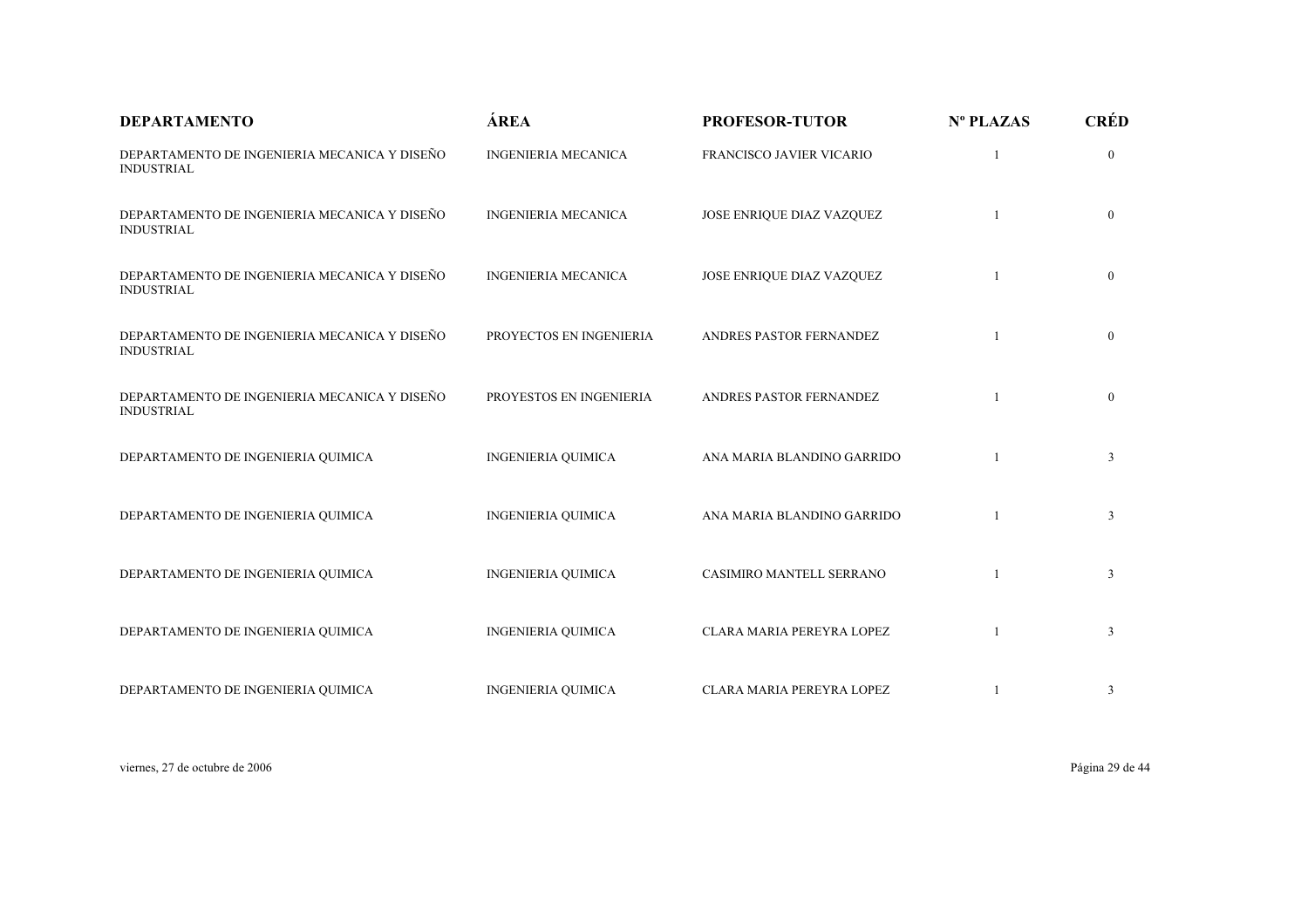| DEPARTAMENTO | ÁREA | PROFESOR-TUTOR | Nº PLAZAS | CRÉD |
|---|---|---|---|---|
| DEPARTAMENTO DE INGENIERIA MECANICA Y DISEÑO INDUSTRIAL | INGENIERIA MECANICA | FRANCISCO JAVIER VICARIO | 1 | 0 |
| DEPARTAMENTO DE INGENIERIA MECANICA Y DISEÑO INDUSTRIAL | INGENIERIA MECANICA | JOSE ENRIQUE DIAZ VAZQUEZ | 1 | 0 |
| DEPARTAMENTO DE INGENIERIA MECANICA Y DISEÑO INDUSTRIAL | INGENIERIA MECANICA | JOSE ENRIQUE DIAZ VAZQUEZ | 1 | 0 |
| DEPARTAMENTO DE INGENIERIA MECANICA Y DISEÑO INDUSTRIAL | PROYECTOS EN INGENIERIA | ANDRES PASTOR FERNANDEZ | 1 | 0 |
| DEPARTAMENTO DE INGENIERIA MECANICA Y DISEÑO INDUSTRIAL | PROYESTOS EN INGENIERIA | ANDRES PASTOR FERNANDEZ | 1 | 0 |
| DEPARTAMENTO DE INGENIERIA QUIMICA | INGENIERIA QUIMICA | ANA MARIA BLANDINO GARRIDO | 1 | 3 |
| DEPARTAMENTO DE INGENIERIA QUIMICA | INGENIERIA QUIMICA | ANA MARIA BLANDINO GARRIDO | 1 | 3 |
| DEPARTAMENTO DE INGENIERIA QUIMICA | INGENIERIA QUIMICA | CASIMIRO MANTELL SERRANO | 1 | 3 |
| DEPARTAMENTO DE INGENIERIA QUIMICA | INGENIERIA QUIMICA | CLARA MARIA PEREYRA LOPEZ | 1 | 3 |
| DEPARTAMENTO DE INGENIERIA QUIMICA | INGENIERIA QUIMICA | CLARA MARIA PEREYRA LOPEZ | 1 | 3 |

viernes, 27 de octubre de 2006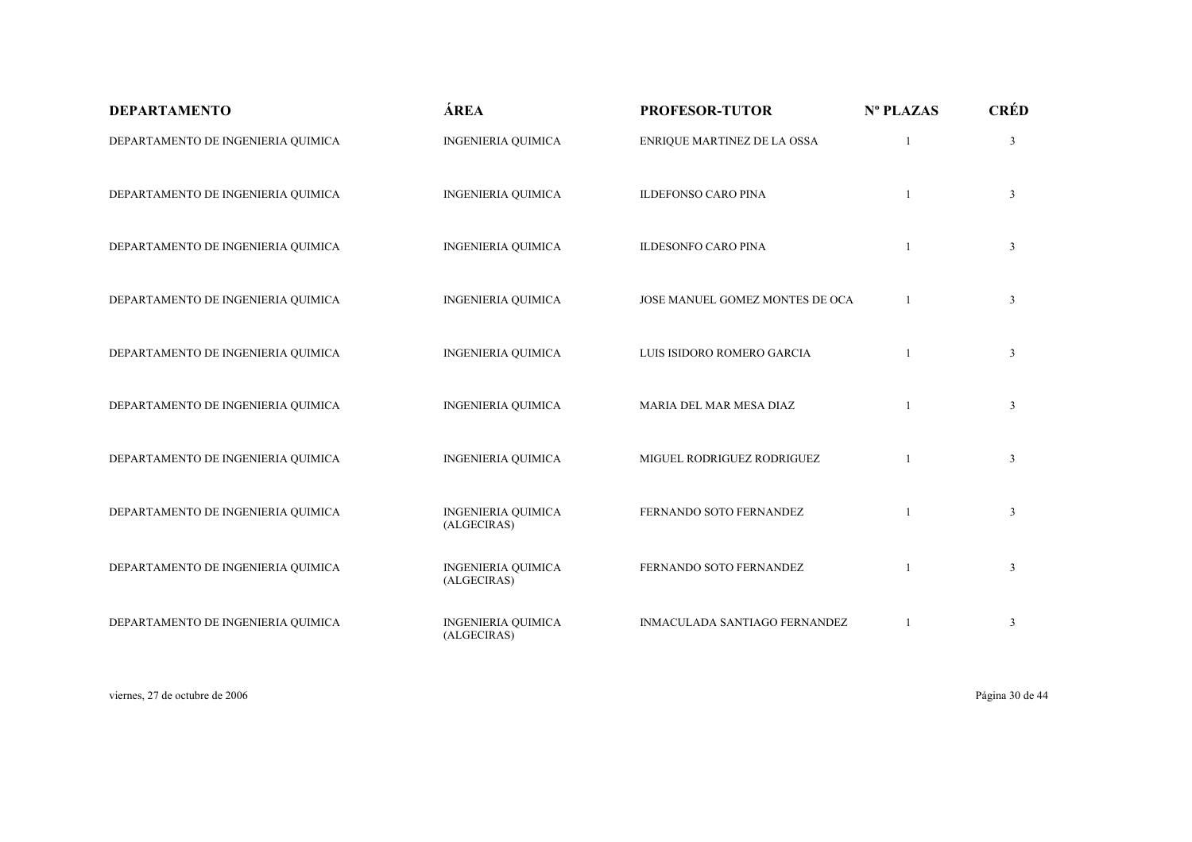| DEPARTAMENTO | ÁREA | PROFESOR-TUTOR | Nº PLAZAS | CRÉD |
|---|---|---|---|---|
| DEPARTAMENTO DE INGENIERIA QUIMICA | INGENIERIA QUIMICA | ENRIQUE MARTINEZ DE LA OSSA | 1 | 3 |
| DEPARTAMENTO DE INGENIERIA QUIMICA | INGENIERIA QUIMICA | ILDEFONSO CARO PINA | 1 | 3 |
| DEPARTAMENTO DE INGENIERIA QUIMICA | INGENIERIA QUIMICA | ILDESONFO CARO PINA | 1 | 3 |
| DEPARTAMENTO DE INGENIERIA QUIMICA | INGENIERIA QUIMICA | JOSE MANUEL GOMEZ MONTES DE OCA | 1 | 3 |
| DEPARTAMENTO DE INGENIERIA QUIMICA | INGENIERIA QUIMICA | LUIS ISIDORO ROMERO GARCIA | 1 | 3 |
| DEPARTAMENTO DE INGENIERIA QUIMICA | INGENIERIA QUIMICA | MARIA DEL MAR MESA DIAZ | 1 | 3 |
| DEPARTAMENTO DE INGENIERIA QUIMICA | INGENIERIA QUIMICA | MIGUEL RODRIGUEZ RODRIGUEZ | 1 | 3 |
| DEPARTAMENTO DE INGENIERIA QUIMICA | INGENIERIA QUIMICA (ALGECIRAS) | FERNANDO SOTO FERNANDEZ | 1 | 3 |
| DEPARTAMENTO DE INGENIERIA QUIMICA | INGENIERIA QUIMICA (ALGECIRAS) | FERNANDO SOTO FERNANDEZ | 1 | 3 |
| DEPARTAMENTO DE INGENIERIA QUIMICA | INGENIERIA QUIMICA (ALGECIRAS) | INMACULADA SANTIAGO FERNANDEZ | 1 | 3 |

viernes, 27 de octubre de 2006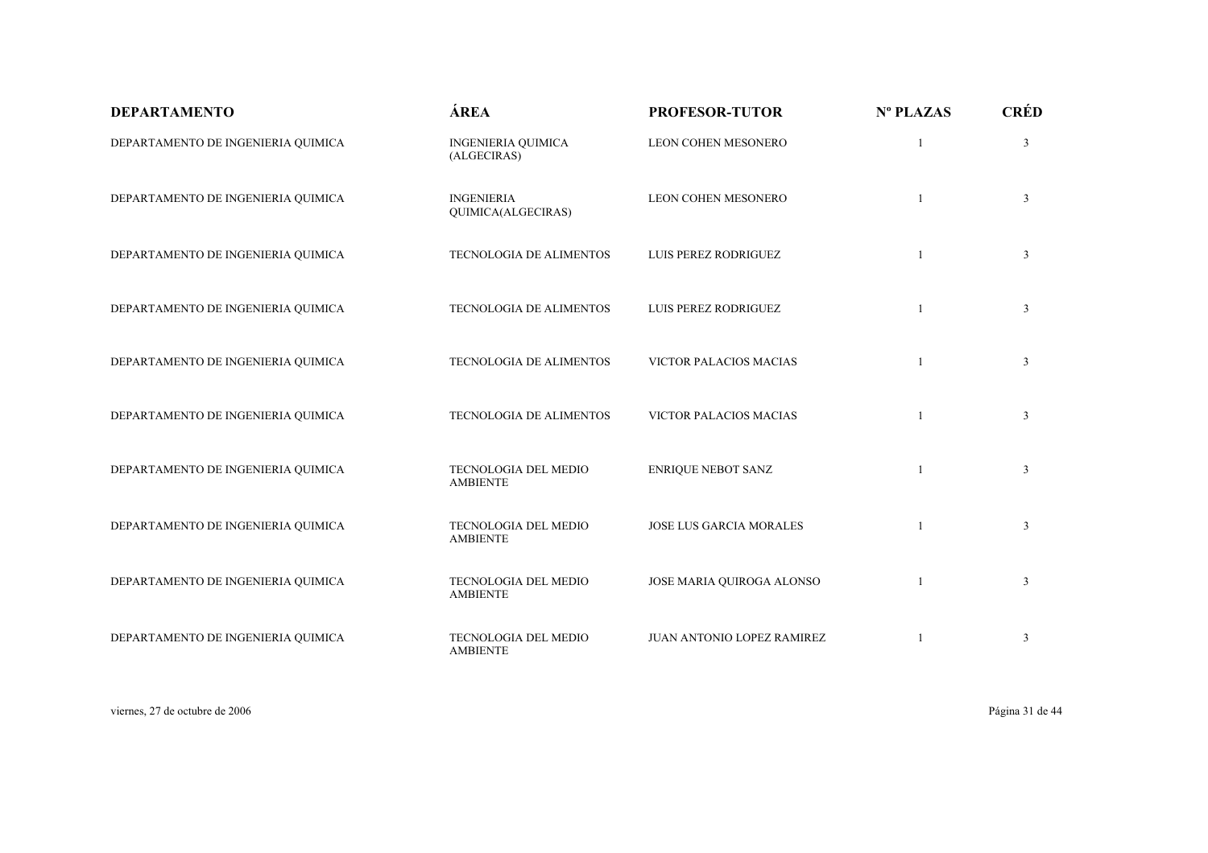| DEPARTAMENTO | ÁREA | PROFESOR-TUTOR | Nº PLAZAS | CRÉD |
|---|---|---|---|---|
| DEPARTAMENTO DE INGENIERIA QUIMICA | INGENIERIA QUIMICA (ALGECIRAS) | LEON COHEN MESONERO | 1 | 3 |
| DEPARTAMENTO DE INGENIERIA QUIMICA | INGENIERIA QUIMICA(ALGECIRAS) | LEON COHEN MESONERO | 1 | 3 |
| DEPARTAMENTO DE INGENIERIA QUIMICA | TECNOLOGIA DE ALIMENTOS | LUIS PEREZ RODRIGUEZ | 1 | 3 |
| DEPARTAMENTO DE INGENIERIA QUIMICA | TECNOLOGIA DE ALIMENTOS | LUIS PEREZ RODRIGUEZ | 1 | 3 |
| DEPARTAMENTO DE INGENIERIA QUIMICA | TECNOLOGIA DE ALIMENTOS | VICTOR PALACIOS MACIAS | 1 | 3 |
| DEPARTAMENTO DE INGENIERIA QUIMICA | TECNOLOGIA DE ALIMENTOS | VICTOR PALACIOS MACIAS | 1 | 3 |
| DEPARTAMENTO DE INGENIERIA QUIMICA | TECNOLOGIA DEL MEDIO AMBIENTE | ENRIQUE NEBOT SANZ | 1 | 3 |
| DEPARTAMENTO DE INGENIERIA QUIMICA | TECNOLOGIA DEL MEDIO AMBIENTE | JOSE LUS GARCIA MORALES | 1 | 3 |
| DEPARTAMENTO DE INGENIERIA QUIMICA | TECNOLOGIA DEL MEDIO AMBIENTE | JOSE MARIA QUIROGA ALONSO | 1 | 3 |
| DEPARTAMENTO DE INGENIERIA QUIMICA | TECNOLOGIA DEL MEDIO AMBIENTE | JUAN ANTONIO LOPEZ RAMIREZ | 1 | 3 |

viernes, 27 de octubre de 2006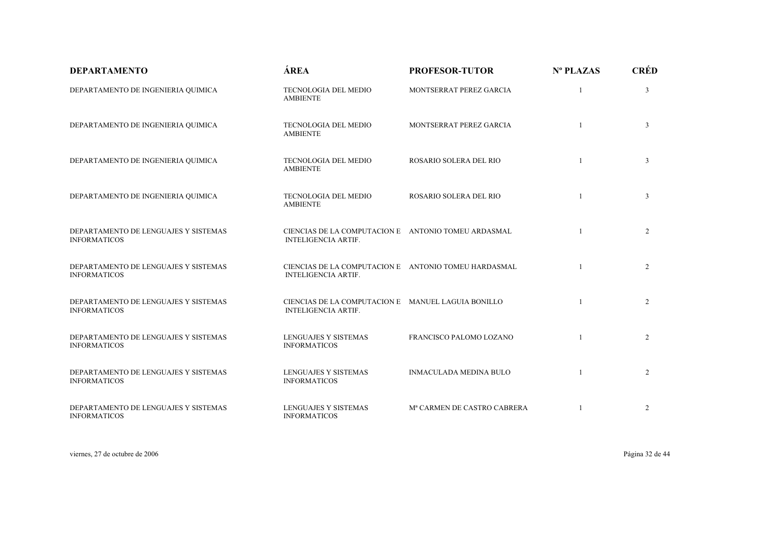| DEPARTAMENTO | ÁREA | PROFESOR-TUTOR | Nº PLAZAS | CRÉD |
|---|---|---|---|---|
| DEPARTAMENTO DE INGENIERIA QUIMICA | TECNOLOGIA DEL MEDIO AMBIENTE | MONTSERRAT PEREZ GARCIA | 1 | 3 |
| DEPARTAMENTO DE INGENIERIA QUIMICA | TECNOLOGIA DEL MEDIO AMBIENTE | MONTSERRAT PEREZ GARCIA | 1 | 3 |
| DEPARTAMENTO DE INGENIERIA QUIMICA | TECNOLOGIA DEL MEDIO AMBIENTE | ROSARIO SOLERA DEL RIO | 1 | 3 |
| DEPARTAMENTO DE INGENIERIA QUIMICA | TECNOLOGIA DEL MEDIO AMBIENTE | ROSARIO SOLERA DEL RIO | 1 | 3 |
| DEPARTAMENTO DE LENGUAJES Y SISTEMAS INFORMATICOS | CIENCIAS DE LA COMPUTACION E INTELIGENCIA ARTIF. | ANTONIO TOMEU ARDASMAL | 1 | 2 |
| DEPARTAMENTO DE LENGUAJES Y SISTEMAS INFORMATICOS | CIENCIAS DE LA COMPUTACION E INTELIGENCIA ARTIF. | ANTONIO TOMEU HARDASMAL | 1 | 2 |
| DEPARTAMENTO DE LENGUAJES Y SISTEMAS INFORMATICOS | CIENCIAS DE LA COMPUTACION E INTELIGENCIA ARTIF. | MANUEL LAGUIA BONILLO | 1 | 2 |
| DEPARTAMENTO DE LENGUAJES Y SISTEMAS INFORMATICOS | LENGUAJES Y SISTEMAS INFORMATICOS | FRANCISCO PALOMO LOZANO | 1 | 2 |
| DEPARTAMENTO DE LENGUAJES Y SISTEMAS INFORMATICOS | LENGUAJES Y SISTEMAS INFORMATICOS | INMACULADA MEDINA BULO | 1 | 2 |
| DEPARTAMENTO DE LENGUAJES Y SISTEMAS INFORMATICOS | LENGUAJES Y SISTEMAS INFORMATICOS | Mª CARMEN DE CASTRO CABRERA | 1 | 2 |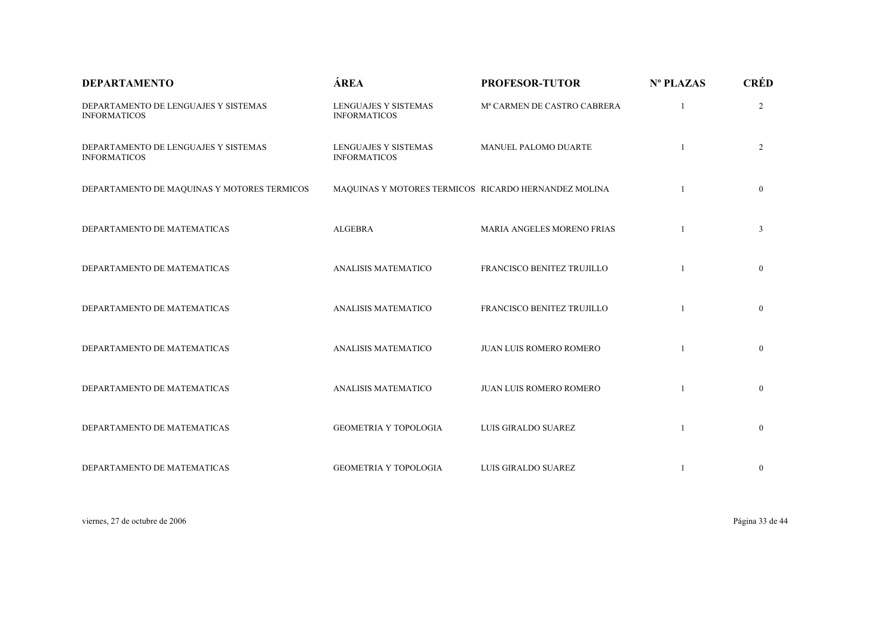| DEPARTAMENTO | ÁREA | PROFESOR-TUTOR | Nº PLAZAS | CRÉD |
|---|---|---|---|---|
| DEPARTAMENTO DE LENGUAJES Y SISTEMAS INFORMATICOS | LENGUAJES Y SISTEMAS INFORMATICOS | Mª CARMEN DE CASTRO CABRERA | 1 | 2 |
| DEPARTAMENTO DE LENGUAJES Y SISTEMAS INFORMATICOS | LENGUAJES Y SISTEMAS INFORMATICOS | MANUEL PALOMO DUARTE | 1 | 2 |
| DEPARTAMENTO DE MAQUINAS Y MOTORES TERMICOS | MAQUINAS Y MOTORES TERMICOS | RICARDO HERNANDEZ MOLINA | 1 | 0 |
| DEPARTAMENTO DE MATEMATICAS | ALGEBRA | MARIA ANGELES MORENO FRIAS | 1 | 3 |
| DEPARTAMENTO DE MATEMATICAS | ANALISIS MATEMATICO | FRANCISCO BENITEZ TRUJILLO | 1 | 0 |
| DEPARTAMENTO DE MATEMATICAS | ANALISIS MATEMATICO | FRANCISCO BENITEZ TRUJILLO | 1 | 0 |
| DEPARTAMENTO DE MATEMATICAS | ANALISIS MATEMATICO | JUAN LUIS ROMERO ROMERO | 1 | 0 |
| DEPARTAMENTO DE MATEMATICAS | ANALISIS MATEMATICO | JUAN LUIS ROMERO ROMERO | 1 | 0 |
| DEPARTAMENTO DE MATEMATICAS | GEOMETRIA Y TOPOLOGIA | LUIS GIRALDO SUAREZ | 1 | 0 |
| DEPARTAMENTO DE MATEMATICAS | GEOMETRIA Y TOPOLOGIA | LUIS GIRALDO SUAREZ | 1 | 0 |

viernes, 27 de octubre de 2006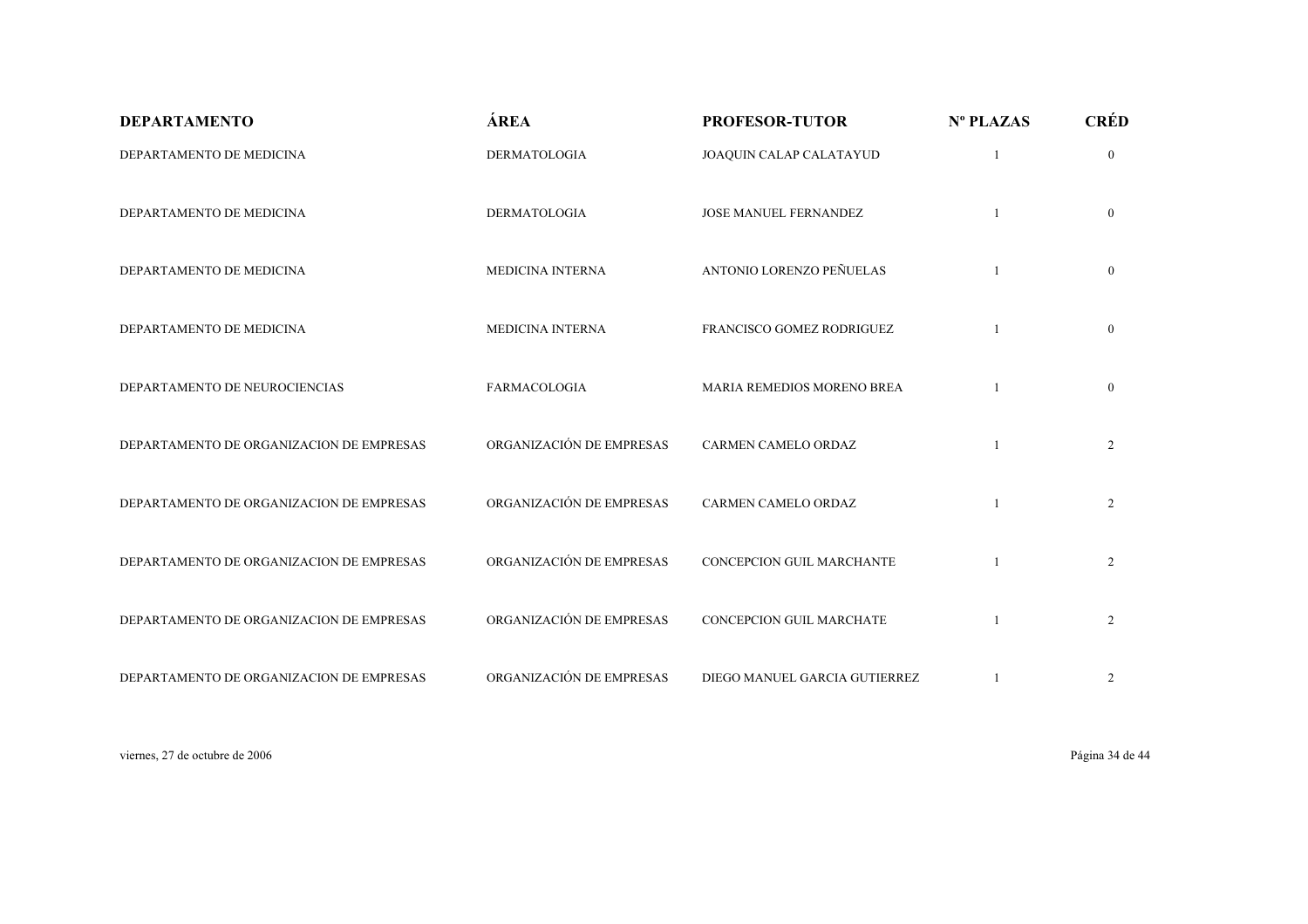| DEPARTAMENTO | ÁREA | PROFESOR-TUTOR | Nº PLAZAS | CRÉD |
|---|---|---|---|---|
| DEPARTAMENTO DE MEDICINA | DERMATOLOGIA | JOAQUIN CALAP CALATAYUD | 1 | 0 |
| DEPARTAMENTO DE MEDICINA | DERMATOLOGIA | JOSE MANUEL FERNANDEZ | 1 | 0 |
| DEPARTAMENTO DE MEDICINA | MEDICINA INTERNA | ANTONIO LORENZO PEÑUELAS | 1 | 0 |
| DEPARTAMENTO DE MEDICINA | MEDICINA INTERNA | FRANCISCO GOMEZ RODRIGUEZ | 1 | 0 |
| DEPARTAMENTO DE NEUROCIENCIAS | FARMACOLOGIA | MARIA REMEDIOS MORENO BREA | 1 | 0 |
| DEPARTAMENTO DE ORGANIZACION DE EMPRESAS | ORGANIZACIÓN DE EMPRESAS | CARMEN CAMELO ORDAZ | 1 | 2 |
| DEPARTAMENTO DE ORGANIZACION DE EMPRESAS | ORGANIZACIÓN DE EMPRESAS | CARMEN CAMELO ORDAZ | 1 | 2 |
| DEPARTAMENTO DE ORGANIZACION DE EMPRESAS | ORGANIZACIÓN DE EMPRESAS | CONCEPCION GUIL MARCHANTE | 1 | 2 |
| DEPARTAMENTO DE ORGANIZACION DE EMPRESAS | ORGANIZACIÓN DE EMPRESAS | CONCEPCION GUIL MARCHATE | 1 | 2 |
| DEPARTAMENTO DE ORGANIZACION DE EMPRESAS | ORGANIZACIÓN DE EMPRESAS | DIEGO MANUEL GARCIA GUTIERREZ | 1 | 2 |

viernes, 27 de octubre de 2006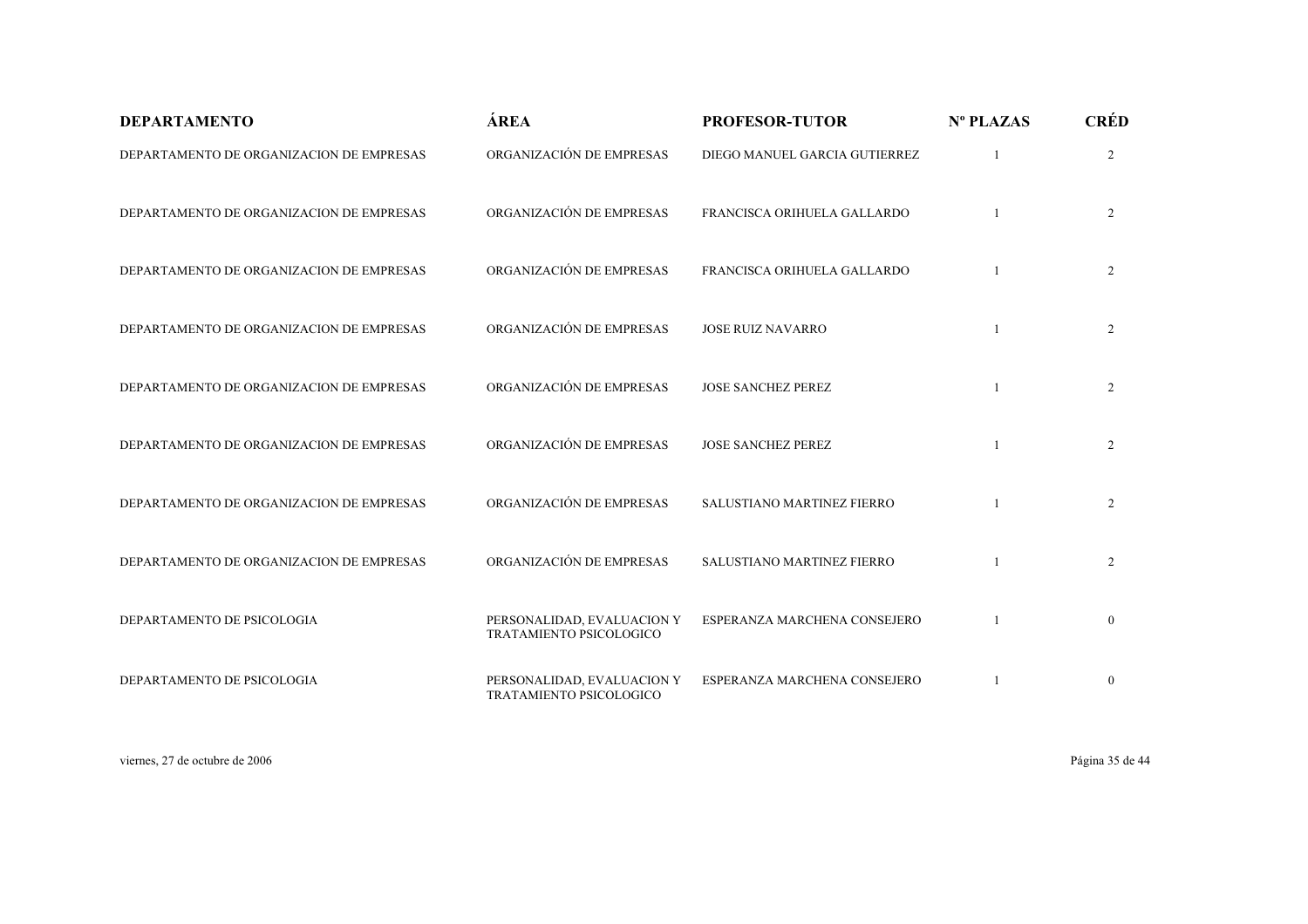| DEPARTAMENTO | ÁREA | PROFESOR-TUTOR | Nº PLAZAS | CRÉD |
|---|---|---|---|---|
| DEPARTAMENTO DE ORGANIZACION DE EMPRESAS | ORGANIZACIÓN DE EMPRESAS | DIEGO MANUEL GARCIA GUTIERREZ | 1 | 2 |
| DEPARTAMENTO DE ORGANIZACION DE EMPRESAS | ORGANIZACIÓN DE EMPRESAS | FRANCISCA ORIHUELA GALLARDO | 1 | 2 |
| DEPARTAMENTO DE ORGANIZACION DE EMPRESAS | ORGANIZACIÓN DE EMPRESAS | FRANCISCA ORIHUELA GALLARDO | 1 | 2 |
| DEPARTAMENTO DE ORGANIZACION DE EMPRESAS | ORGANIZACIÓN DE EMPRESAS | JOSE RUIZ NAVARRO | 1 | 2 |
| DEPARTAMENTO DE ORGANIZACION DE EMPRESAS | ORGANIZACIÓN DE EMPRESAS | JOSE SANCHEZ PEREZ | 1 | 2 |
| DEPARTAMENTO DE ORGANIZACION DE EMPRESAS | ORGANIZACIÓN DE EMPRESAS | JOSE SANCHEZ PEREZ | 1 | 2 |
| DEPARTAMENTO DE ORGANIZACION DE EMPRESAS | ORGANIZACIÓN DE EMPRESAS | SALUSTIANO MARTINEZ FIERRO | 1 | 2 |
| DEPARTAMENTO DE ORGANIZACION DE EMPRESAS | ORGANIZACIÓN DE EMPRESAS | SALUSTIANO MARTINEZ FIERRO | 1 | 2 |
| DEPARTAMENTO DE PSICOLOGIA | PERSONALIDAD, EVALUACION Y TRATAMIENTO PSICOLOGICO | ESPERANZA MARCHENA CONSEJERO | 1 | 0 |
| DEPARTAMENTO DE PSICOLOGIA | PERSONALIDAD, EVALUACION Y TRATAMIENTO PSICOLOGICO | ESPERANZA MARCHENA CONSEJERO | 1 | 0 |

viernes, 27 de octubre de 2006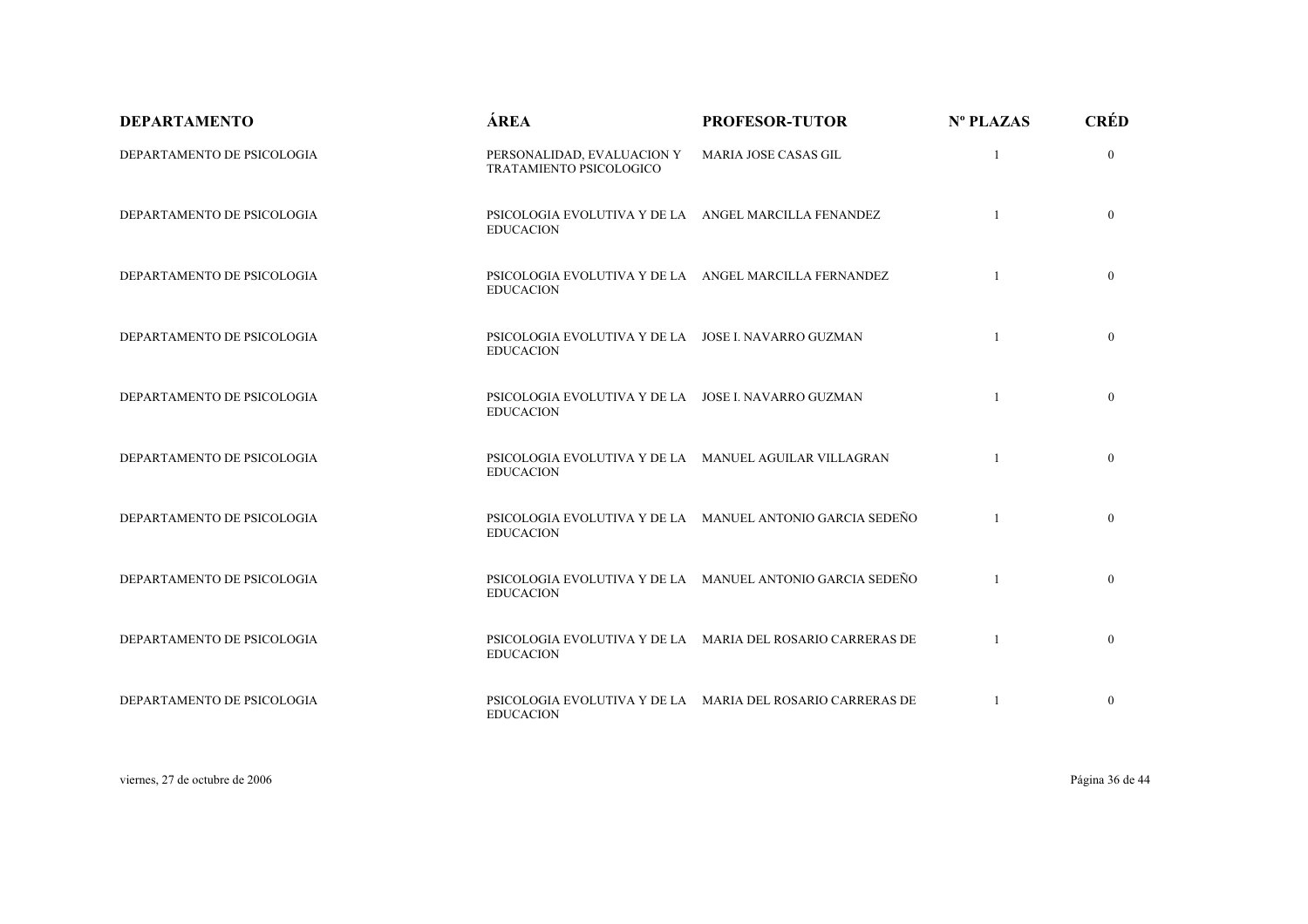| DEPARTAMENTO | ÁREA | PROFESOR-TUTOR | Nº PLAZAS | CRÉD |
|---|---|---|---|---|
| DEPARTAMENTO DE PSICOLOGIA | PERSONALIDAD, EVALUACION Y TRATAMIENTO PSICOLOGICO | MARIA JOSE CASAS GIL | 1 | 0 |
| DEPARTAMENTO DE PSICOLOGIA | PSICOLOGIA EVOLUTIVA Y DE LA EDUCACION | ANGEL MARCILLA FENANDEZ | 1 | 0 |
| DEPARTAMENTO DE PSICOLOGIA | PSICOLOGIA EVOLUTIVA Y DE LA EDUCACION | ANGEL MARCILLA FERNANDEZ | 1 | 0 |
| DEPARTAMENTO DE PSICOLOGIA | PSICOLOGIA EVOLUTIVA Y DE LA EDUCACION | JOSE I. NAVARRO GUZMAN | 1 | 0 |
| DEPARTAMENTO DE PSICOLOGIA | PSICOLOGIA EVOLUTIVA Y DE LA EDUCACION | JOSE I. NAVARRO GUZMAN | 1 | 0 |
| DEPARTAMENTO DE PSICOLOGIA | PSICOLOGIA EVOLUTIVA Y DE LA EDUCACION | MANUEL AGUILAR VILLAGRAN | 1 | 0 |
| DEPARTAMENTO DE PSICOLOGIA | PSICOLOGIA EVOLUTIVA Y DE LA EDUCACION | MANUEL ANTONIO GARCIA SEDEÑO | 1 | 0 |
| DEPARTAMENTO DE PSICOLOGIA | PSICOLOGIA EVOLUTIVA Y DE LA EDUCACION | MANUEL ANTONIO GARCIA SEDEÑO | 1 | 0 |
| DEPARTAMENTO DE PSICOLOGIA | PSICOLOGIA EVOLUTIVA Y DE LA EDUCACION | MARIA DEL ROSARIO CARRERAS DE | 1 | 0 |
| DEPARTAMENTO DE PSICOLOGIA | PSICOLOGIA EVOLUTIVA Y DE LA EDUCACION | MARIA DEL ROSARIO CARRERAS DE | 1 | 0 |

viernes, 27 de octubre de 2006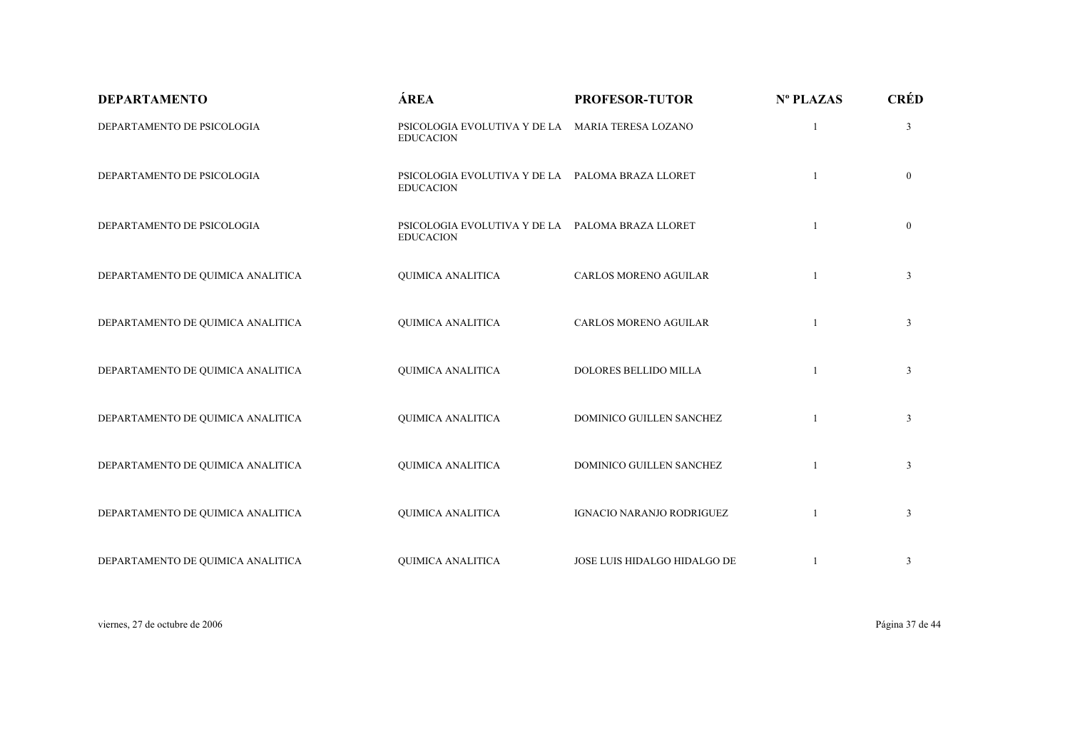| DEPARTAMENTO | ÁREA | PROFESOR-TUTOR | Nº PLAZAS | CRÉD |
|---|---|---|---|---|
| DEPARTAMENTO DE PSICOLOGIA | PSICOLOGIA EVOLUTIVA Y DE LA EDUCACION | MARIA TERESA LOZANO | 1 | 3 |
| DEPARTAMENTO DE PSICOLOGIA | PSICOLOGIA EVOLUTIVA Y DE LA EDUCACION | PALOMA BRAZA LLORET | 1 | 0 |
| DEPARTAMENTO DE PSICOLOGIA | PSICOLOGIA EVOLUTIVA Y DE LA EDUCACION | PALOMA BRAZA LLORET | 1 | 0 |
| DEPARTAMENTO DE QUIMICA ANALITICA | QUIMICA ANALITICA | CARLOS MORENO AGUILAR | 1 | 3 |
| DEPARTAMENTO DE QUIMICA ANALITICA | QUIMICA ANALITICA | CARLOS MORENO AGUILAR | 1 | 3 |
| DEPARTAMENTO DE QUIMICA ANALITICA | QUIMICA ANALITICA | DOLORES BELLIDO MILLA | 1 | 3 |
| DEPARTAMENTO DE QUIMICA ANALITICA | QUIMICA ANALITICA | DOMINICO GUILLEN SANCHEZ | 1 | 3 |
| DEPARTAMENTO DE QUIMICA ANALITICA | QUIMICA ANALITICA | DOMINICO GUILLEN SANCHEZ | 1 | 3 |
| DEPARTAMENTO DE QUIMICA ANALITICA | QUIMICA ANALITICA | IGNACIO NARANJO RODRIGUEZ | 1 | 3 |
| DEPARTAMENTO DE QUIMICA ANALITICA | QUIMICA ANALITICA | JOSE LUIS HIDALGO HIDALGO DE | 1 | 3 |

viernes, 27 de octubre de 2006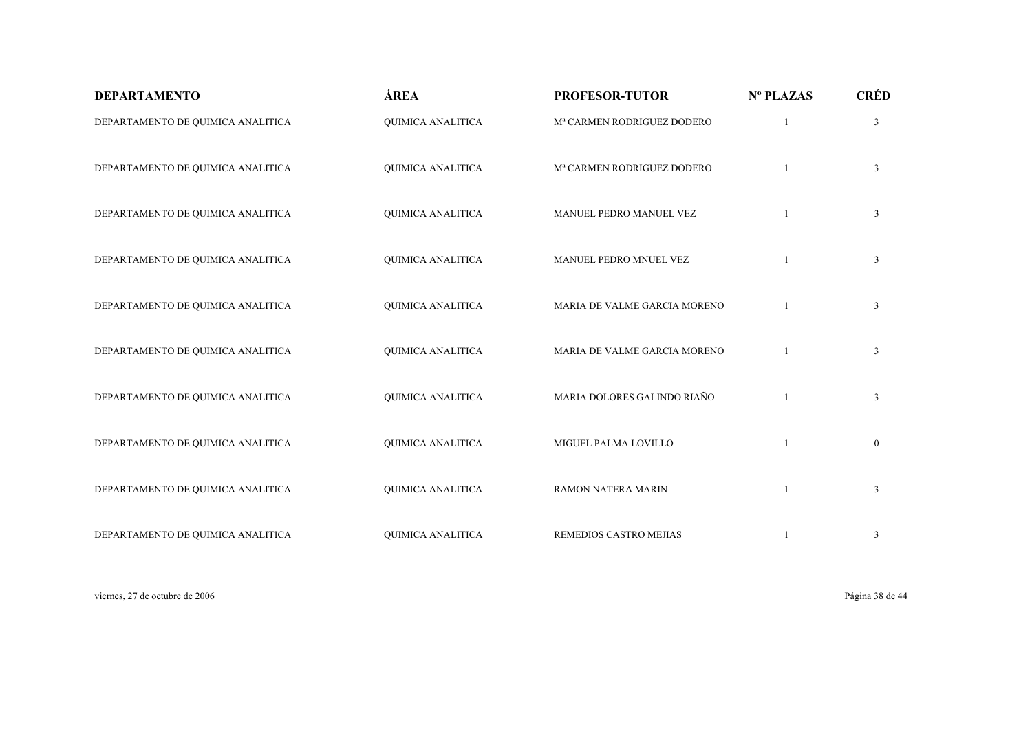| DEPARTAMENTO | ÁREA | PROFESOR-TUTOR | Nº PLAZAS | CRÉD |
|---|---|---|---|---|
| DEPARTAMENTO DE QUIMICA ANALITICA | QUIMICA ANALITICA | Mª CARMEN RODRIGUEZ DODERO | 1 | 3 |
| DEPARTAMENTO DE QUIMICA ANALITICA | QUIMICA ANALITICA | Mª CARMEN RODRIGUEZ DODERO | 1 | 3 |
| DEPARTAMENTO DE QUIMICA ANALITICA | QUIMICA ANALITICA | MANUEL PEDRO MANUEL VEZ | 1 | 3 |
| DEPARTAMENTO DE QUIMICA ANALITICA | QUIMICA ANALITICA | MANUEL PEDRO MNUEL VEZ | 1 | 3 |
| DEPARTAMENTO DE QUIMICA ANALITICA | QUIMICA ANALITICA | MARIA DE VALME GARCIA MORENO | 1 | 3 |
| DEPARTAMENTO DE QUIMICA ANALITICA | QUIMICA ANALITICA | MARIA DE VALME GARCIA MORENO | 1 | 3 |
| DEPARTAMENTO DE QUIMICA ANALITICA | QUIMICA ANALITICA | MARIA DOLORES GALINDO RIAÑO | 1 | 3 |
| DEPARTAMENTO DE QUIMICA ANALITICA | QUIMICA ANALITICA | MIGUEL PALMA LOVILLO | 1 | 0 |
| DEPARTAMENTO DE QUIMICA ANALITICA | QUIMICA ANALITICA | RAMON NATERA MARIN | 1 | 3 |
| DEPARTAMENTO DE QUIMICA ANALITICA | QUIMICA ANALITICA | REMEDIOS CASTRO MEJIAS | 1 | 3 |

viernes, 27 de octubre de 2006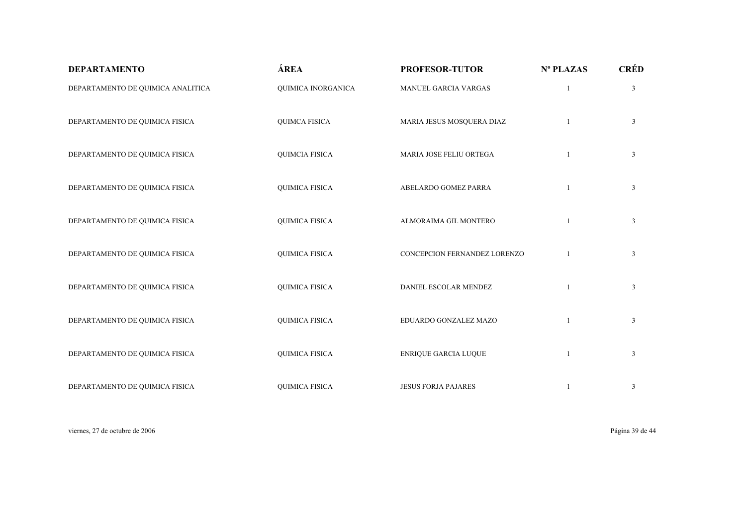| DEPARTAMENTO | ÁREA | PROFESOR-TUTOR | Nº PLAZAS | CRÉD |
|---|---|---|---|---|
| DEPARTAMENTO DE QUIMICA ANALITICA | QUIMICA INORGANICA | MANUEL GARCIA VARGAS | 1 | 3 |
| DEPARTAMENTO DE QUIMICA FISICA | QUIMCA FISICA | MARIA JESUS MOSQUERA DIAZ | 1 | 3 |
| DEPARTAMENTO DE QUIMICA FISICA | QUIMCIA FISICA | MARIA JOSE FELIU ORTEGA | 1 | 3 |
| DEPARTAMENTO DE QUIMICA FISICA | QUIMICA FISICA | ABELARDO GOMEZ PARRA | 1 | 3 |
| DEPARTAMENTO DE QUIMICA FISICA | QUIMICA FISICA | ALMORAIMA GIL MONTERO | 1 | 3 |
| DEPARTAMENTO DE QUIMICA FISICA | QUIMICA FISICA | CONCEPCION FERNANDEZ LORENZO | 1 | 3 |
| DEPARTAMENTO DE QUIMICA FISICA | QUIMICA FISICA | DANIEL ESCOLAR MENDEZ | 1 | 3 |
| DEPARTAMENTO DE QUIMICA FISICA | QUIMICA FISICA | EDUARDO GONZALEZ MAZO | 1 | 3 |
| DEPARTAMENTO DE QUIMICA FISICA | QUIMICA FISICA | ENRIQUE GARCIA LUQUE | 1 | 3 |
| DEPARTAMENTO DE QUIMICA FISICA | QUIMICA FISICA | JESUS FORJA PAJARES | 1 | 3 |

viernes, 27 de octubre de 2006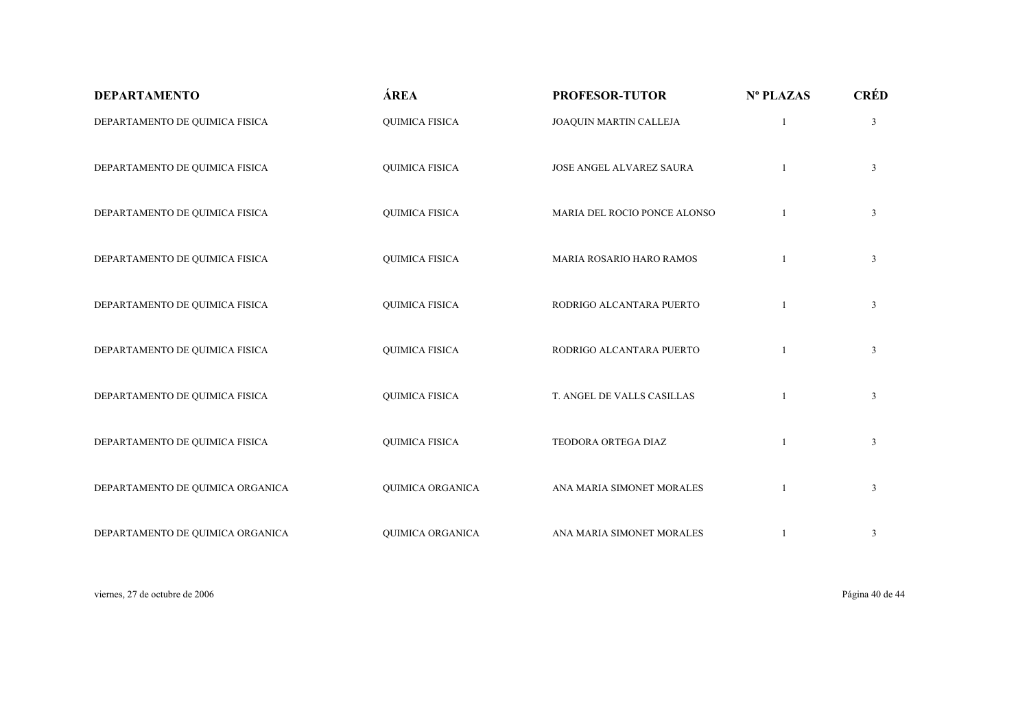| DEPARTAMENTO | ÁREA | PROFESOR-TUTOR | Nº PLAZAS | CRÉD |
|---|---|---|---|---|
| DEPARTAMENTO DE QUIMICA FISICA | QUIMICA FISICA | JOAQUIN MARTIN CALLEJA | 1 | 3 |
| DEPARTAMENTO DE QUIMICA FISICA | QUIMICA FISICA | JOSE ANGEL ALVAREZ SAURA | 1 | 3 |
| DEPARTAMENTO DE QUIMICA FISICA | QUIMICA FISICA | MARIA DEL ROCIO PONCE ALONSO | 1 | 3 |
| DEPARTAMENTO DE QUIMICA FISICA | QUIMICA FISICA | MARIA ROSARIO HARO RAMOS | 1 | 3 |
| DEPARTAMENTO DE QUIMICA FISICA | QUIMICA FISICA | RODRIGO ALCANTARA PUERTO | 1 | 3 |
| DEPARTAMENTO DE QUIMICA FISICA | QUIMICA FISICA | RODRIGO ALCANTARA PUERTO | 1 | 3 |
| DEPARTAMENTO DE QUIMICA FISICA | QUIMICA FISICA | T. ANGEL DE VALLS CASILLAS | 1 | 3 |
| DEPARTAMENTO DE QUIMICA FISICA | QUIMICA FISICA | TEODORA ORTEGA DIAZ | 1 | 3 |
| DEPARTAMENTO DE QUIMICA ORGANICA | QUIMICA ORGANICA | ANA MARIA SIMONET MORALES | 1 | 3 |
| DEPARTAMENTO DE QUIMICA ORGANICA | QUIMICA ORGANICA | ANA MARIA SIMONET MORALES | 1 | 3 |

viernes, 27 de octubre de 2006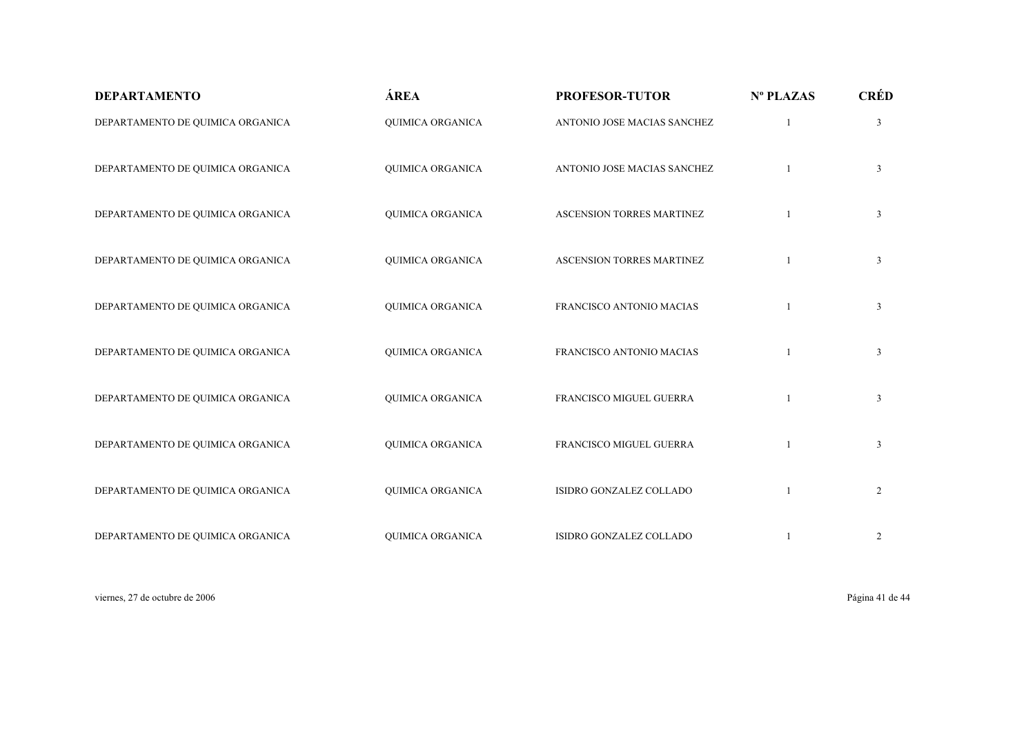| DEPARTAMENTO | ÁREA | PROFESOR-TUTOR | Nº PLAZAS | CRÉD |
|---|---|---|---|---|
| DEPARTAMENTO DE QUIMICA ORGANICA | QUIMICA ORGANICA | ANTONIO JOSE MACIAS SANCHEZ | 1 | 3 |
| DEPARTAMENTO DE QUIMICA ORGANICA | QUIMICA ORGANICA | ANTONIO JOSE MACIAS SANCHEZ | 1 | 3 |
| DEPARTAMENTO DE QUIMICA ORGANICA | QUIMICA ORGANICA | ASCENSION TORRES MARTINEZ | 1 | 3 |
| DEPARTAMENTO DE QUIMICA ORGANICA | QUIMICA ORGANICA | ASCENSION TORRES MARTINEZ | 1 | 3 |
| DEPARTAMENTO DE QUIMICA ORGANICA | QUIMICA ORGANICA | FRANCISCO ANTONIO MACIAS | 1 | 3 |
| DEPARTAMENTO DE QUIMICA ORGANICA | QUIMICA ORGANICA | FRANCISCO ANTONIO MACIAS | 1 | 3 |
| DEPARTAMENTO DE QUIMICA ORGANICA | QUIMICA ORGANICA | FRANCISCO MIGUEL GUERRA | 1 | 3 |
| DEPARTAMENTO DE QUIMICA ORGANICA | QUIMICA ORGANICA | FRANCISCO MIGUEL GUERRA | 1 | 3 |
| DEPARTAMENTO DE QUIMICA ORGANICA | QUIMICA ORGANICA | ISIDRO GONZALEZ COLLADO | 1 | 2 |
| DEPARTAMENTO DE QUIMICA ORGANICA | QUIMICA ORGANICA | ISIDRO GONZALEZ COLLADO | 1 | 2 |

viernes, 27 de octubre de 2006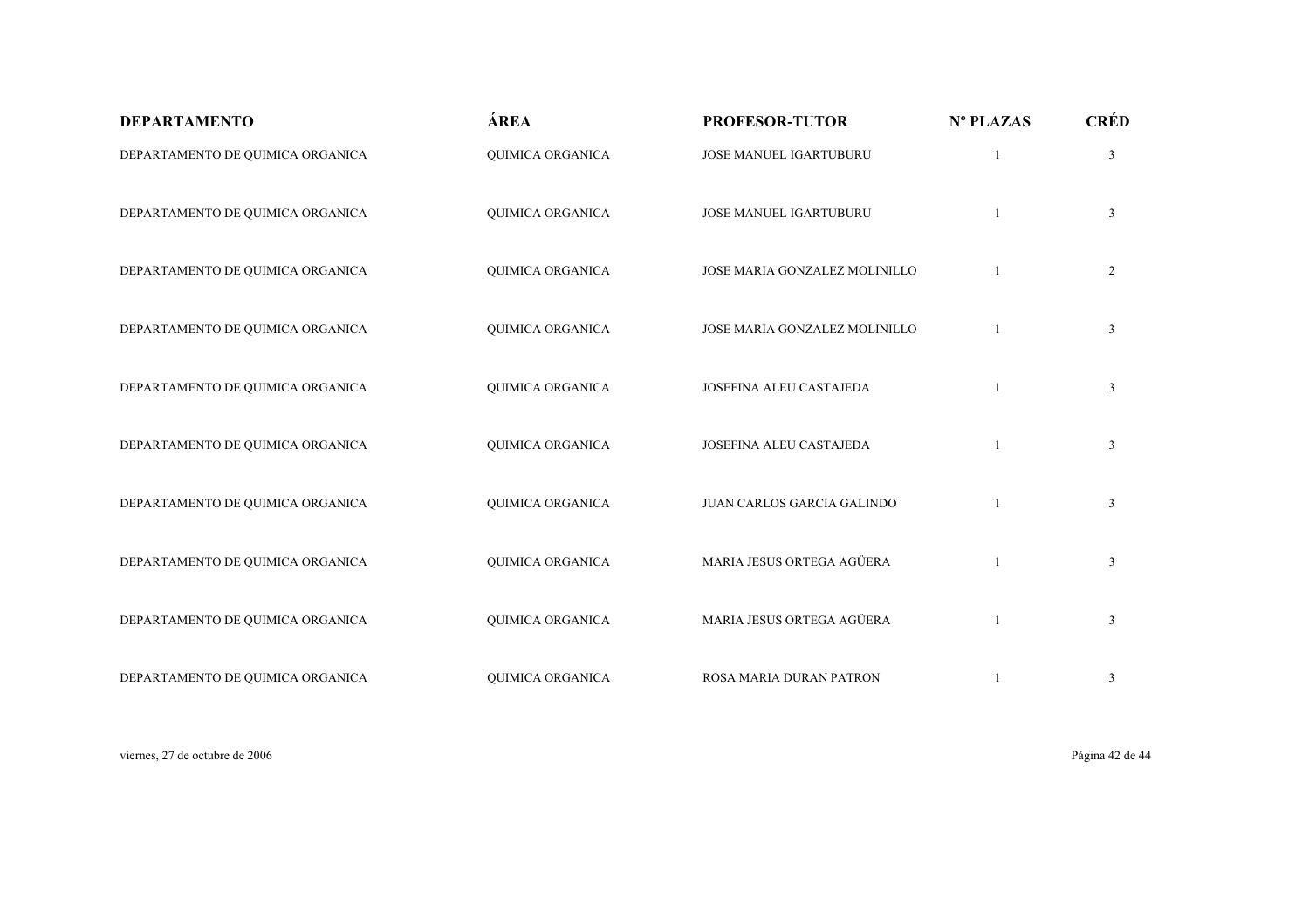| DEPARTAMENTO | ÁREA | PROFESOR-TUTOR | Nº PLAZAS | CRÉD |
|---|---|---|---|---|
| DEPARTAMENTO DE QUIMICA ORGANICA | QUIMICA ORGANICA | JOSE MANUEL IGARTUBURU | 1 | 3 |
| DEPARTAMENTO DE QUIMICA ORGANICA | QUIMICA ORGANICA | JOSE MANUEL IGARTUBURU | 1 | 3 |
| DEPARTAMENTO DE QUIMICA ORGANICA | QUIMICA ORGANICA | JOSE MARIA GONZALEZ MOLINILLO | 1 | 2 |
| DEPARTAMENTO DE QUIMICA ORGANICA | QUIMICA ORGANICA | JOSE MARIA GONZALEZ MOLINILLO | 1 | 3 |
| DEPARTAMENTO DE QUIMICA ORGANICA | QUIMICA ORGANICA | JOSEFINA ALEU CASTAJEDA | 1 | 3 |
| DEPARTAMENTO DE QUIMICA ORGANICA | QUIMICA ORGANICA | JOSEFINA ALEU CASTAJEDA | 1 | 3 |
| DEPARTAMENTO DE QUIMICA ORGANICA | QUIMICA ORGANICA | JUAN CARLOS GARCIA GALINDO | 1 | 3 |
| DEPARTAMENTO DE QUIMICA ORGANICA | QUIMICA ORGANICA | MARIA JESUS ORTEGA AGÜERA | 1 | 3 |
| DEPARTAMENTO DE QUIMICA ORGANICA | QUIMICA ORGANICA | MARIA JESUS ORTEGA AGÜERA | 1 | 3 |
| DEPARTAMENTO DE QUIMICA ORGANICA | QUIMICA ORGANICA | ROSA MARIA DURAN PATRON | 1 | 3 |

viernes, 27 de octubre de 2006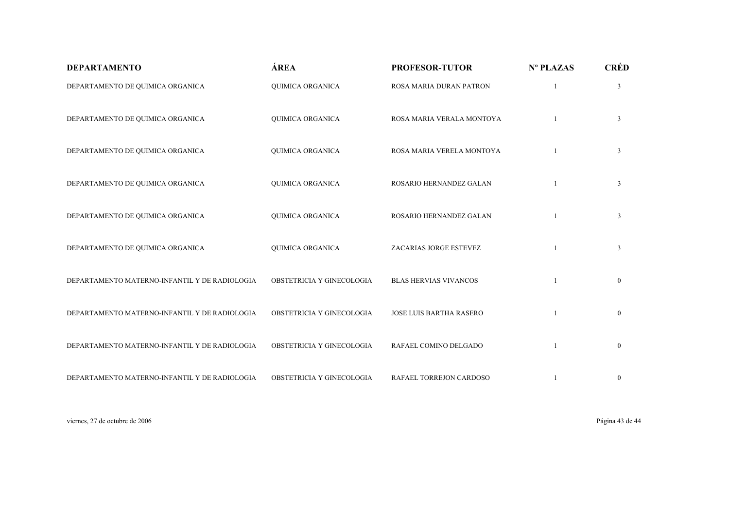| DEPARTAMENTO | ÁREA | PROFESOR-TUTOR | Nº PLAZAS | CRÉD |
|---|---|---|---|---|
| DEPARTAMENTO DE QUIMICA ORGANICA | QUIMICA ORGANICA | ROSA MARIA DURAN PATRON | 1 | 3 |
| DEPARTAMENTO DE QUIMICA ORGANICA | QUIMICA ORGANICA | ROSA MARIA VERALA MONTOYA | 1 | 3 |
| DEPARTAMENTO DE QUIMICA ORGANICA | QUIMICA ORGANICA | ROSA MARIA VERELA MONTOYA | 1 | 3 |
| DEPARTAMENTO DE QUIMICA ORGANICA | QUIMICA ORGANICA | ROSARIO HERNANDEZ GALAN | 1 | 3 |
| DEPARTAMENTO DE QUIMICA ORGANICA | QUIMICA ORGANICA | ROSARIO HERNANDEZ GALAN | 1 | 3 |
| DEPARTAMENTO DE QUIMICA ORGANICA | QUIMICA ORGANICA | ZACARIAS JORGE ESTEVEZ | 1 | 3 |
| DEPARTAMENTO MATERNO-INFANTIL Y DE RADIOLOGIA | OBSTETRICIA Y GINECOLOGIA | BLAS HERVIAS VIVANCOS | 1 | 0 |
| DEPARTAMENTO MATERNO-INFANTIL Y DE RADIOLOGIA | OBSTETRICIA Y GINECOLOGIA | JOSE LUIS BARTHA RASERO | 1 | 0 |
| DEPARTAMENTO MATERNO-INFANTIL Y DE RADIOLOGIA | OBSTETRICIA Y GINECOLOGIA | RAFAEL COMINO DELGADO | 1 | 0 |
| DEPARTAMENTO MATERNO-INFANTIL Y DE RADIOLOGIA | OBSTETRICIA Y GINECOLOGIA | RAFAEL TORREJON CARDOSO | 1 | 0 |

viernes, 27 de octubre de 2006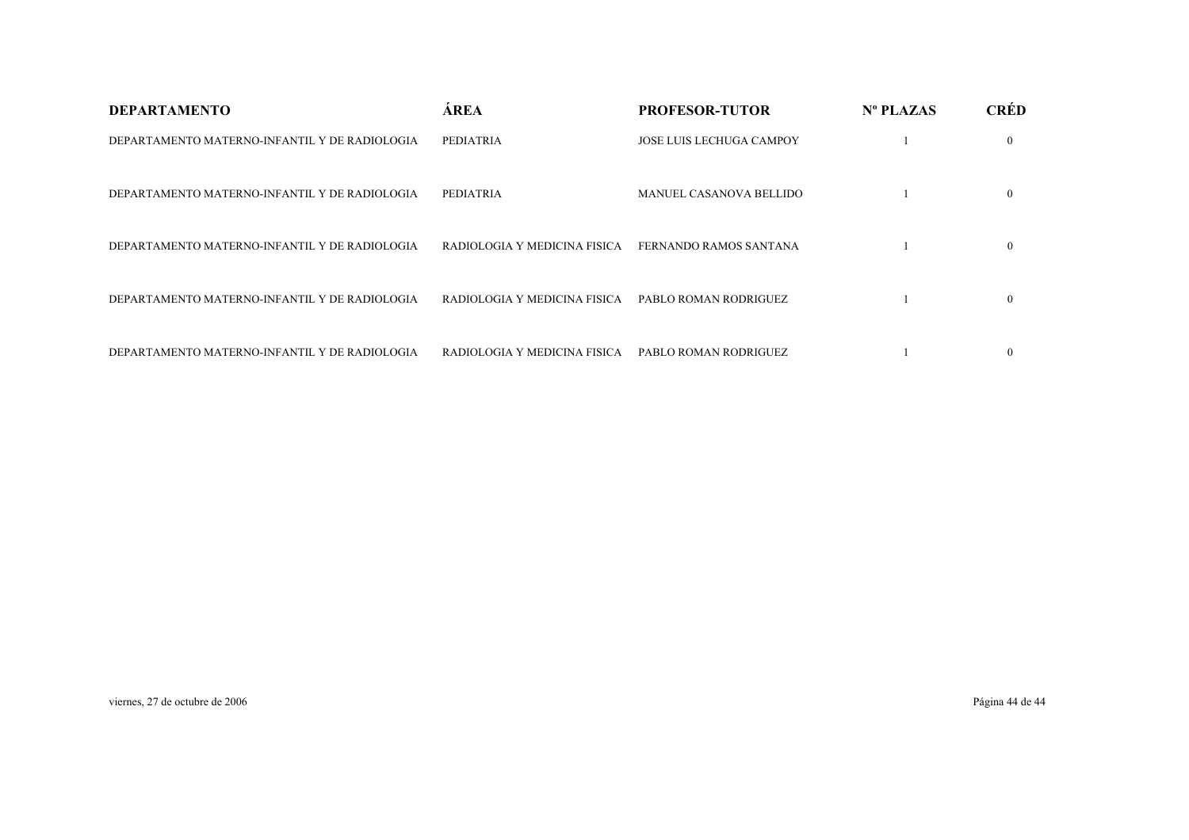| DEPARTAMENTO | ÁREA | PROFESOR-TUTOR | Nº PLAZAS | CRÉD |
|---|---|---|---|---|
| DEPARTAMENTO MATERNO-INFANTIL Y DE RADIOLOGIA | PEDIATRIA | JOSE LUIS LECHUGA CAMPOY | 1 | 0 |
| DEPARTAMENTO MATERNO-INFANTIL Y DE RADIOLOGIA | PEDIATRIA | MANUEL CASANOVA BELLIDO | 1 | 0 |
| DEPARTAMENTO MATERNO-INFANTIL Y DE RADIOLOGIA | RADIOLOGIA Y MEDICINA FISICA | FERNANDO RAMOS SANTANA | 1 | 0 |
| DEPARTAMENTO MATERNO-INFANTIL Y DE RADIOLOGIA | RADIOLOGIA Y MEDICINA FISICA | PABLO ROMAN RODRIGUEZ | 1 | 0 |
| DEPARTAMENTO MATERNO-INFANTIL Y DE RADIOLOGIA | RADIOLOGIA Y MEDICINA FISICA | PABLO ROMAN RODRIGUEZ | 1 | 0 |

viernes, 27 de octubre de 2006